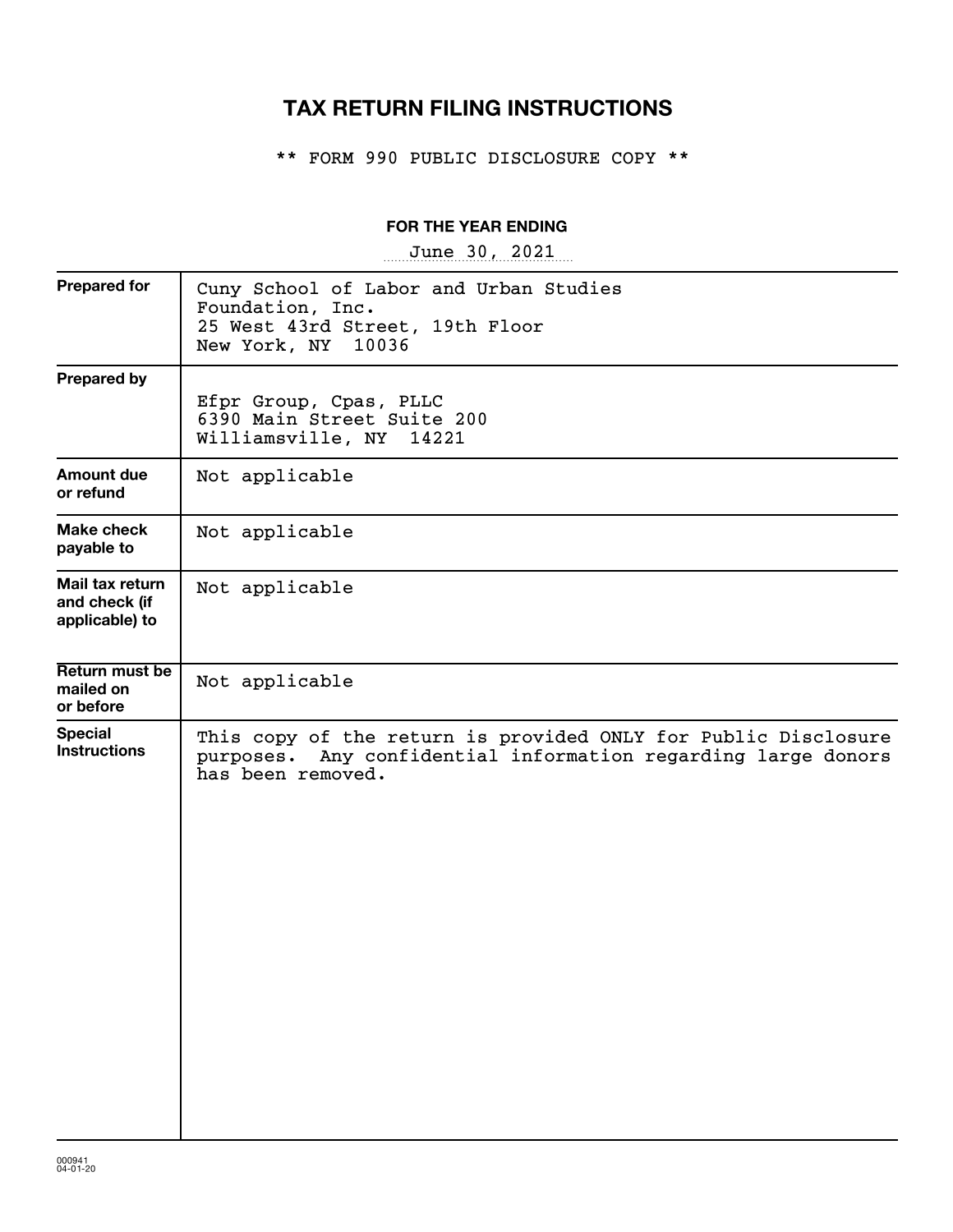# TAX RETURN FILING INSTRUCTIONS

** FORM 990 PUBLIC DISCLOSURE COPY **

**FOR THE YEAR ENDING**

June 30, 2021

| | |
|---|---|
| **Prepared for** | Cuny School of Labor and Urban Studies<br>Foundation, Inc.<br>25 West 43rd Street, 19th Floor<br>New York, NY 10036 |
| **Prepared by** | Efpr Group, Cpas, PLLC<br>6390 Main Street Suite 200<br>Williamsville, NY 14221 |
| **Amount due or refund** | Not applicable |
| **Make check payable to** | Not applicable |
| **Mail tax return and check (if applicable) to** | Not applicable |
| **Return must be mailed on or before** | Not applicable |
| **Special Instructions** | This copy of the return is provided ONLY for Public Disclosure purposes. Any confidential information regarding large donors has been removed. |

000941
04-01-20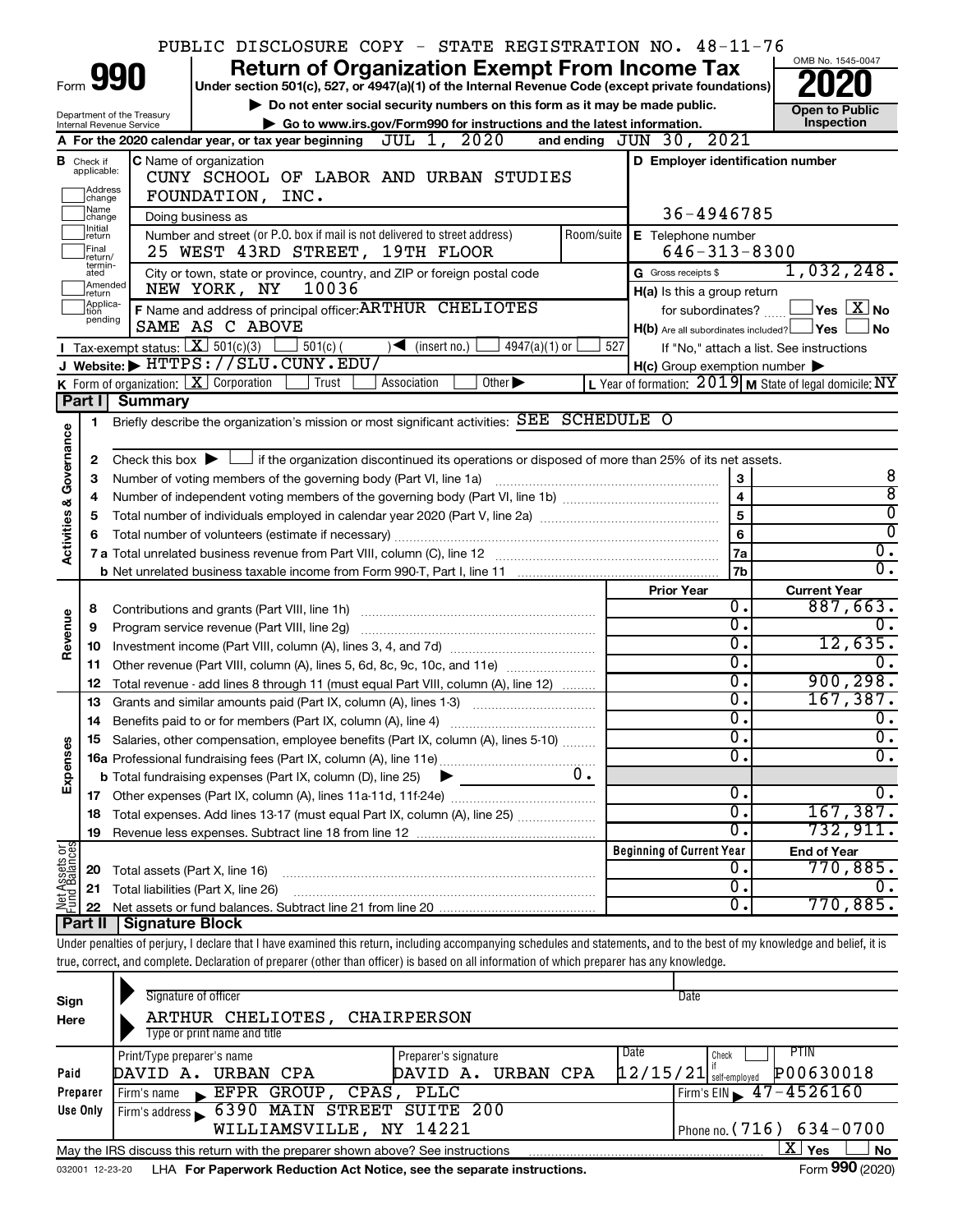PUBLIC DISCLOSURE COPY - STATE REGISTRATION NO. 48-11-76

Form **990**

# Return of Organization Exempt From Income Tax

**Under section 501(c), 527, or 4947(a)(1) of the Internal Revenue Code (except private foundations)**

▶ **Do not enter social security numbers on this form as it may be made public.**

▶ **Go to www.irs.gov/Form990 for instructions and the latest information.**

Department of the Treasury
Internal Revenue Service

OMB No. 1545-0047

**2020**

**Open to Public Inspection**

**A** For the 2020 calendar year, or tax year beginning JUL 1, 2020 and ending JUN 30, 2021

**B** Check if applicable: Address change; Name change; Initial return; Final return/terminated; Amended return; Application pending

**C** Name of organization: CUNY SCHOOL OF LABOR AND URBAN STUDIES FOUNDATION, INC.

Doing business as

Number and street (or P.O. box if mail is not delivered to street address): 25 WEST 43RD STREET, 19TH FLOOR | Room/suite

City or town, state or province, country, and ZIP or foreign postal code: NEW YORK, NY 10036

**F** Name and address of principal officer: ARTHUR CHELIOTES, SAME AS C ABOVE

**D** Employer identification number: 36-4946785

**E** Telephone number: 646-313-8300

**G** Gross receipts $ 1,032,248.

**H(a)** Is this a group return for subordinates? ☐ Yes ☒ No

**H(b)** Are all subordinates included? ☐ Yes ☐ No
If "No," attach a list. See instructions

**H(c)** Group exemption number ▶

**I** Tax-exempt status: ☒ 501(c)(3) ☐ 501(c) ( ) ◀ (insert no.) ☐ 4947(a)(1) or ☐ 527

**J** Website: ▶ HTTPS://SLU.CUNY.EDU/

**K** Form of organization: ☒ Corporation ☐ Trust ☐ Association ☐ Other ▶

**L** Year of formation: 2019 **M** State of legal domicile: NY

## Part I Summary

**Activities & Governance**

1 Briefly describe the organization's mission or most significant activities: SEE SCHEDULE O

2 Check this box ▶ ☐ if the organization discontinued its operations or disposed of more than 25% of its net assets.

| | | | |
|---|---|---|---|
| 3 | Number of voting members of the governing body (Part VI, line 1a) | 3 | 8 |
| 4 | Number of independent voting members of the governing body (Part VI, line 1b) | 4 | 8 |
| 5 | Total number of individuals employed in calendar year 2020 (Part V, line 2a) | 5 | 0 |
| 6 | Total number of volunteers (estimate if necessary) | 6 | 0 |
| 7a | Total unrelated business revenue from Part VIII, column (C), line 12 | 7a | 0. |
| b | Net unrelated business taxable income from Form 990-T, Part I, line 11 | 7b | 0. |

| | | | Prior Year | Current Year |
|---|---|---|---|---|
| **Revenue** | 8 | Contributions and grants (Part VIII, line 1h) | 0. | 887,663. |
| | 9 | Program service revenue (Part VIII, line 2g) | 0. | 0. |
| | 10 | Investment income (Part VIII, column (A), lines 3, 4, and 7d) | 0. | 12,635. |
| | 11 | Other revenue (Part VIII, column (A), lines 5, 6d, 8c, 9c, 10c, and 11e) | 0. | 0. |
| | 12 | Total revenue - add lines 8 through 11 (must equal Part VIII, column (A), line 12) | 0. | 900,298. |
| **Expenses** | 13 | Grants and similar amounts paid (Part IX, column (A), lines 1-3) | 0. | 167,387. |
| | 14 | Benefits paid to or for members (Part IX, column (A), line 4) | 0. | 0. |
| | 15 | Salaries, other compensation, employee benefits (Part IX, column (A), lines 5-10) | 0. | 0. |
| | 16a | Professional fundraising fees (Part IX, column (A), line 11e) | 0. | 0. |
| | b | Total fundraising expenses (Part IX, column (D), line 25) ▶ 0. | | |
| | 17 | Other expenses (Part IX, column (A), lines 11a-11d, 11f-24e) | 0. | 0. |
| | 18 | Total expenses. Add lines 13-17 (must equal Part IX, column (A), line 25) | 0. | 167,387. |
| | 19 | Revenue less expenses. Subtract line 18 from line 12 | 0. | 732,911. |
| | | | **Beginning of Current Year** | **End of Year** |
| **Net Assets or Fund Balances** | 20 | Total assets (Part X, line 16) | 0. | 770,885. |
| | 21 | Total liabilities (Part X, line 26) | 0. | 0. |
| | 22 | Net assets or fund balances. Subtract line 21 from line 20 | 0. | 770,885. |

## Part II Signature Block

Under penalties of perjury, I declare that I have examined this return, including accompanying schedules and statements, and to the best of my knowledge and belief, it is true, correct, and complete. Declaration of preparer (other than officer) is based on all information of which preparer has any knowledge.

**Sign Here**

Signature of officer | Date

ARTHUR CHELIOTES, CHAIRPERSON
Type or print name and title

| **Paid Preparer Use Only** | | | | |
|---|---|---|---|---|
| Print/Type preparer's name | Preparer's signature | Date | Check ☐ if self-employed | PTIN |
| DAVID A. URBAN CPA | DAVID A. URBAN CPA | 12/15/21 | | P00630018 |
| Firm's name ▶ EFPR GROUP, CPAS, PLLC | | | Firm's EIN ▶ 47-4526160 | |
| Firm's address ▶ 6390 MAIN STREET SUITE 200, WILLIAMSVILLE, NY 14221 | | | Phone no. (716) 634-0700 | |

May the IRS discuss this return with the preparer shown above? See instructions ☒ Yes ☐ No

032001 12-23-20 LHA **For Paperwork Reduction Act Notice, see the separate instructions.** Form **990** (2020)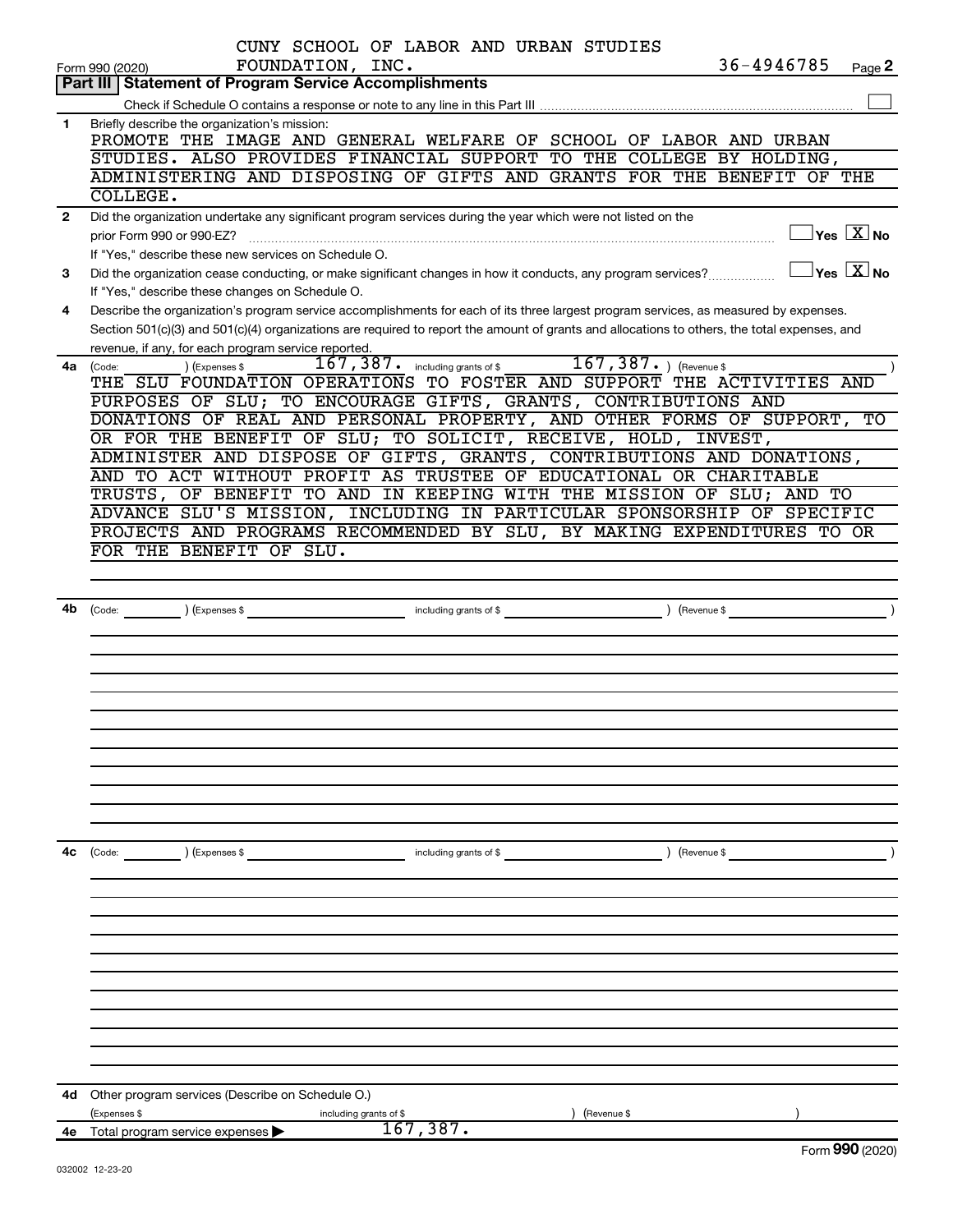CUNY SCHOOL OF LABOR AND URBAN STUDIES FOUNDATION, INC. 36-4946785

Form 990 (2020) Page 2

## Part III Statement of Program Service Accomplishments

Check if Schedule O contains a response or note to any line in this Part III ☐

**1** Briefly describe the organization's mission:

PROMOTE THE IMAGE AND GENERAL WELFARE OF SCHOOL OF LABOR AND URBAN STUDIES. ALSO PROVIDES FINANCIAL SUPPORT TO THE COLLEGE BY HOLDING, ADMINISTERING AND DISPOSING OF GIFTS AND GRANTS FOR THE BENEFIT OF THE COLLEGE.

**2** Did the organization undertake any significant program services during the year which were not listed on the prior Form 990 or 990-EZ? ☐ Yes ☒ No

If "Yes," describe these new services on Schedule O.

**3** Did the organization cease conducting, or make significant changes in how it conducts, any program services? ☐ Yes ☒ No

If "Yes," describe these changes on Schedule O.

**4** Describe the organization's program service accomplishments for each of its three largest program services, as measured by expenses. Section 501(c)(3) and 501(c)(4) organizations are required to report the amount of grants and allocations to others, the total expenses, and revenue, if any, for each program service reported.

**4a** (Code: ) (Expenses $ 167,387. including grants of $ 167,387. ) (Revenue $ )

THE SLU FOUNDATION OPERATIONS TO FOSTER AND SUPPORT THE ACTIVITIES AND PURPOSES OF SLU; TO ENCOURAGE GIFTS, GRANTS, CONTRIBUTIONS AND DONATIONS OF REAL AND PERSONAL PROPERTY, AND OTHER FORMS OF SUPPORT, TO OR FOR THE BENEFIT OF SLU; TO SOLICIT, RECEIVE, HOLD, INVEST, ADMINISTER AND DISPOSE OF GIFTS, GRANTS, CONTRIBUTIONS AND DONATIONS, AND TO ACT WITHOUT PROFIT AS TRUSTEE OF EDUCATIONAL OR CHARITABLE TRUSTS, OF BENEFIT TO AND IN KEEPING WITH THE MISSION OF SLU; AND TO ADVANCE SLU'S MISSION, INCLUDING IN PARTICULAR SPONSORSHIP OF SPECIFIC PROJECTS AND PROGRAMS RECOMMENDED BY SLU, BY MAKING EXPENDITURES TO OR FOR THE BENEFIT OF SLU.

**4b** (Code: ) (Expenses $ including grants of $ ) (Revenue $ )

**4c** (Code: ) (Expenses $ including grants of $ ) (Revenue $ )

**4d** Other program services (Describe on Schedule O.)

(Expenses $ including grants of $ ) (Revenue $ )

**4e** Total program service expenses ▶ 167,387.

Form 990 (2020)

032002 12-23-20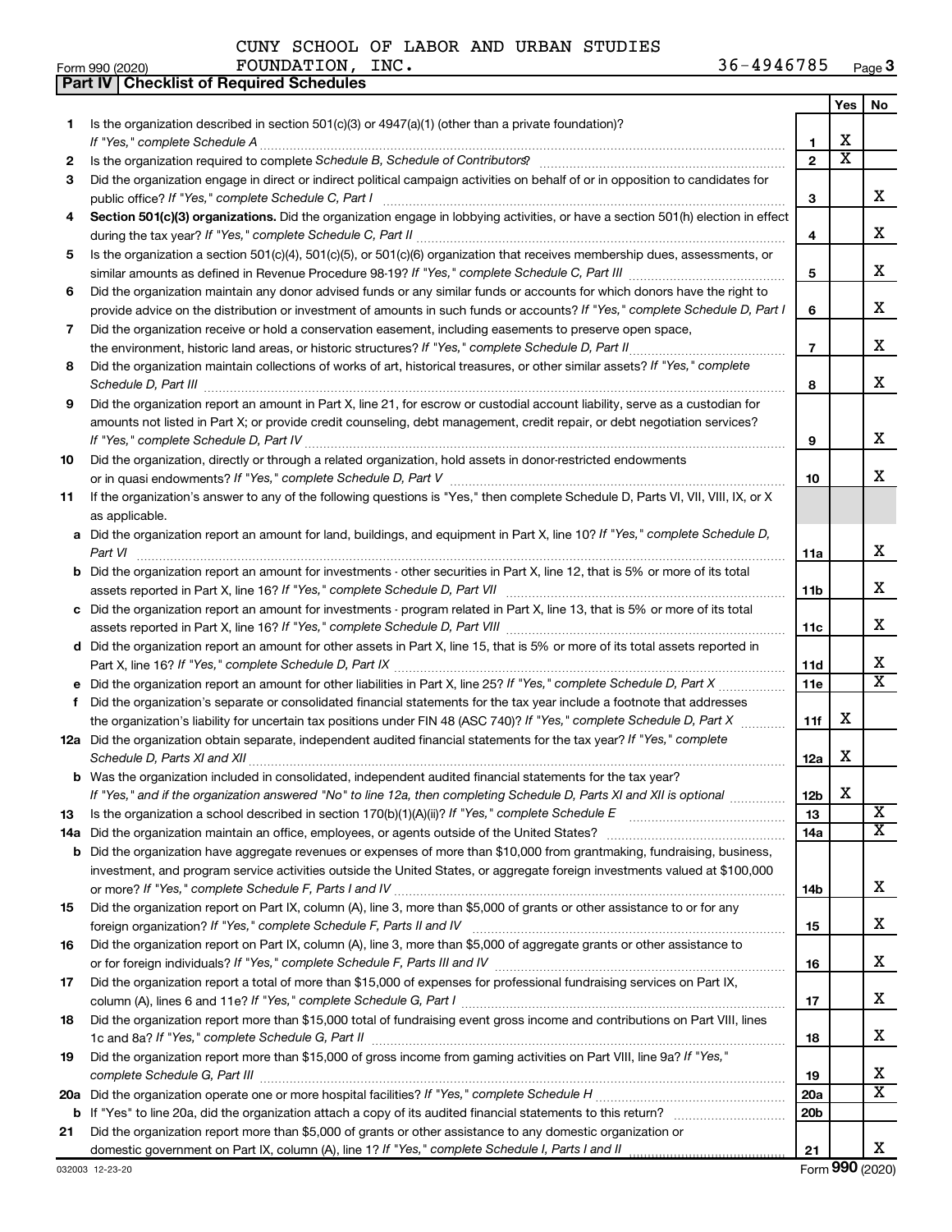CUNY SCHOOL OF LABOR AND URBAN STUDIES FOUNDATION, INC. 36-4946785

Form 990 (2020)

## Part IV Checklist of Required Schedules

| | | | Yes | No |
|---|---|---|---|---|
| 1 | Is the organization described in section 501(c)(3) or 4947(a)(1) (other than a private foundation)? *If "Yes," complete Schedule A* | 1 | X | |
| 2 | Is the organization required to complete *Schedule B, Schedule of Contributors*? | 2 | X | |
| 3 | Did the organization engage in direct or indirect political campaign activities on behalf of or in opposition to candidates for public office? *If "Yes," complete Schedule C, Part I* | 3 | | X |
| 4 | **Section 501(c)(3) organizations.** Did the organization engage in lobbying activities, or have a section 501(h) election in effect during the tax year? *If "Yes," complete Schedule C, Part II* | 4 | | X |
| 5 | Is the organization a section 501(c)(4), 501(c)(5), or 501(c)(6) organization that receives membership dues, assessments, or similar amounts as defined in Revenue Procedure 98-19? *If "Yes," complete Schedule C, Part III* | 5 | | X |
| 6 | Did the organization maintain any donor advised funds or any similar funds or accounts for which donors have the right to provide advice on the distribution or investment of amounts in such funds or accounts? *If "Yes," complete Schedule D, Part I* | 6 | | X |
| 7 | Did the organization receive or hold a conservation easement, including easements to preserve open space, the environment, historic land areas, or historic structures? *If "Yes," complete Schedule D, Part II* | 7 | | X |
| 8 | Did the organization maintain collections of works of art, historical treasures, or other similar assets? *If "Yes," complete Schedule D, Part III* | 8 | | X |
| 9 | Did the organization report an amount in Part X, line 21, for escrow or custodial account liability, serve as a custodian for amounts not listed in Part X; or provide credit counseling, debt management, credit repair, or debt negotiation services? *If "Yes," complete Schedule D, Part IV* | 9 | | X |
| 10 | Did the organization, directly or through a related organization, hold assets in donor-restricted endowments or in quasi endowments? *If "Yes," complete Schedule D, Part V* | 10 | | X |
| 11 | If the organization's answer to any of the following questions is "Yes," then complete Schedule D, Parts VI, VII, VIII, IX, or X as applicable. | | | |
| a | Did the organization report an amount for land, buildings, and equipment in Part X, line 10? *If "Yes," complete Schedule D, Part VI* | 11a | | X |
| b | Did the organization report an amount for investments - other securities in Part X, line 12, that is 5% or more of its total assets reported in Part X, line 16? *If "Yes," complete Schedule D, Part VII* | 11b | | X |
| c | Did the organization report an amount for investments - program related in Part X, line 13, that is 5% or more of its total assets reported in Part X, line 16? *If "Yes," complete Schedule D, Part VIII* | 11c | | X |
| d | Did the organization report an amount for other assets in Part X, line 15, that is 5% or more of its total assets reported in Part X, line 16? *If "Yes," complete Schedule D, Part IX* | 11d | | X |
| e | Did the organization report an amount for other liabilities in Part X, line 25? *If "Yes," complete Schedule D, Part X* | 11e | | X |
| f | Did the organization's separate or consolidated financial statements for the tax year include a footnote that addresses the organization's liability for uncertain tax positions under FIN 48 (ASC 740)? *If "Yes," complete Schedule D, Part X* | 11f | X | |
| 12a | Did the organization obtain separate, independent audited financial statements for the tax year? *If "Yes," complete Schedule D, Parts XI and XII* | 12a | X | |
| b | Was the organization included in consolidated, independent audited financial statements for the tax year? *If "Yes," and if the organization answered "No" to line 12a, then completing Schedule D, Parts XI and XII is optional* | 12b | X | |
| 13 | Is the organization a school described in section 170(b)(1)(A)(ii)? *If "Yes," complete Schedule E* | 13 | | X |
| 14a | Did the organization maintain an office, employees, or agents outside of the United States? | 14a | | X |
| b | Did the organization have aggregate revenues or expenses of more than $10,000 from grantmaking, fundraising, business, investment, and program service activities outside the United States, or aggregate foreign investments valued at $100,000 or more? *If "Yes," complete Schedule F, Parts I and IV* | 14b | | X |
| 15 | Did the organization report on Part IX, column (A), line 3, more than $5,000 of grants or other assistance to or for any foreign organization? *If "Yes," complete Schedule F, Parts II and IV* | 15 | | X |
| 16 | Did the organization report on Part IX, column (A), line 3, more than $5,000 of aggregate grants or other assistance to or for foreign individuals? *If "Yes," complete Schedule F, Parts III and IV* | 16 | | X |
| 17 | Did the organization report a total of more than $15,000 of expenses for professional fundraising services on Part IX, column (A), lines 6 and 11e? *If "Yes," complete Schedule G, Part I* | 17 | | X |
| 18 | Did the organization report more than $15,000 total of fundraising event gross income and contributions on Part VIII, lines 1c and 8a? *If "Yes," complete Schedule G, Part II* | 18 | | X |
| 19 | Did the organization report more than $15,000 of gross income from gaming activities on Part VIII, line 9a? *If "Yes," complete Schedule G, Part III* | 19 | | X |
| 20a | Did the organization operate one or more hospital facilities? *If "Yes," complete Schedule H* | 20a | | X |
| b | If "Yes" to line 20a, did the organization attach a copy of its audited financial statements to this return? | 20b | | |
| 21 | Did the organization report more than $5,000 of grants or other assistance to any domestic organization or domestic government on Part IX, column (A), line 1? *If "Yes," complete Schedule I, Parts I and II* | 21 | | X |

032003 12-23-20

Form **990** (2020)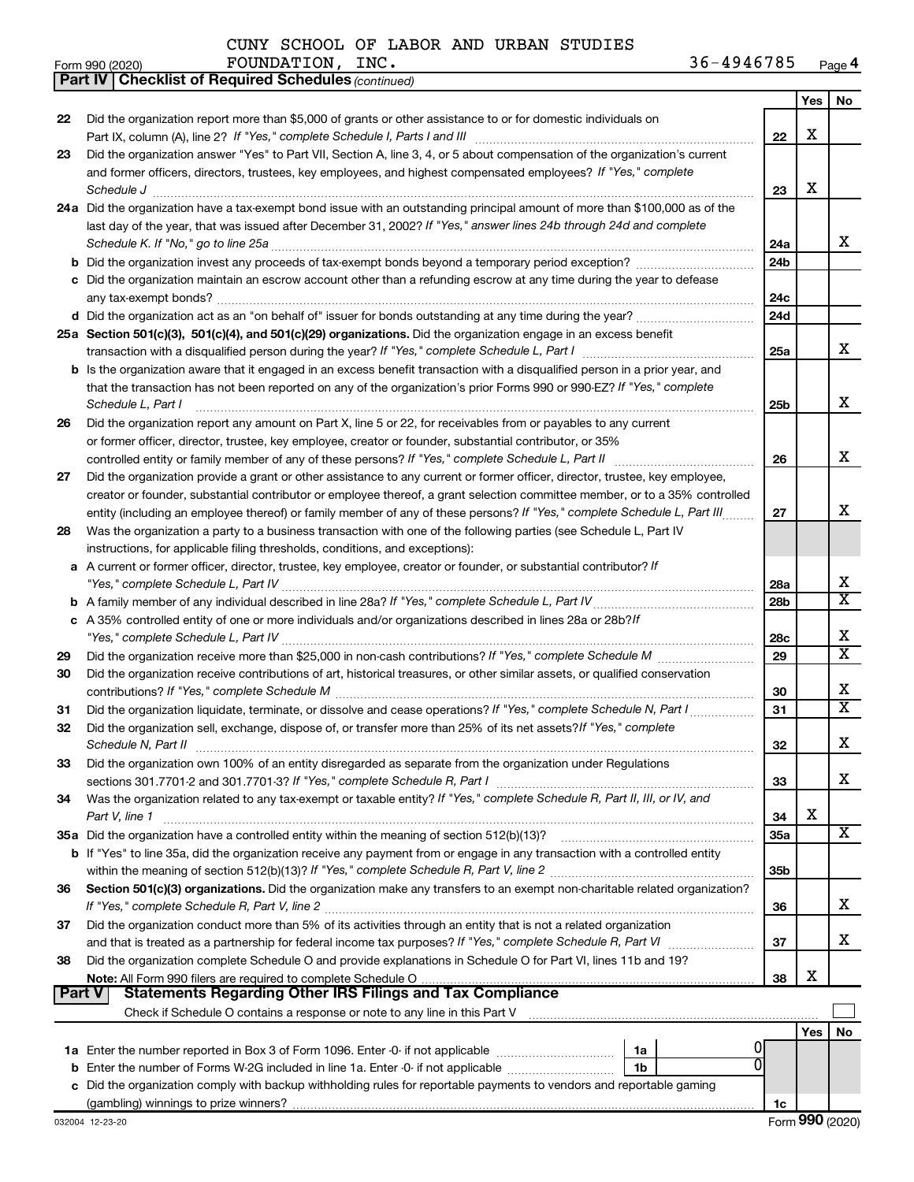CUNY SCHOOL OF LABOR AND URBAN STUDIES FOUNDATION, INC. 36-4946785

Form 990 (2020) Page 4

**Part IV | Checklist of Required Schedules** *(continued)*

| | | | Yes | No |
|---|---|---|---|---|
| 22 | Did the organization report more than $5,000 of grants or other assistance to or for domestic individuals on Part IX, column (A), line 2? *If "Yes," complete Schedule I, Parts I and III* | 22 | X | |
| 23 | Did the organization answer "Yes" to Part VII, Section A, line 3, 4, or 5 about compensation of the organization's current and former officers, directors, trustees, key employees, and highest compensated employees? *If "Yes," complete Schedule J* | 23 | X | |
| 24a | Did the organization have a tax-exempt bond issue with an outstanding principal amount of more than $100,000 as of the last day of the year, that was issued after December 31, 2002? *If "Yes," answer lines 24b through 24d and complete Schedule K. If "No," go to line 25a* | 24a | | X |
| b | Did the organization invest any proceeds of tax-exempt bonds beyond a temporary period exception? | 24b | | |
| c | Did the organization maintain an escrow account other than a refunding escrow at any time during the year to defease any tax-exempt bonds? | 24c | | |
| d | Did the organization act as an "on behalf of" issuer for bonds outstanding at any time during the year? | 24d | | |
| 25a | **Section 501(c)(3), 501(c)(4), and 501(c)(29) organizations.** Did the organization engage in an excess benefit transaction with a disqualified person during the year? *If "Yes," complete Schedule L, Part I* | 25a | | X |
| b | Is the organization aware that it engaged in an excess benefit transaction with a disqualified person in a prior year, and that the transaction has not been reported on any of the organization's prior Forms 990 or 990-EZ? *If "Yes," complete Schedule L, Part I* | 25b | | X |
| 26 | Did the organization report any amount on Part X, line 5 or 22, for receivables from or payables to any current or former officer, director, trustee, key employee, creator or founder, substantial contributor, or 35% controlled entity or family member of any of these persons? *If "Yes," complete Schedule L, Part II* | 26 | | X |
| 27 | Did the organization provide a grant or other assistance to any current or former officer, director, trustee, key employee, creator or founder, substantial contributor or employee thereof, a grant selection committee member, or to a 35% controlled entity (including an employee thereof) or family member of any of these persons? *If "Yes," complete Schedule L, Part III* | 27 | | X |
| 28 | Was the organization a party to a business transaction with one of the following parties (see Schedule L, Part IV instructions, for applicable filing thresholds, conditions, and exceptions): | | | |
| a | A current or former officer, director, trustee, key employee, creator or founder, or substantial contributor? *If "Yes," complete Schedule L, Part IV* | 28a | | X |
| b | A family member of any individual described in line 28a? *If "Yes," complete Schedule L, Part IV* | 28b | | X |
| c | A 35% controlled entity of one or more individuals and/or organizations described in lines 28a or 28b? *If "Yes," complete Schedule L, Part IV* | 28c | | X |
| 29 | Did the organization receive more than $25,000 in non-cash contributions? *If "Yes," complete Schedule M* | 29 | | X |
| 30 | Did the organization receive contributions of art, historical treasures, or other similar assets, or qualified conservation contributions? *If "Yes," complete Schedule M* | 30 | | X |
| 31 | Did the organization liquidate, terminate, or dissolve and cease operations? *If "Yes," complete Schedule N, Part I* | 31 | | X |
| 32 | Did the organization sell, exchange, dispose of, or transfer more than 25% of its net assets? *If "Yes," complete Schedule N, Part II* | 32 | | X |
| 33 | Did the organization own 100% of an entity disregarded as separate from the organization under Regulations sections 301.7701-2 and 301.7701-3? *If "Yes," complete Schedule R, Part I* | 33 | | X |
| 34 | Was the organization related to any tax-exempt or taxable entity? *If "Yes," complete Schedule R, Part II, III, or IV, and Part V, line 1* | 34 | X | |
| 35a | Did the organization have a controlled entity within the meaning of section 512(b)(13)? | 35a | | X |
| b | If "Yes" to line 35a, did the organization receive any payment from or engage in any transaction with a controlled entity within the meaning of section 512(b)(13)? *If "Yes," complete Schedule R, Part V, line 2* | 35b | | |
| 36 | **Section 501(c)(3) organizations.** Did the organization make any transfers to an exempt non-charitable related organization? *If "Yes," complete Schedule R, Part V, line 2* | 36 | | X |
| 37 | Did the organization conduct more than 5% of its activities through an entity that is not a related organization and that is treated as a partnership for federal income tax purposes? *If "Yes," complete Schedule R, Part VI* | 37 | | X |
| 38 | Did the organization complete Schedule O and provide explanations in Schedule O for Part VI, lines 11b and 19? **Note:** All Form 990 filers are required to complete Schedule O | 38 | X | |

**Part V | Statements Regarding Other IRS Filings and Tax Compliance**

Check if Schedule O contains a response or note to any line in this Part V

| | | | | | Yes | No |
|---|---|---|---|---|---|---|
| 1a | Enter the number reported in Box 3 of Form 1096. Enter -0- if not applicable | 1a | 0 | | | |
| b | Enter the number of Forms W-2G included in line 1a. Enter -0- if not applicable | 1b | 0 | | | |
| c | Did the organization comply with backup withholding rules for reportable payments to vendors and reportable gaming (gambling) winnings to prize winners? | | | 1c | | |

032004 12-23-20 Form **990** (2020)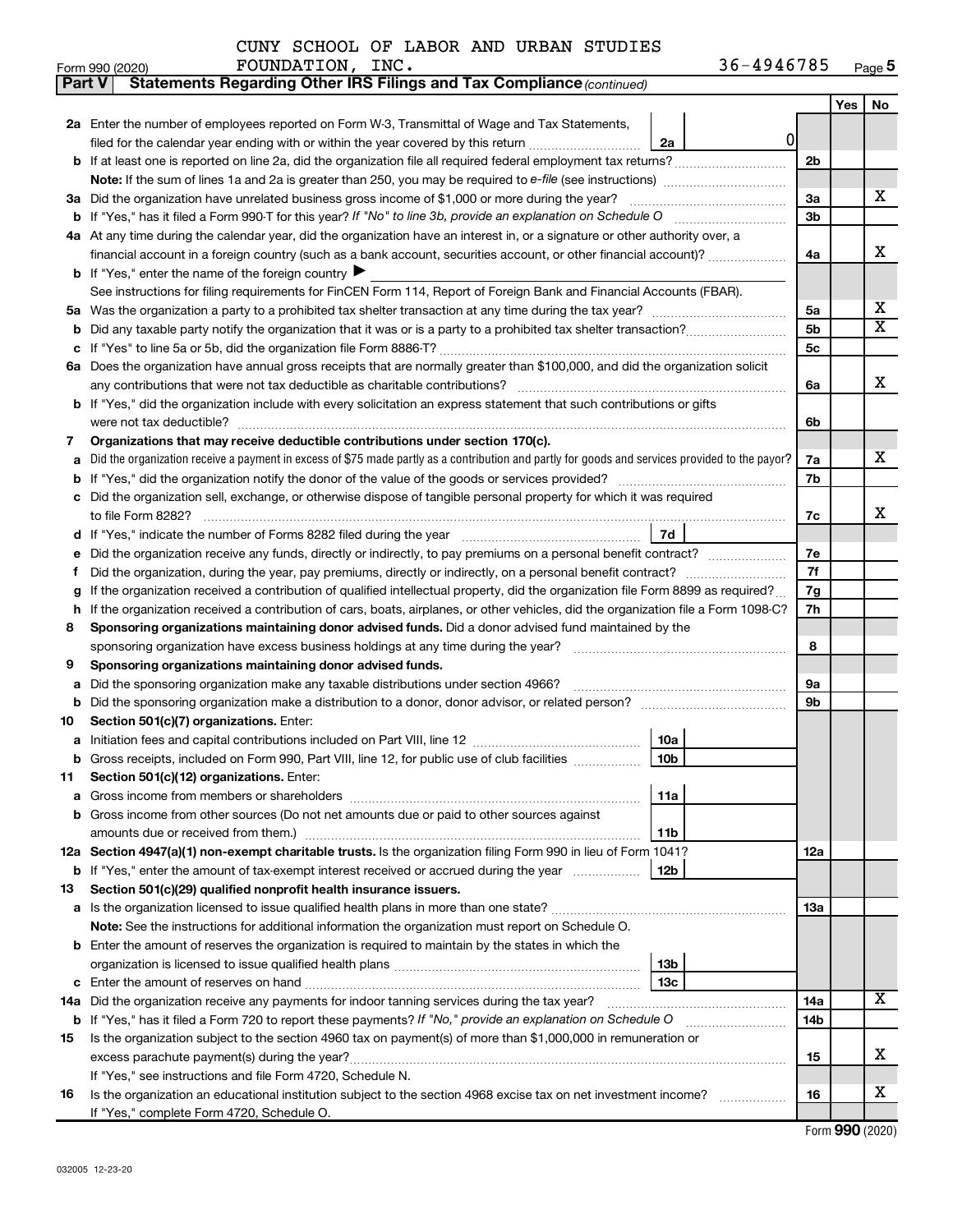CUNY SCHOOL OF LABOR AND URBAN STUDIES FOUNDATION, INC. 36-4946785

Form 990 (2020) Page 5

**Part V Statements Regarding Other IRS Filings and Tax Compliance** *(continued)*

| | | | | Yes | No |
|---|---|---|---|---|---|
| **2a** | Enter the number of employees reported on Form W-3, Transmittal of Wage and Tax Statements, filed for the calendar year ending with or within the year covered by this return | 2a | 0 | | |
| **b** | If at least one is reported on line 2a, did the organization file all required federal employment tax returns? | | 2b | | |
| | **Note:** If the sum of lines 1a and 2a is greater than 250, you may be required to *e-file* (see instructions) | | | | |
| **3a** | Did the organization have unrelated business gross income of $1,000 or more during the year? | | 3a | | X |
| **b** | If "Yes," has it filed a Form 990-T for this year? *If "No" to line 3b, provide an explanation on Schedule O* | | 3b | | |
| **4a** | At any time during the calendar year, did the organization have an interest in, or a signature or other authority over, a financial account in a foreign country (such as a bank account, securities account, or other financial account)? | | 4a | | X |
| **b** | If "Yes," enter the name of the foreign country ▶ | | | | |
| | See instructions for filing requirements for FinCEN Form 114, Report of Foreign Bank and Financial Accounts (FBAR). | | | | |
| **5a** | Was the organization a party to a prohibited tax shelter transaction at any time during the tax year? | | 5a | | X |
| **b** | Did any taxable party notify the organization that it was or is a party to a prohibited tax shelter transaction? | | 5b | | X |
| **c** | If "Yes" to line 5a or 5b, did the organization file Form 8886-T? | | 5c | | |
| **6a** | Does the organization have annual gross receipts that are normally greater than $100,000, and did the organization solicit any contributions that were not tax deductible as charitable contributions? | | 6a | | X |
| **b** | If "Yes," did the organization include with every solicitation an express statement that such contributions or gifts were not tax deductible? | | 6b | | |
| **7** | **Organizations that may receive deductible contributions under section 170(c).** | | | | |
| **a** | Did the organization receive a payment in excess of $75 made partly as a contribution and partly for goods and services provided to the payor? | | 7a | | X |
| **b** | If "Yes," did the organization notify the donor of the value of the goods or services provided? | | 7b | | |
| **c** | Did the organization sell, exchange, or otherwise dispose of tangible personal property for which it was required to file Form 8282? | | 7c | | X |
| **d** | If "Yes," indicate the number of Forms 8282 filed during the year | 7d | | | |
| **e** | Did the organization receive any funds, directly or indirectly, to pay premiums on a personal benefit contract? | | 7e | | |
| **f** | Did the organization, during the year, pay premiums, directly or indirectly, on a personal benefit contract? | | 7f | | |
| **g** | If the organization received a contribution of qualified intellectual property, did the organization file Form 8899 as required? | | 7g | | |
| **h** | If the organization received a contribution of cars, boats, airplanes, or other vehicles, did the organization file a Form 1098-C? | | 7h | | |
| **8** | **Sponsoring organizations maintaining donor advised funds.** Did a donor advised fund maintained by the sponsoring organization have excess business holdings at any time during the year? | | 8 | | |
| **9** | **Sponsoring organizations maintaining donor advised funds.** | | | | |
| **a** | Did the sponsoring organization make any taxable distributions under section 4966? | | 9a | | |
| **b** | Did the sponsoring organization make a distribution to a donor, donor advisor, or related person? | | 9b | | |
| **10** | **Section 501(c)(7) organizations.** Enter: | | | | |
| **a** | Initiation fees and capital contributions included on Part VIII, line 12 | 10a | | | |
| **b** | Gross receipts, included on Form 990, Part VIII, line 12, for public use of club facilities | 10b | | | |
| **11** | **Section 501(c)(12) organizations.** Enter: | | | | |
| **a** | Gross income from members or shareholders | 11a | | | |
| **b** | Gross income from other sources (Do not net amounts due or paid to other sources against amounts due or received from them.) | 11b | | | |
| **12a** | **Section 4947(a)(1) non-exempt charitable trusts.** Is the organization filing Form 990 in lieu of Form 1041? | | 12a | | |
| **b** | If "Yes," enter the amount of tax-exempt interest received or accrued during the year | 12b | | | |
| **13** | **Section 501(c)(29) qualified nonprofit health insurance issuers.** | | | | |
| **a** | Is the organization licensed to issue qualified health plans in more than one state? | | 13a | | |
| | **Note:** See the instructions for additional information the organization must report on Schedule O. | | | | |
| **b** | Enter the amount of reserves the organization is required to maintain by the states in which the organization is licensed to issue qualified health plans | 13b | | | |
| **c** | Enter the amount of reserves on hand | 13c | | | |
| **14a** | Did the organization receive any payments for indoor tanning services during the tax year? | | 14a | | X |
| **b** | If "Yes," has it filed a Form 720 to report these payments? *If "No," provide an explanation on Schedule O* | | 14b | | |
| **15** | Is the organization subject to the section 4960 tax on payment(s) of more than $1,000,000 in remuneration or excess parachute payment(s) during the year? | | 15 | | X |
| | If "Yes," see instructions and file Form 4720, Schedule N. | | | | |
| **16** | Is the organization an educational institution subject to the section 4968 excise tax on net investment income? | | 16 | | X |
| | If "Yes," complete Form 4720, Schedule O. | | | | |

Form **990** (2020)

032005 12-23-20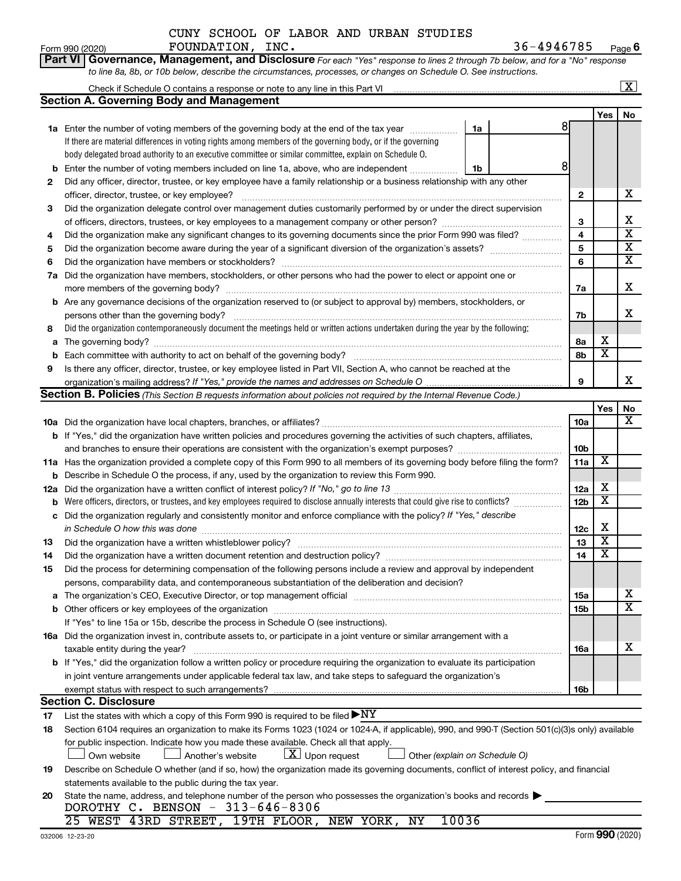CUNY SCHOOL OF LABOR AND URBAN STUDIES FOUNDATION, INC. 36-4946785

Form 990 (2020) Page 6

**Part VI Governance, Management, and Disclosure** *For each "Yes" response to lines 2 through 7b below, and for a "No" response to line 8a, 8b, or 10b below, describe the circumstances, processes, or changes on Schedule O. See instructions.*

Check if Schedule O contains a response or note to any line in this Part VI ..... [X]

## Section A. Governing Body and Management

| | | | | Yes | No |
|---|---|---|---|---|---|
| **1a** | Enter the number of voting members of the governing body at the end of the tax year ..... **1a** 8<br>If there are material differences in voting rights among members of the governing body, or if the governing body delegated broad authority to an executive committee or similar committee, explain on Schedule O. | | | | |
| **b** | Enter the number of voting members included on line 1a, above, who are independent ..... **1b** 8 | | | | |
| **2** | Did any officer, director, trustee, or key employee have a family relationship or a business relationship with any other officer, director, trustee, or key employee? | **2** | | | X |
| **3** | Did the organization delegate control over management duties customarily performed by or under the direct supervision of officers, directors, trustees, or key employees to a management company or other person? | **3** | | | X |
| **4** | Did the organization make any significant changes to its governing documents since the prior Form 990 was filed? | **4** | | | X |
| **5** | Did the organization become aware during the year of a significant diversion of the organization's assets? | **5** | | | X |
| **6** | Did the organization have members or stockholders? | **6** | | | X |
| **7a** | Did the organization have members, stockholders, or other persons who had the power to elect or appoint one or more members of the governing body? | **7a** | | | X |
| **b** | Are any governance decisions of the organization reserved to (or subject to approval by) members, stockholders, or persons other than the governing body? | **7b** | | | X |
| **8** | Did the organization contemporaneously document the meetings held or written actions undertaken during the year by the following: | | | | |
| **a** | The governing body? | **8a** | | X | |
| **b** | Each committee with authority to act on behalf of the governing body? | **8b** | | X | |
| **9** | Is there any officer, director, trustee, or key employee listed in Part VII, Section A, who cannot be reached at the organization's mailing address? *If "Yes," provide the names and addresses on Schedule O* | **9** | | | X |

## Section B. Policies *(This Section B requests information about policies not required by the Internal Revenue Code.)*

| | | | Yes | No |
|---|---|---|---|---|
| **10a** | Did the organization have local chapters, branches, or affiliates? | **10a** | | X |
| **b** | If "Yes," did the organization have written policies and procedures governing the activities of such chapters, affiliates, and branches to ensure their operations are consistent with the organization's exempt purposes? | **10b** | | |
| **11a** | Has the organization provided a complete copy of this Form 990 to all members of its governing body before filing the form? | **11a** | X | |
| **b** | Describe in Schedule O the process, if any, used by the organization to review this Form 990. | | | |
| **12a** | Did the organization have a written conflict of interest policy? *If "No," go to line 13* | **12a** | X | |
| **b** | Were officers, directors, or trustees, and key employees required to disclose annually interests that could give rise to conflicts? | **12b** | X | |
| **c** | Did the organization regularly and consistently monitor and enforce compliance with the policy? *If "Yes," describe in Schedule O how this was done* | **12c** | X | |
| **13** | Did the organization have a written whistleblower policy? | **13** | X | |
| **14** | Did the organization have a written document retention and destruction policy? | **14** | X | |
| **15** | Did the process for determining compensation of the following persons include a review and approval by independent persons, comparability data, and contemporaneous substantiation of the deliberation and decision? | | | |
| **a** | The organization's CEO, Executive Director, or top management official | **15a** | | X |
| **b** | Other officers or key employees of the organization | **15b** | | X |
| | If "Yes" to line 15a or 15b, describe the process in Schedule O (see instructions). | | | |
| **16a** | Did the organization invest in, contribute assets to, or participate in a joint venture or similar arrangement with a taxable entity during the year? | **16a** | | X |
| **b** | If "Yes," did the organization follow a written policy or procedure requiring the organization to evaluate its participation in joint venture arrangements under applicable federal tax law, and take steps to safeguard the organization's exempt status with respect to such arrangements? | **16b** | | |

## Section C. Disclosure

**17** List the states with which a copy of this Form 990 is required to be filed ▶ NY

**18** Section 6104 requires an organization to make its Forms 1023 (1024 or 1024-A, if applicable), 990, and 990-T (Section 501(c)(3)s only) available for public inspection. Indicate how you made these available. Check all that apply.

[ ] Own website [ ] Another's website [X] Upon request [ ] Other *(explain on Schedule O)*

**19** Describe on Schedule O whether (and if so, how) the organization made its governing documents, conflict of interest policy, and financial statements available to the public during the tax year.

**20** State the name, address, and telephone number of the person who possesses the organization's books and records ▶

DOROTHY C. BENSON - 313-646-8306

25 WEST 43RD STREET, 19TH FLOOR, NEW YORK, NY 10036

032006 12-23-20 Form **990** (2020)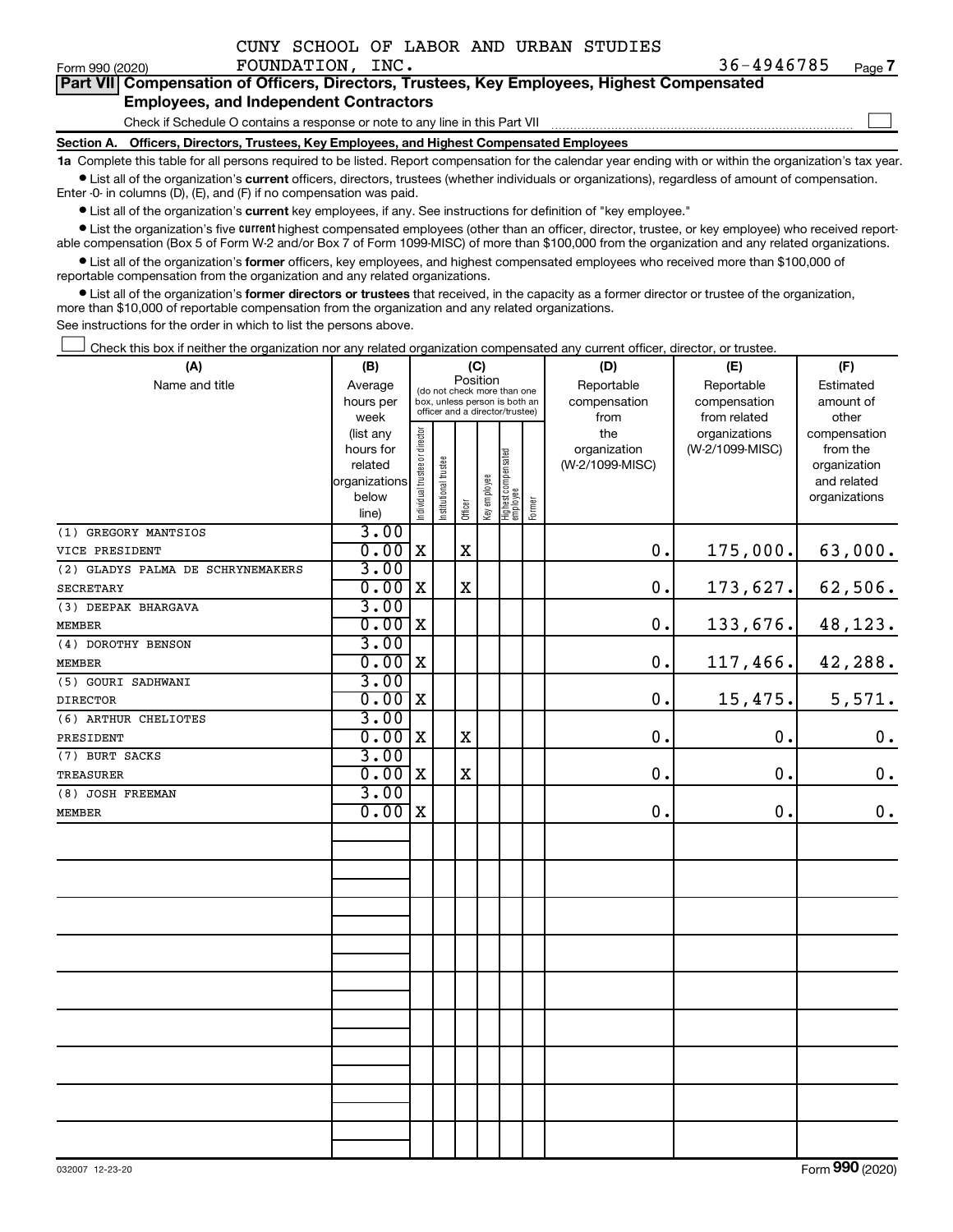CUNY SCHOOL OF LABOR AND URBAN STUDIES FOUNDATION, INC. 36-4946785

Form 990 (2020) Page **7**

**Part VII Compensation of Officers, Directors, Trustees, Key Employees, Highest Compensated Employees, and Independent Contractors**

Check if Schedule O contains a response or note to any line in this Part VII

**Section A. Officers, Directors, Trustees, Key Employees, and Highest Compensated Employees**

**1a** Complete this table for all persons required to be listed. Report compensation for the calendar year ending with or within the organization's tax year.

- List all of the organization's **current** officers, directors, trustees (whether individuals or organizations), regardless of amount of compensation. Enter -0- in columns (D), (E), and (F) if no compensation was paid.
- List all of the organization's **current** key employees, if any. See instructions for definition of "key employee."
- List the organization's five **current** highest compensated employees (other than an officer, director, trustee, or key employee) who received reportable compensation (Box 5 of Form W-2 and/or Box 7 of Form 1099-MISC) of more than $100,000 from the organization and any related organizations.
- List all of the organization's **former** officers, key employees, and highest compensated employees who received more than $100,000 of reportable compensation from the organization and any related organizations.
- List all of the organization's **former directors or trustees** that received, in the capacity as a former director or trustee of the organization, more than $10,000 of reportable compensation from the organization and any related organizations.

See instructions for the order in which to list the persons above.

Check this box if neither the organization nor any related organization compensated any current officer, director, or trustee.

| (A) Name and title | (B) Average hours per week (list any hours for related organizations below line) | (C) Position: Individual trustee or director | Institutional trustee | Officer | Key employee | Highest compensated employee | Former | (D) Reportable compensation from the organization (W-2/1099-MISC) | (E) Reportable compensation from related organizations (W-2/1099-MISC) | (F) Estimated amount of other compensation from the organization and related organizations |
|---|---|---|---|---|---|---|---|---|---|---|
| (1) GREGORY MANTSIOS<br>VICE PRESIDENT | 3.00<br>0.00 | X | | X | | | | 0. | 175,000. | 63,000. |
| (2) GLADYS PALMA DE SCHRYNEMAKERS<br>SECRETARY | 3.00<br>0.00 | X | | X | | | | 0. | 173,627. | 62,506. |
| (3) DEEPAK BHARGAVA<br>MEMBER | 3.00<br>0.00 | X | | | | | | 0. | 133,676. | 48,123. |
| (4) DOROTHY BENSON<br>MEMBER | 3.00<br>0.00 | X | | | | | | 0. | 117,466. | 42,288. |
| (5) GOURI SADHWANI<br>DIRECTOR | 3.00<br>0.00 | X | | | | | | 0. | 15,475. | 5,571. |
| (6) ARTHUR CHELIOTES<br>PRESIDENT | 3.00<br>0.00 | X | | X | | | | 0. | 0. | 0. |
| (7) BURT SACKS<br>TREASURER | 3.00<br>0.00 | X | | X | | | | 0. | 0. | 0. |
| (8) JOSH FREEMAN<br>MEMBER | 3.00<br>0.00 | X | | | | | | 0. | 0. | 0. |

032007 12-23-20 Form **990** (2020)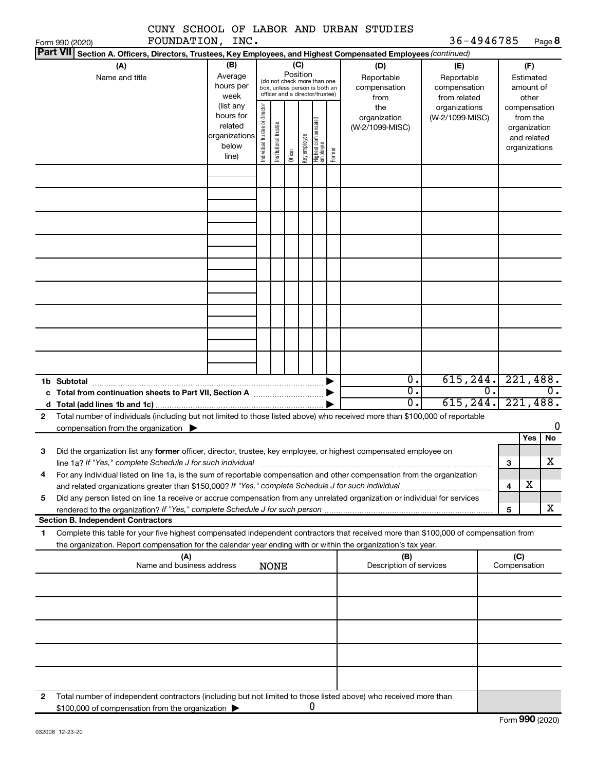CUNY SCHOOL OF LABOR AND URBAN STUDIES FOUNDATION, INC. 36-4946785

Form 990 (2020) Page 8

**Part VII Section A. Officers, Directors, Trustees, Key Employees, and Highest Compensated Employees** *(continued)*

| (A) Name and title | (B) Average hours per week (list any hours for related organizations below line) | (C) Position: Individual trustee or director | Institutional trustee | Officer | Key employee | Highest compensated employee | Former | (D) Reportable compensation from the organization (W-2/1099-MISC) | (E) Reportable compensation from related organizations (W-2/1099-MISC) | (F) Estimated amount of other compensation from the organization and related organizations |
|---|---|---|---|---|---|---|---|---|---|---|
| | | | | | | | | | | |
| | | | | | | | | | | |
| | | | | | | | | | | |
| | | | | | | | | | | |
| | | | | | | | | | | |
| | | | | | | | | | | |
| | | | | | | | | | | |
| | | | | | | | | | | |
| | | | | | | | | | | |

| | (D) | (E) | (F) |
|---|---|---|---|
| **1b Subtotal** | 0. | 615,244. | 221,488. |
| **c Total from continuation sheets to Part VII, Section A** | 0. | 0. | 0. |
| **d Total (add lines 1b and 1c)** | 0. | 615,244. | 221,488. |

**2** Total number of individuals (including but not limited to those listed above) who received more than $100,000 of reportable compensation from the organization ▶ 0

| | | | Yes | No |
|---|---|---|---|---|
| **3** | Did the organization list any **former** officer, director, trustee, key employee, or highest compensated employee on line 1a? *If "Yes," complete Schedule J for such individual* | 3 | | X |
| **4** | For any individual listed on line 1a, is the sum of reportable compensation and other compensation from the organization and related organizations greater than $150,000? *If "Yes," complete Schedule J for such individual* | 4 | X | |
| **5** | Did any person listed on line 1a receive or accrue compensation from any unrelated organization or individual for services rendered to the organization? *If "Yes," complete Schedule J for such person* | 5 | | X |

**Section B. Independent Contractors**

**1** Complete this table for your five highest compensated independent contractors that received more than $100,000 of compensation from the organization. Report compensation for the calendar year ending with or within the organization's tax year.

| (A) Name and business address | (B) Description of services | (C) Compensation |
|---|---|---|
| NONE | | |
| | | |
| | | |
| | | |
| | | |

**2** Total number of independent contractors (including but not limited to those listed above) who received more than $100,000 of compensation from the organization ▶ 0

Form **990** (2020)

032008 12-23-20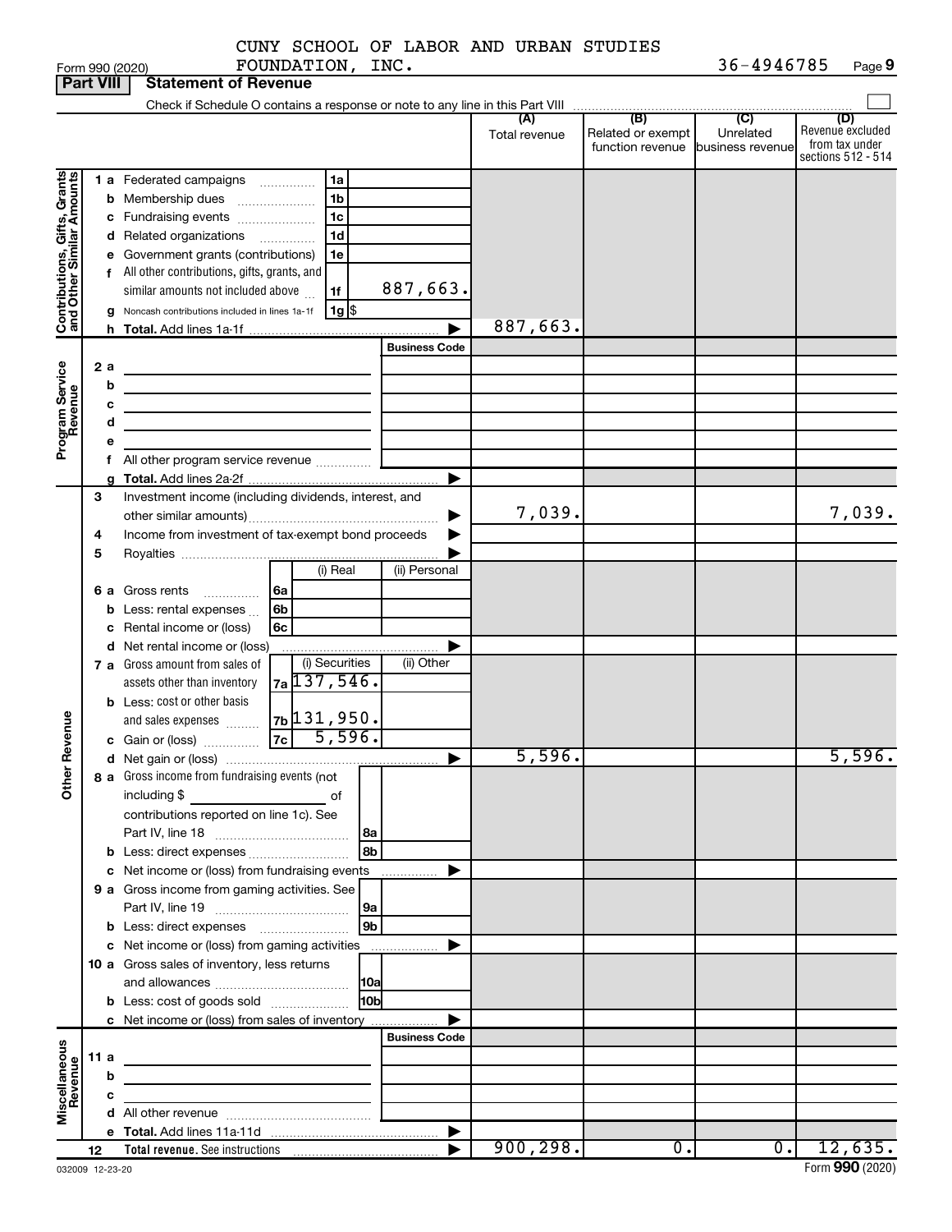CUNY SCHOOL OF LABOR AND URBAN STUDIES FOUNDATION, INC. 36-4946785

Form 990 (2020) Page 9

**Part VIII Statement of Revenue**

Check if Schedule O contains a response or note to any line in this Part VIII ☐

| | | | (A) Total revenue | (B) Related or exempt function revenue | (C) Unrelated business revenue | (D) Revenue excluded from tax under sections 512 - 514 |
|---|---|---|---|---|---|---|
| **Contributions, Gifts, Grants and Other Similar Amounts** | 1 a Federated campaigns 1a | | | | | |
| | b Membership dues 1b | | | | | |
| | c Fundraising events 1c | | | | | |
| | d Related organizations 1d | | | | | |
| | e Government grants (contributions) 1e | | | | | |
| | f All other contributions, gifts, grants, and similar amounts not included above 1f | 887,663. | | | | |
| | g Noncash contributions included in lines 1a-1f 1g $ | | | | | |
| | h Total. Add lines 1a-1f | | 887,663. | | | |
| **Program Service Revenue** | | Business Code | | | | |
| | 2 a | | | | | |
| | b | | | | | |
| | c | | | | | |
| | d | | | | | |
| | e | | | | | |
| | f All other program service revenue | | | | | |
| | g Total. Add lines 2a-2f | | | | | |
| **Other Revenue** | 3 Investment income (including dividends, interest, and other similar amounts) | | 7,039. | | | 7,039. |
| | 4 Income from investment of tax-exempt bond proceeds | | | | | |
| | 5 Royalties | | | | | |
| | | (i) Real / (ii) Personal | | | | |
| | 6 a Gross rents 6a | | | | | |
| | b Less: rental expenses 6b | | | | | |
| | c Rental income or (loss) 6c | | | | | |
| | d Net rental income or (loss) | | | | | |
| | 7 a Gross amount from sales of assets other than inventory 7a | (i) Securities 137,546. / (ii) Other | | | | |
| | b Less: cost or other basis and sales expenses 7b | 131,950. | | | | |
| | c Gain or (loss) 7c | 5,596. | | | | |
| | d Net gain or (loss) | | 5,596. | | | 5,596. |
| | 8 a Gross income from fundraising events (not including $ ______ of contributions reported on line 1c). See Part IV, line 18 8a | | | | | |
| | b Less: direct expenses 8b | | | | | |
| | c Net income or (loss) from fundraising events | | | | | |
| | 9 a Gross income from gaming activities. See Part IV, line 19 9a | | | | | |
| | b Less: direct expenses 9b | | | | | |
| | c Net income or (loss) from gaming activities | | | | | |
| | 10 a Gross sales of inventory, less returns and allowances 10a | | | | | |
| | b Less: cost of goods sold 10b | | | | | |
| | c Net income or (loss) from sales of inventory | | | | | |
| **Miscellaneous Revenue** | | Business Code | | | | |
| | 11 a | | | | | |
| | b | | | | | |
| | c | | | | | |
| | d All other revenue | | | | | |
| | e Total. Add lines 11a-11d | | | | | |
| | 12 Total revenue. See instructions | | 900,298. | 0. | 0. | 12,635. |

032009 12-23-20 Form 990 (2020)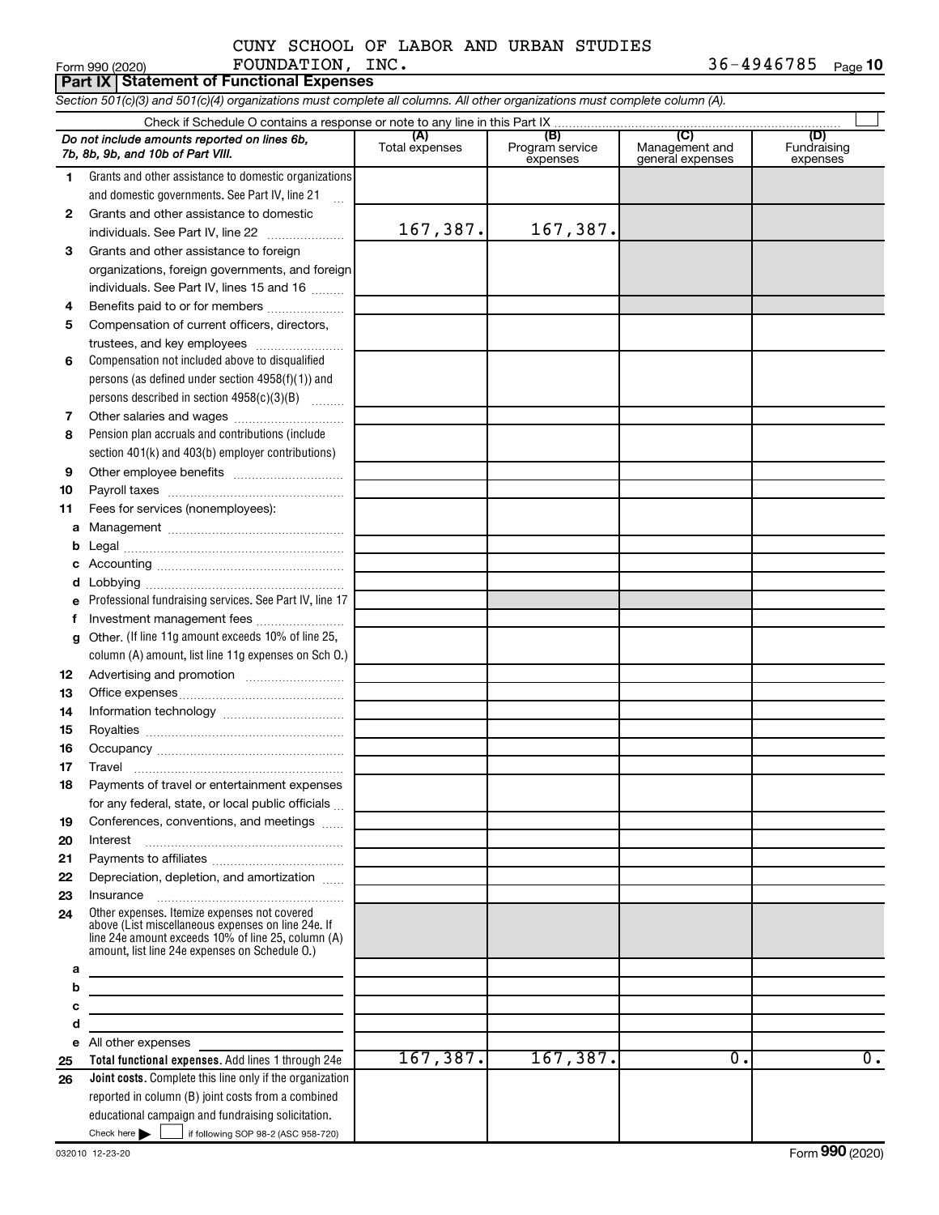CUNY SCHOOL OF LABOR AND URBAN STUDIES FOUNDATION, INC. 36-4946785

Form 990 (2020) Page 10

**Part IX Statement of Functional Expenses**

*Section 501(c)(3) and 501(c)(4) organizations must complete all columns. All other organizations must complete column (A).*

Check if Schedule O contains a response or note to any line in this Part IX

| *Do not include amounts reported on lines 6b, 7b, 8b, 9b, and 10b of Part VIII.* | (A) Total expenses | (B) Program service expenses | (C) Management and general expenses | (D) Fundraising expenses |
|---|---|---|---|---|
| 1 Grants and other assistance to domestic organizations and domestic governments. See Part IV, line 21 | | | | |
| 2 Grants and other assistance to domestic individuals. See Part IV, line 22 | 167,387. | 167,387. | | |
| 3 Grants and other assistance to foreign organizations, foreign governments, and foreign individuals. See Part IV, lines 15 and 16 | | | | |
| 4 Benefits paid to or for members | | | | |
| 5 Compensation of current officers, directors, trustees, and key employees | | | | |
| 6 Compensation not included above to disqualified persons (as defined under section 4958(f)(1)) and persons described in section 4958(c)(3)(B) | | | | |
| 7 Other salaries and wages | | | | |
| 8 Pension plan accruals and contributions (include section 401(k) and 403(b) employer contributions) | | | | |
| 9 Other employee benefits | | | | |
| 10 Payroll taxes | | | | |
| 11 Fees for services (nonemployees): | | | | |
| a Management | | | | |
| b Legal | | | | |
| c Accounting | | | | |
| d Lobbying | | | | |
| e Professional fundraising services. See Part IV, line 17 | | | | |
| f Investment management fees | | | | |
| g Other. (If line 11g amount exceeds 10% of line 25, column (A) amount, list line 11g expenses on Sch O.) | | | | |
| 12 Advertising and promotion | | | | |
| 13 Office expenses | | | | |
| 14 Information technology | | | | |
| 15 Royalties | | | | |
| 16 Occupancy | | | | |
| 17 Travel | | | | |
| 18 Payments of travel or entertainment expenses for any federal, state, or local public officials | | | | |
| 19 Conferences, conventions, and meetings | | | | |
| 20 Interest | | | | |
| 21 Payments to affiliates | | | | |
| 22 Depreciation, depletion, and amortization | | | | |
| 23 Insurance | | | | |
| 24 Other expenses. Itemize expenses not covered above (List miscellaneous expenses on line 24e. If line 24e amount exceeds 10% of line 25, column (A) amount, list line 24e expenses on Schedule O.) | | | | |
| a | | | | |
| b | | | | |
| c | | | | |
| d | | | | |
| e All other expenses | | | | |
| 25 **Total functional expenses.** Add lines 1 through 24e | 167,387. | 167,387. | 0. | 0. |
| 26 **Joint costs.** Complete this line only if the organization reported in column (B) joint costs from a combined educational campaign and fundraising solicitation. Check here ☐ if following SOP 98-2 (ASC 958-720) | | | | |

032010 12-23-20 Form **990** (2020)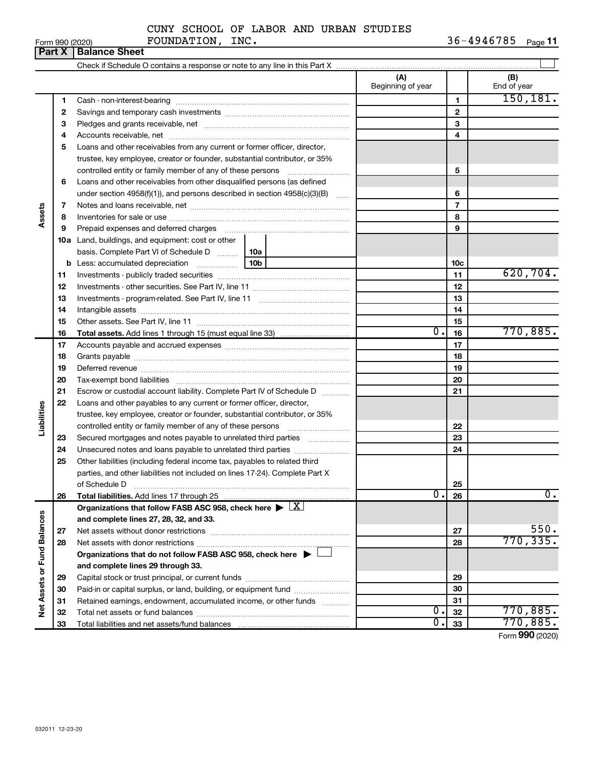CUNY SCHOOL OF LABOR AND URBAN STUDIES FOUNDATION, INC. 36-4946785

Form 990 (2020)

## Part X | Balance Sheet

Check if Schedule O contains a response or note to any line in this Part X

| | | | (A) Beginning of year | | (B) End of year |
|---|---|---|---|---|---|
| Assets | 1 | Cash - non-interest-bearing | | 1 | 150,181. |
| | 2 | Savings and temporary cash investments | | 2 | |
| | 3 | Pledges and grants receivable, net | | 3 | |
| | 4 | Accounts receivable, net | | 4 | |
| | 5 | Loans and other receivables from any current or former officer, director, trustee, key employee, creator or founder, substantial contributor, or 35% controlled entity or family member of any of these persons | | 5 | |
| | 6 | Loans and other receivables from other disqualified persons (as defined under section 4958(f)(1)), and persons described in section 4958(c)(3)(B) | | 6 | |
| | 7 | Notes and loans receivable, net | | 7 | |
| | 8 | Inventories for sale or use | | 8 | |
| | 9 | Prepaid expenses and deferred charges | | 9 | |
| | 10a | Land, buildings, and equipment: cost or other basis. Complete Part VI of Schedule D 10a | | | |
| | b | Less: accumulated depreciation 10b | | 10c | |
| | 11 | Investments - publicly traded securities | | 11 | 620,704. |
| | 12 | Investments - other securities. See Part IV, line 11 | | 12 | |
| | 13 | Investments - program-related. See Part IV, line 11 | | 13 | |
| | 14 | Intangible assets | | 14 | |
| | 15 | Other assets. See Part IV, line 11 | | 15 | |
| | 16 | **Total assets.** Add lines 1 through 15 (must equal line 33) | 0. | 16 | 770,885. |
| Liabilities | 17 | Accounts payable and accrued expenses | | 17 | |
| | 18 | Grants payable | | 18 | |
| | 19 | Deferred revenue | | 19 | |
| | 20 | Tax-exempt bond liabilities | | 20 | |
| | 21 | Escrow or custodial account liability. Complete Part IV of Schedule D | | 21 | |
| | 22 | Loans and other payables to any current or former officer, director, trustee, key employee, creator or founder, substantial contributor, or 35% controlled entity or family member of any of these persons | | 22 | |
| | 23 | Secured mortgages and notes payable to unrelated third parties | | 23 | |
| | 24 | Unsecured notes and loans payable to unrelated third parties | | 24 | |
| | 25 | Other liabilities (including federal income tax, payables to related third parties, and other liabilities not included on lines 17-24). Complete Part X of Schedule D | | 25 | |
| | 26 | **Total liabilities.** Add lines 17 through 25 | 0. | 26 | 0. |
| Net Assets or Fund Balances | | **Organizations that follow FASB ASC 958, check here** ▶ X **and complete lines 27, 28, 32, and 33.** | | | |
| | 27 | Net assets without donor restrictions | | 27 | 550. |
| | 28 | Net assets with donor restrictions | | 28 | 770,335. |
| | | **Organizations that do not follow FASB ASC 958, check here** ▶ ☐ **and complete lines 29 through 33.** | | | |
| | 29 | Capital stock or trust principal, or current funds | | 29 | |
| | 30 | Paid-in or capital surplus, or land, building, or equipment fund | | 30 | |
| | 31 | Retained earnings, endowment, accumulated income, or other funds | | 31 | |
| | 32 | Total net assets or fund balances | 0. | 32 | 770,885. |
| | 33 | Total liabilities and net assets/fund balances | 0. | 33 | 770,885. |

Form **990** (2020)

032011 12-23-20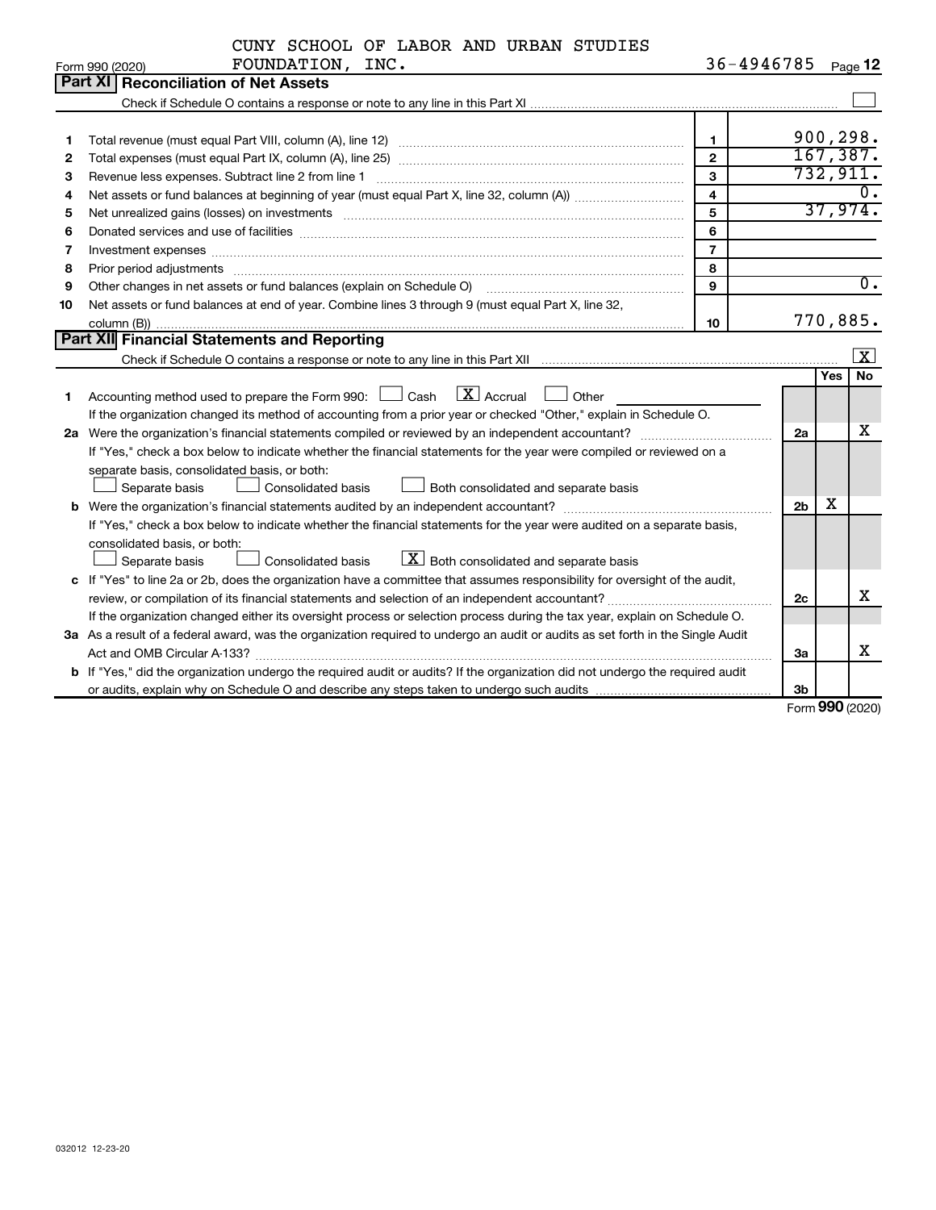CUNY SCHOOL OF LABOR AND URBAN STUDIES FOUNDATION, INC. 36-4946785

Form 990 (2020)

## Part XI Reconciliation of Net Assets

Check if Schedule O contains a response or note to any line in this Part XI ☐

| | | | |
|---|---|---|---|
| 1 | Total revenue (must equal Part VIII, column (A), line 12) | 1 | 900,298. |
| 2 | Total expenses (must equal Part IX, column (A), line 25) | 2 | 167,387. |
| 3 | Revenue less expenses. Subtract line 2 from line 1 | 3 | 732,911. |
| 4 | Net assets or fund balances at beginning of year (must equal Part X, line 32, column (A)) | 4 | 0. |
| 5 | Net unrealized gains (losses) on investments | 5 | 37,974. |
| 6 | Donated services and use of facilities | 6 | |
| 7 | Investment expenses | 7 | |
| 8 | Prior period adjustments | 8 | |
| 9 | Other changes in net assets or fund balances (explain on Schedule O) | 9 | 0. |
| 10 | Net assets or fund balances at end of year. Combine lines 3 through 9 (must equal Part X, line 32, column (B)) | 10 | 770,885. |

## Part XII Financial Statements and Reporting

Check if Schedule O contains a response or note to any line in this Part XII ☒

| | | | Yes | No |
|---|---|---|---|---|
| 1 | Accounting method used to prepare the Form 990: ☐ Cash ☒ Accrual ☐ Other<br>If the organization changed its method of accounting from a prior year or checked "Other," explain in Schedule O. | | | |
| 2a | Were the organization's financial statements compiled or reviewed by an independent accountant?<br>If "Yes," check a box below to indicate whether the financial statements for the year were compiled or reviewed on a separate basis, consolidated basis, or both:<br>☐ Separate basis ☐ Consolidated basis ☐ Both consolidated and separate basis | 2a | | X |
| b | Were the organization's financial statements audited by an independent accountant?<br>If "Yes," check a box below to indicate whether the financial statements for the year were audited on a separate basis, consolidated basis, or both:<br>☐ Separate basis ☐ Consolidated basis ☒ Both consolidated and separate basis | 2b | X | |
| c | If "Yes" to line 2a or 2b, does the organization have a committee that assumes responsibility for oversight of the audit, review, or compilation of its financial statements and selection of an independent accountant?<br>If the organization changed either its oversight process or selection process during the tax year, explain on Schedule O. | 2c | | X |
| 3a | As a result of a federal award, was the organization required to undergo an audit or audits as set forth in the Single Audit Act and OMB Circular A-133? | 3a | | X |
| b | If "Yes," did the organization undergo the required audit or audits? If the organization did not undergo the required audit or audits, explain why on Schedule O and describe any steps taken to undergo such audits | 3b | | |

Form **990** (2020)

032012 12-23-20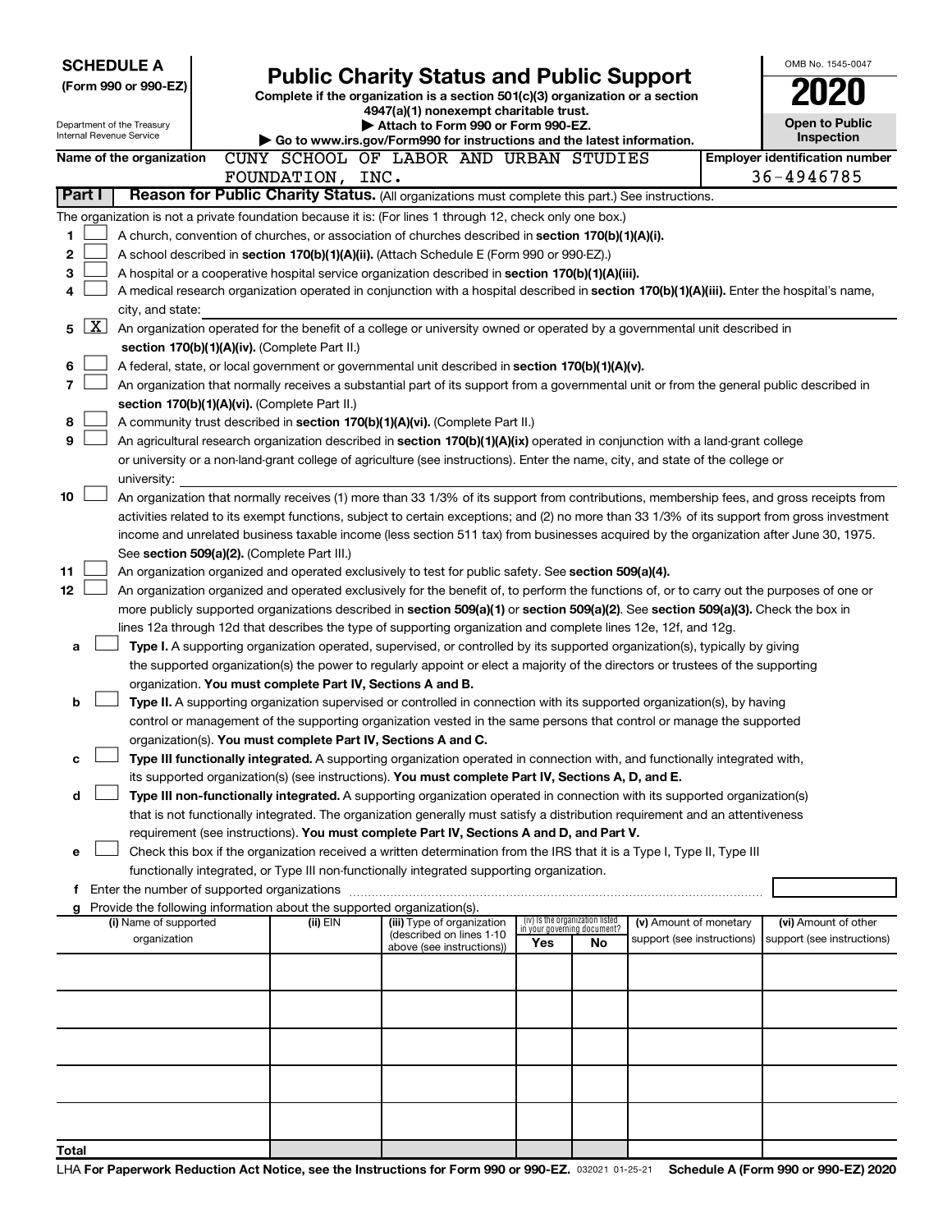**SCHEDULE A**
**(Form 990 or 990-EZ)**

Department of the Treasury
Internal Revenue Service

# Public Charity Status and Public Support

**Complete if the organization is a section 501(c)(3) organization or a section 4947(a)(1) nonexempt charitable trust.**
**▶ Attach to Form 990 or Form 990-EZ.**
**▶ Go to www.irs.gov/Form990 for instructions and the latest information.**

OMB No. 1545-0047
**2020**
**Open to Public Inspection**

**Name of the organization** CUNY SCHOOL OF LABOR AND URBAN STUDIES FOUNDATION, INC.
**Employer identification number** 36-4946785

**Part I** **Reason for Public Charity Status.** (All organizations must complete this part.) See instructions.

The organization is not a private foundation because it is: (For lines 1 through 12, check only one box.)

1 ☐ A church, convention of churches, or association of churches described in **section 170(b)(1)(A)(i).**

2 ☐ A school described in **section 170(b)(1)(A)(ii).** (Attach Schedule E (Form 990 or 990-EZ).)

3 ☐ A hospital or a cooperative hospital service organization described in **section 170(b)(1)(A)(iii).**

4 ☐ A medical research organization operated in conjunction with a hospital described in **section 170(b)(1)(A)(iii).** Enter the hospital's name, city, and state:

5 ☒ An organization operated for the benefit of a college or university owned or operated by a governmental unit described in **section 170(b)(1)(A)(iv).** (Complete Part II.)

6 ☐ A federal, state, or local government or governmental unit described in **section 170(b)(1)(A)(v).**

7 ☐ An organization that normally receives a substantial part of its support from a governmental unit or from the general public described in **section 170(b)(1)(A)(vi).** (Complete Part II.)

8 ☐ A community trust described in **section 170(b)(1)(A)(vi).** (Complete Part II.)

9 ☐ An agricultural research organization described in **section 170(b)(1)(A)(ix)** operated in conjunction with a land-grant college or university or a non-land-grant college of agriculture (see instructions). Enter the name, city, and state of the college or university:

10 ☐ An organization that normally receives (1) more than 33 1/3% of its support from contributions, membership fees, and gross receipts from activities related to its exempt functions, subject to certain exceptions; and (2) no more than 33 1/3% of its support from gross investment income and unrelated business taxable income (less section 511 tax) from businesses acquired by the organization after June 30, 1975. See **section 509(a)(2).** (Complete Part III.)

11 ☐ An organization organized and operated exclusively to test for public safety. See **section 509(a)(4).**

12 ☐ An organization organized and operated exclusively for the benefit of, to perform the functions of, or to carry out the purposes of one or more publicly supported organizations described in **section 509(a)(1)** or **section 509(a)(2)**. See **section 509(a)(3).** Check the box in lines 12a through 12d that describes the type of supporting organization and complete lines 12e, 12f, and 12g.

a ☐ **Type I.** A supporting organization operated, supervised, or controlled by its supported organization(s), typically by giving the supported organization(s) the power to regularly appoint or elect a majority of the directors or trustees of the supporting organization. **You must complete Part IV, Sections A and B.**

b ☐ **Type II.** A supporting organization supervised or controlled in connection with its supported organization(s), by having control or management of the supporting organization vested in the same persons that control or manage the supported organization(s). **You must complete Part IV, Sections A and C.**

c ☐ **Type III functionally integrated.** A supporting organization operated in connection with, and functionally integrated with, its supported organization(s) (see instructions). **You must complete Part IV, Sections A, D, and E.**

d ☐ **Type III non-functionally integrated.** A supporting organization operated in connection with its supported organization(s) that is not functionally integrated. The organization generally must satisfy a distribution requirement and an attentiveness requirement (see instructions). **You must complete Part IV, Sections A and D, and Part V.**

e ☐ Check this box if the organization received a written determination from the IRS that it is a Type I, Type II, Type III functionally integrated, or Type III non-functionally integrated supporting organization.

f Enter the number of supported organizations

g Provide the following information about the supported organization(s).

| (i) Name of supported organization | (ii) EIN | (iii) Type of organization (described on lines 1-10 above (see instructions)) | (iv) Is the organization listed in your governing document? Yes | No | (v) Amount of monetary support (see instructions) | (vi) Amount of other support (see instructions) |
|---|---|---|---|---|---|---|
| | | | | | | |
| | | | | | | |
| | | | | | | |
| | | | | | | |
| | | | | | | |
| **Total** | | | | | | |

LHA **For Paperwork Reduction Act Notice, see the Instructions for Form 990 or 990-EZ.** 032021 01-25-21 **Schedule A (Form 990 or 990-EZ) 2020**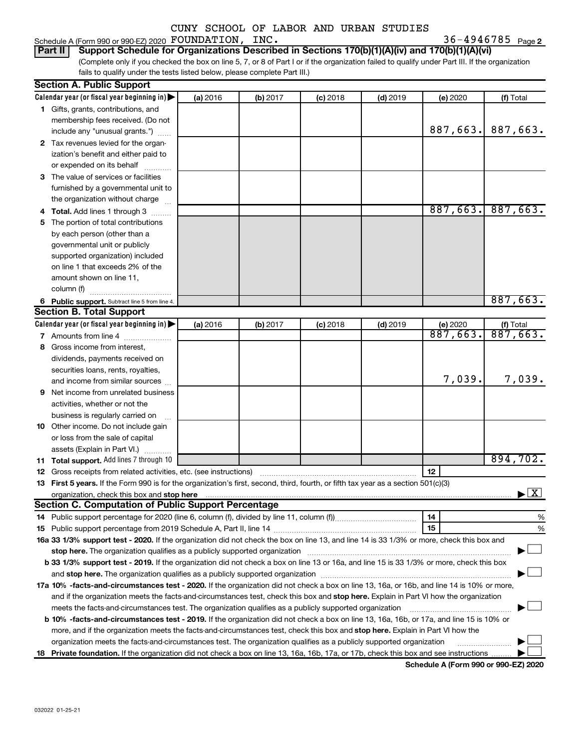CUNY SCHOOL OF LABOR AND URBAN STUDIES

Schedule A (Form 990 or 990-EZ) 2020 FOUNDATION, INC. 36-4946785 Page 2

**Part II** **Support Schedule for Organizations Described in Sections 170(b)(1)(A)(iv) and 170(b)(1)(A)(vi)**

(Complete only if you checked the box on line 5, 7, or 8 of Part I or if the organization failed to qualify under Part III. If the organization fails to qualify under the tests listed below, please complete Part III.)

**Section A. Public Support**

| Calendar year (or fiscal year beginning in) | (a) 2016 | (b) 2017 | (c) 2018 | (d) 2019 | (e) 2020 | (f) Total |
|---|---|---|---|---|---|---|
| **1** Gifts, grants, contributions, and membership fees received. (Do not include any "unusual grants.") | | | | | 887,663. | 887,663. |
| **2** Tax revenues levied for the organization's benefit and either paid to or expended on its behalf | | | | | | |
| **3** The value of services or facilities furnished by a governmental unit to the organization without charge | | | | | | |
| **4 Total.** Add lines 1 through 3 | | | | | 887,663. | 887,663. |
| **5** The portion of total contributions by each person (other than a governmental unit or publicly supported organization) included on line 1 that exceeds 2% of the amount shown on line 11, column (f) | | | | | | |
| **6 Public support.** Subtract line 5 from line 4. | | | | | | 887,663. |

**Section B. Total Support**

| Calendar year (or fiscal year beginning in) | (a) 2016 | (b) 2017 | (c) 2018 | (d) 2019 | (e) 2020 | (f) Total |
|---|---|---|---|---|---|---|
| **7** Amounts from line 4 | | | | | 887,663. | 887,663. |
| **8** Gross income from interest, dividends, payments received on securities loans, rents, royalties, and income from similar sources | | | | | 7,039. | 7,039. |
| **9** Net income from unrelated business activities, whether or not the business is regularly carried on | | | | | | |
| **10** Other income. Do not include gain or loss from the sale of capital assets (Explain in Part VI.) | | | | | | |
| **11 Total support.** Add lines 7 through 10 | | | | | | 894,702. |

**12** Gross receipts from related activities, etc. (see instructions) | 12 |

**13 First 5 years.** If the Form 990 is for the organization's first, second, third, fourth, or fifth tax year as a 501(c)(3) organization, check this box and **stop here** ▶ [X]

**Section C. Computation of Public Support Percentage**

**14** Public support percentage for 2020 (line 6, column (f), divided by line 11, column (f)) | 14 | %

**15** Public support percentage from 2019 Schedule A, Part II, line 14 | 15 | %

**16a 33 1/3% support test - 2020.** If the organization did not check the box on line 13, and line 14 is 33 1/3% or more, check this box and **stop here.** The organization qualifies as a publicly supported organization ▶ [ ]

**b 33 1/3% support test - 2019.** If the organization did not check a box on line 13 or 16a, and line 15 is 33 1/3% or more, check this box and **stop here.** The organization qualifies as a publicly supported organization ▶ [ ]

**17a 10% -facts-and-circumstances test - 2020.** If the organization did not check a box on line 13, 16a, or 16b, and line 14 is 10% or more, and if the organization meets the facts-and-circumstances test, check this box and **stop here.** Explain in Part VI how the organization meets the facts-and-circumstances test. The organization qualifies as a publicly supported organization ▶ [ ]

**b 10% -facts-and-circumstances test - 2019.** If the organization did not check a box on line 13, 16a, 16b, or 17a, and line 15 is 10% or more, and if the organization meets the facts-and-circumstances test, check this box and **stop here.** Explain in Part VI how the organization meets the facts-and-circumstances test. The organization qualifies as a publicly supported organization ▶ [ ]

**18 Private foundation.** If the organization did not check a box on line 13, 16a, 16b, 17a, or 17b, check this box and see instructions ▶ [ ]

**Schedule A (Form 990 or 990-EZ) 2020**

032022 01-25-21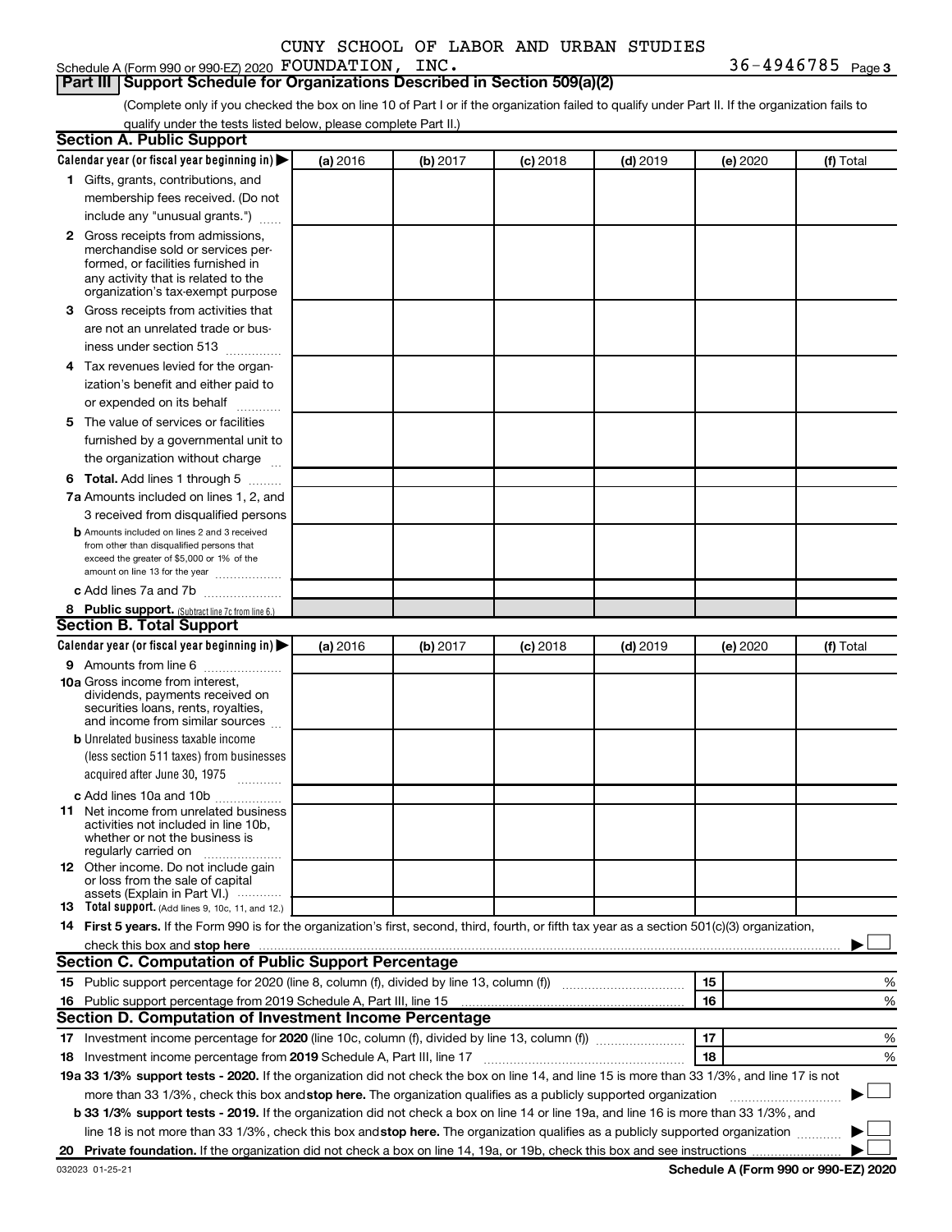CUNY SCHOOL OF LABOR AND URBAN STUDIES

Schedule A (Form 990 or 990-EZ) 2020 FOUNDATION, INC. 36-4946785 Page 3

## Part III Support Schedule for Organizations Described in Section 509(a)(2)

(Complete only if you checked the box on line 10 of Part I or if the organization failed to qualify under Part II. If the organization fails to qualify under the tests listed below, please complete Part II.)

### Section A. Public Support

| Calendar year (or fiscal year beginning in) ▶ | (a) 2016 | (b) 2017 | (c) 2018 | (d) 2019 | (e) 2020 | (f) Total |
|---|---|---|---|---|---|---|
| **1** Gifts, grants, contributions, and membership fees received. (Do not include any "unusual grants.") | | | | | | |
| **2** Gross receipts from admissions, merchandise sold or services performed, or facilities furnished in any activity that is related to the organization's tax-exempt purpose | | | | | | |
| **3** Gross receipts from activities that are not an unrelated trade or business under section 513 | | | | | | |
| **4** Tax revenues levied for the organization's benefit and either paid to or expended on its behalf | | | | | | |
| **5** The value of services or facilities furnished by a governmental unit to the organization without charge | | | | | | |
| **6 Total.** Add lines 1 through 5 | | | | | | |
| **7a** Amounts included on lines 1, 2, and 3 received from disqualified persons | | | | | | |
| **b** Amounts included on lines 2 and 3 received from other than disqualified persons that exceed the greater of $5,000 or 1% of the amount on line 13 for the year | | | | | | |
| **c** Add lines 7a and 7b | | | | | | |
| **8 Public support.** (Subtract line 7c from line 6.) | | | | | | |

### Section B. Total Support

| Calendar year (or fiscal year beginning in) ▶ | (a) 2016 | (b) 2017 | (c) 2018 | (d) 2019 | (e) 2020 | (f) Total |
|---|---|---|---|---|---|---|
| **9** Amounts from line 6 | | | | | | |
| **10a** Gross income from interest, dividends, payments received on securities loans, rents, royalties, and income from similar sources | | | | | | |
| **b** Unrelated business taxable income (less section 511 taxes) from businesses acquired after June 30, 1975 | | | | | | |
| **c** Add lines 10a and 10b | | | | | | |
| **11** Net income from unrelated business activities not included in line 10b, whether or not the business is regularly carried on | | | | | | |
| **12** Other income. Do not include gain or loss from the sale of capital assets (Explain in Part VI.) | | | | | | |
| **13 Total support.** (Add lines 9, 10c, 11, and 12.) | | | | | | |

**14 First 5 years.** If the Form 990 is for the organization's first, second, third, fourth, or fifth tax year as a section 501(c)(3) organization, check this box and **stop here** ▶ ☐

### Section C. Computation of Public Support Percentage

| | | | |
|---|---|---|---|
| **15** Public support percentage for 2020 (line 8, column (f), divided by line 13, column (f)) | 15 | | % |
| **16** Public support percentage from 2019 Schedule A, Part III, line 15 | 16 | | % |

### Section D. Computation of Investment Income Percentage

| | | | |
|---|---|---|---|
| **17** Investment income percentage for **2020** (line 10c, column (f), divided by line 13, column (f)) | 17 | | % |
| **18** Investment income percentage from **2019** Schedule A, Part III, line 17 | 18 | | % |

**19a 33 1/3% support tests - 2020.** If the organization did not check the box on line 14, and line 15 is more than 33 1/3%, and line 17 is not more than 33 1/3%, check this box and **stop here.** The organization qualifies as a publicly supported organization ▶ ☐

**b 33 1/3% support tests - 2019.** If the organization did not check a box on line 14 or line 19a, and line 16 is more than 33 1/3%, and line 18 is not more than 33 1/3%, check this box and **stop here.** The organization qualifies as a publicly supported organization ▶ ☐

**20 Private foundation.** If the organization did not check a box on line 14, 19a, or 19b, check this box and see instructions ▶ ☐

032023 01-25-21 **Schedule A (Form 990 or 990-EZ) 2020**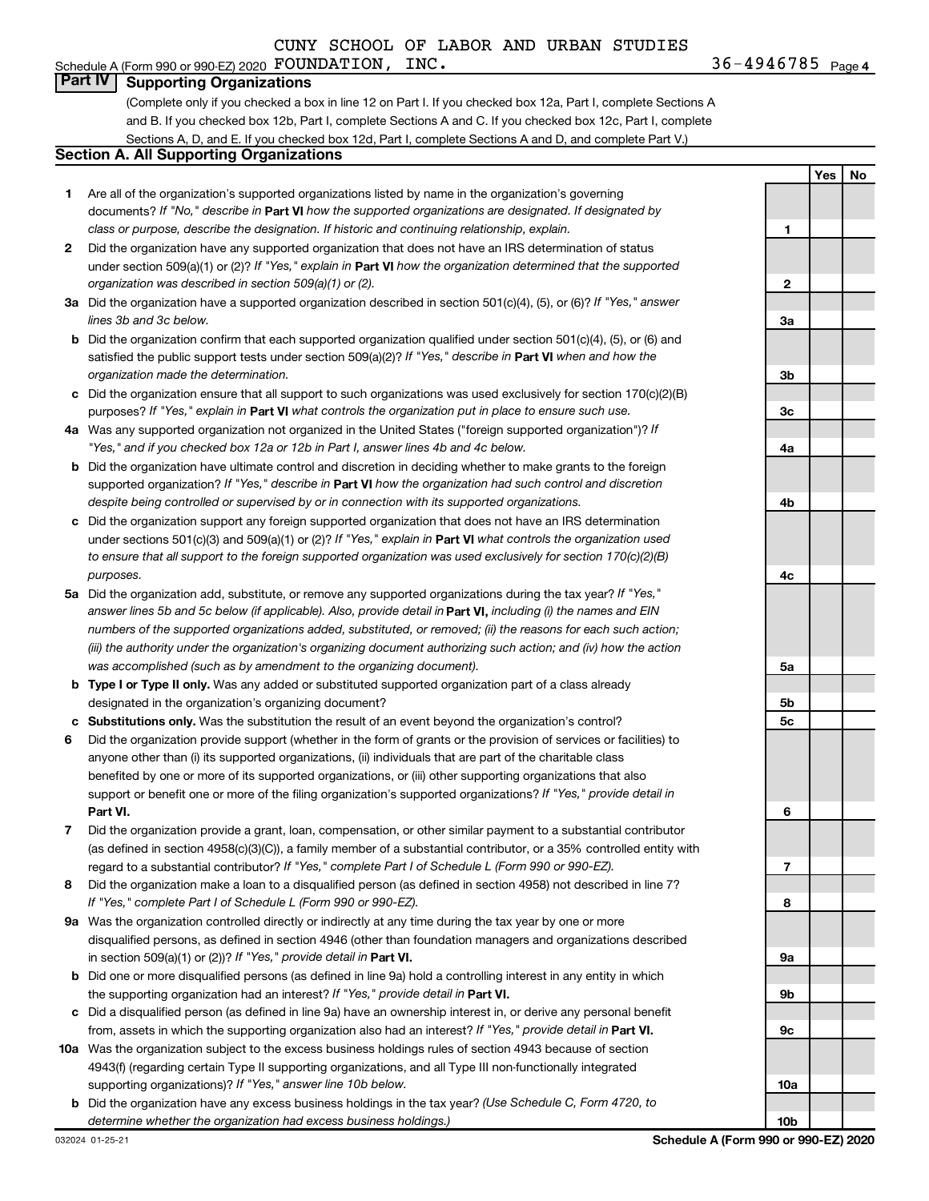CUNY SCHOOL OF LABOR AND URBAN STUDIES

Schedule A (Form 990 or 990-EZ) 2020 FOUNDATION, INC. 36-4946785 Page 4

## Part IV Supporting Organizations

(Complete only if you checked a box in line 12 on Part I. If you checked box 12a, Part I, complete Sections A and B. If you checked box 12b, Part I, complete Sections A and C. If you checked box 12c, Part I, complete Sections A, D, and E. If you checked box 12d, Part I, complete Sections A and D, and complete Part V.)

### Section A. All Supporting Organizations

| | | | Yes | No |
|---|---|---|---|---|
| **1** | Are all of the organization's supported organizations listed by name in the organization's governing documents? *If "No," describe in* **Part VI** *how the supported organizations are designated. If designated by class or purpose, describe the designation. If historic and continuing relationship, explain.* | 1 | | |
| **2** | Did the organization have any supported organization that does not have an IRS determination of status under section 509(a)(1) or (2)? *If "Yes," explain in* **Part VI** *how the organization determined that the supported organization was described in section 509(a)(1) or (2).* | 2 | | |
| **3a** | Did the organization have a supported organization described in section 501(c)(4), (5), or (6)? *If "Yes," answer lines 3b and 3c below.* | 3a | | |
| **b** | Did the organization confirm that each supported organization qualified under section 501(c)(4), (5), or (6) and satisfied the public support tests under section 509(a)(2)? *If "Yes," describe in* **Part VI** *when and how the organization made the determination.* | 3b | | |
| **c** | Did the organization ensure that all support to such organizations was used exclusively for section 170(c)(2)(B) purposes? *If "Yes," explain in* **Part VI** *what controls the organization put in place to ensure such use.* | 3c | | |
| **4a** | Was any supported organization not organized in the United States ("foreign supported organization")? *If "Yes," and if you checked box 12a or 12b in Part I, answer lines 4b and 4c below.* | 4a | | |
| **b** | Did the organization have ultimate control and discretion in deciding whether to make grants to the foreign supported organization? *If "Yes," describe in* **Part VI** *how the organization had such control and discretion despite being controlled or supervised by or in connection with its supported organizations.* | 4b | | |
| **c** | Did the organization support any foreign supported organization that does not have an IRS determination under sections 501(c)(3) and 509(a)(1) or (2)? *If "Yes," explain in* **Part VI** *what controls the organization used to ensure that all support to the foreign supported organization was used exclusively for section 170(c)(2)(B) purposes.* | 4c | | |
| **5a** | Did the organization add, substitute, or remove any supported organizations during the tax year? *If "Yes," answer lines 5b and 5c below (if applicable). Also, provide detail in* **Part VI,** *including (i) the names and EIN numbers of the supported organizations added, substituted, or removed; (ii) the reasons for each such action; (iii) the authority under the organization's organizing document authorizing such action; and (iv) how the action was accomplished (such as by amendment to the organizing document).* | 5a | | |
| **b** | **Type I or Type II only.** Was any added or substituted supported organization part of a class already designated in the organization's organizing document? | 5b | | |
| **c** | **Substitutions only.** Was the substitution the result of an event beyond the organization's control? | 5c | | |
| **6** | Did the organization provide support (whether in the form of grants or the provision of services or facilities) to anyone other than (i) its supported organizations, (ii) individuals that are part of the charitable class benefited by one or more of its supported organizations, or (iii) other supporting organizations that also support or benefit one or more of the filing organization's supported organizations? *If "Yes," provide detail in* **Part VI.** | 6 | | |
| **7** | Did the organization provide a grant, loan, compensation, or other similar payment to a substantial contributor (as defined in section 4958(c)(3)(C)), a family member of a substantial contributor, or a 35% controlled entity with regard to a substantial contributor? *If "Yes," complete Part I of Schedule L (Form 990 or 990-EZ).* | 7 | | |
| **8** | Did the organization make a loan to a disqualified person (as defined in section 4958) not described in line 7? *If "Yes," complete Part I of Schedule L (Form 990 or 990-EZ).* | 8 | | |
| **9a** | Was the organization controlled directly or indirectly at any time during the tax year by one or more disqualified persons, as defined in section 4946 (other than foundation managers and organizations described in section 509(a)(1) or (2))? *If "Yes," provide detail in* **Part VI.** | 9a | | |
| **b** | Did one or more disqualified persons (as defined in line 9a) hold a controlling interest in any entity in which the supporting organization had an interest? *If "Yes," provide detail in* **Part VI.** | 9b | | |
| **c** | Did a disqualified person (as defined in line 9a) have an ownership interest in, or derive any personal benefit from, assets in which the supporting organization also had an interest? *If "Yes," provide detail in* **Part VI.** | 9c | | |
| **10a** | Was the organization subject to the excess business holdings rules of section 4943 because of section 4943(f) (regarding certain Type II supporting organizations, and all Type III non-functionally integrated supporting organizations)? *If "Yes," answer line 10b below.* | 10a | | |
| **b** | Did the organization have any excess business holdings in the tax year? *(Use Schedule C, Form 4720, to determine whether the organization had excess business holdings.)* | 10b | | |

032024 01-25-21 **Schedule A (Form 990 or 990-EZ) 2020**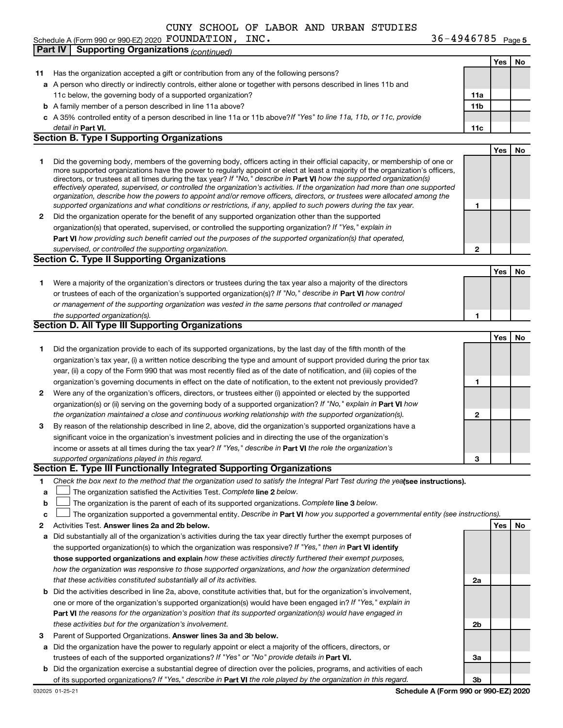CUNY SCHOOL OF LABOR AND URBAN STUDIES

Schedule A (Form 990 or 990-EZ) 2020 FOUNDATION, INC. 36-4946785 Page 5

**Part IV | Supporting Organizations** *(continued)*

| | | | Yes | No |
|---|---|---|---|---|
| **11** | Has the organization accepted a gift or contribution from any of the following persons? | | | |
| **a** | A person who directly or indirectly controls, either alone or together with persons described in lines 11b and 11c below, the governing body of a supported organization? | **11a** | | |
| **b** | A family member of a person described in line 11a above? | **11b** | | |
| **c** | A 35% controlled entity of a person described in line 11a or 11b above? *If "Yes" to line 11a, 11b, or 11c, provide detail in* **Part VI.** | **11c** | | |

**Section B. Type I Supporting Organizations**

| | | | Yes | No |
|---|---|---|---|---|
| **1** | Did the governing body, members of the governing body, officers acting in their official capacity, or membership of one or more supported organizations have the power to regularly appoint or elect at least a majority of the organization's officers, directors, or trustees at all times during the tax year? *If "No," describe in* **Part VI** *how the supported organization(s) effectively operated, supervised, or controlled the organization's activities. If the organization had more than one supported organization, describe how the powers to appoint and/or remove officers, directors, or trustees were allocated among the supported organizations and what conditions or restrictions, if any, applied to such powers during the tax year.* | **1** | | |
| **2** | Did the organization operate for the benefit of any supported organization other than the supported organization(s) that operated, supervised, or controlled the supporting organization? *If "Yes," explain in* **Part VI** *how providing such benefit carried out the purposes of the supported organization(s) that operated, supervised, or controlled the supporting organization.* | **2** | | |

**Section C. Type II Supporting Organizations**

| | | | Yes | No |
|---|---|---|---|---|
| **1** | Were a majority of the organization's directors or trustees during the tax year also a majority of the directors or trustees of each of the organization's supported organization(s)? *If "No," describe in* **Part VI** *how control or management of the supporting organization was vested in the same persons that controlled or managed the supported organization(s).* | **1** | | |

**Section D. All Type III Supporting Organizations**

| | | | Yes | No |
|---|---|---|---|---|
| **1** | Did the organization provide to each of its supported organizations, by the last day of the fifth month of the organization's tax year, (i) a written notice describing the type and amount of support provided during the prior tax year, (ii) a copy of the Form 990 that was most recently filed as of the date of notification, and (iii) copies of the organization's governing documents in effect on the date of notification, to the extent not previously provided? | **1** | | |
| **2** | Were any of the organization's officers, directors, or trustees either (i) appointed or elected by the supported organization(s) or (ii) serving on the governing body of a supported organization? *If "No," explain in* **Part VI** *how the organization maintained a close and continuous working relationship with the supported organization(s).* | **2** | | |
| **3** | By reason of the relationship described in line 2, above, did the organization's supported organizations have a significant voice in the organization's investment policies and in directing the use of the organization's income or assets at all times during the tax year? *If "Yes," describe in* **Part VI** *the role the organization's supported organizations played in this regard.* | **3** | | |

**Section E. Type III Functionally Integrated Supporting Organizations**

**1** *Check the box next to the method that the organization used to satisfy the Integral Part Test during the year* **(see instructions).**

**a** ☐ The organization satisfied the Activities Test. *Complete* **line 2** *below.*

**b** ☐ The organization is the parent of each of its supported organizations. *Complete* **line 3** *below.*

**c** ☐ The organization supported a governmental entity. *Describe in* **Part VI** *how you supported a governmental entity (see instructions).*

| | | | Yes | No |
|---|---|---|---|---|
| **2** | Activities Test. **Answer lines 2a and 2b below.** | | | |
| **a** | Did substantially all of the organization's activities during the tax year directly further the exempt purposes of the supported organization(s) to which the organization was responsive? *If "Yes," then in* **Part VI identify those supported organizations and explain** *how these activities directly furthered their exempt purposes, how the organization was responsive to those supported organizations, and how the organization determined that these activities constituted substantially all of its activities.* | **2a** | | |
| **b** | Did the activities described in line 2a, above, constitute activities that, but for the organization's involvement, one or more of the organization's supported organization(s) would have been engaged in? *If "Yes," explain in* **Part VI** *the reasons for the organization's position that its supported organization(s) would have engaged in these activities but for the organization's involvement.* | **2b** | | |
| **3** | Parent of Supported Organizations. **Answer lines 3a and 3b below.** | | | |
| **a** | Did the organization have the power to regularly appoint or elect a majority of the officers, directors, or trustees of each of the supported organizations? *If "Yes" or "No" provide details in* **Part VI.** | **3a** | | |
| **b** | Did the organization exercise a substantial degree of direction over the policies, programs, and activities of each of its supported organizations? *If "Yes," describe in* **Part VI** *the role played by the organization in this regard.* | **3b** | | |

032025 01-25-21 **Schedule A (Form 990 or 990-EZ) 2020**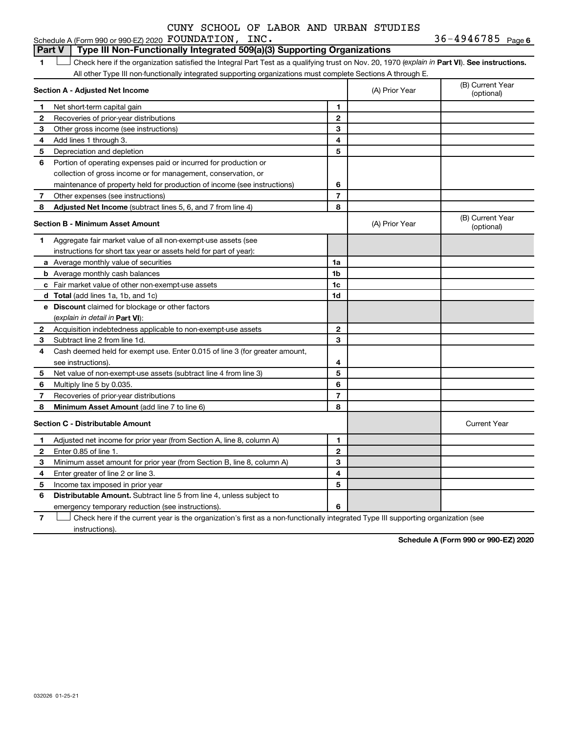Schedule A (Form 990 or 990-EZ) 2020 CUNY SCHOOL OF LABOR AND URBAN STUDIES FOUNDATION, INC. 36-4946785 Page 6

**Part V | Type III Non-Functionally Integrated 509(a)(3) Supporting Organizations**

1 ☐ Check here if the organization satisfied the Integral Part Test as a qualifying trust on Nov. 20, 1970 (*explain in* **Part VI**). **See instructions.** All other Type III non-functionally integrated supporting organizations must complete Sections A through E.

| **Section A - Adjusted Net Income** | | | (A) Prior Year | (B) Current Year (optional) |
|---|---|---|---|---|
| 1 | Net short-term capital gain | 1 | | |
| 2 | Recoveries of prior-year distributions | 2 | | |
| 3 | Other gross income (see instructions) | 3 | | |
| 4 | Add lines 1 through 3. | 4 | | |
| 5 | Depreciation and depletion | 5 | | |
| 6 | Portion of operating expenses paid or incurred for production or collection of gross income or for management, conservation, or maintenance of property held for production of income (see instructions) | 6 | | |
| 7 | Other expenses (see instructions) | 7 | | |
| 8 | **Adjusted Net Income** (subtract lines 5, 6, and 7 from line 4) | 8 | | |

| **Section B - Minimum Asset Amount** | | | (A) Prior Year | (B) Current Year (optional) |
|---|---|---|---|---|
| 1 | Aggregate fair market value of all non-exempt-use assets (see instructions for short tax year or assets held for part of year): | | | |
| a | Average monthly value of securities | 1a | | |
| b | Average monthly cash balances | 1b | | |
| c | Fair market value of other non-exempt-use assets | 1c | | |
| d | **Total** (add lines 1a, 1b, and 1c) | 1d | | |
| e | **Discount** claimed for blockage or other factors (*explain in detail in* **Part VI**): | | | |
| 2 | Acquisition indebtedness applicable to non-exempt-use assets | 2 | | |
| 3 | Subtract line 2 from line 1d. | 3 | | |
| 4 | Cash deemed held for exempt use. Enter 0.015 of line 3 (for greater amount, see instructions). | 4 | | |
| 5 | Net value of non-exempt-use assets (subtract line 4 from line 3) | 5 | | |
| 6 | Multiply line 5 by 0.035. | 6 | | |
| 7 | Recoveries of prior-year distributions | 7 | | |
| 8 | **Minimum Asset Amount** (add line 7 to line 6) | 8 | | |

| **Section C - Distributable Amount** | | | | Current Year |
|---|---|---|---|---|
| 1 | Adjusted net income for prior year (from Section A, line 8, column A) | 1 | | |
| 2 | Enter 0.85 of line 1. | 2 | | |
| 3 | Minimum asset amount for prior year (from Section B, line 8, column A) | 3 | | |
| 4 | Enter greater of line 2 or line 3. | 4 | | |
| 5 | Income tax imposed in prior year | 5 | | |
| 6 | **Distributable Amount.** Subtract line 5 from line 4, unless subject to emergency temporary reduction (see instructions). | 6 | | |

7 ☐ Check here if the current year is the organization's first as a non-functionally integrated Type III supporting organization (see instructions).

**Schedule A (Form 990 or 990-EZ) 2020**

032026 01-25-21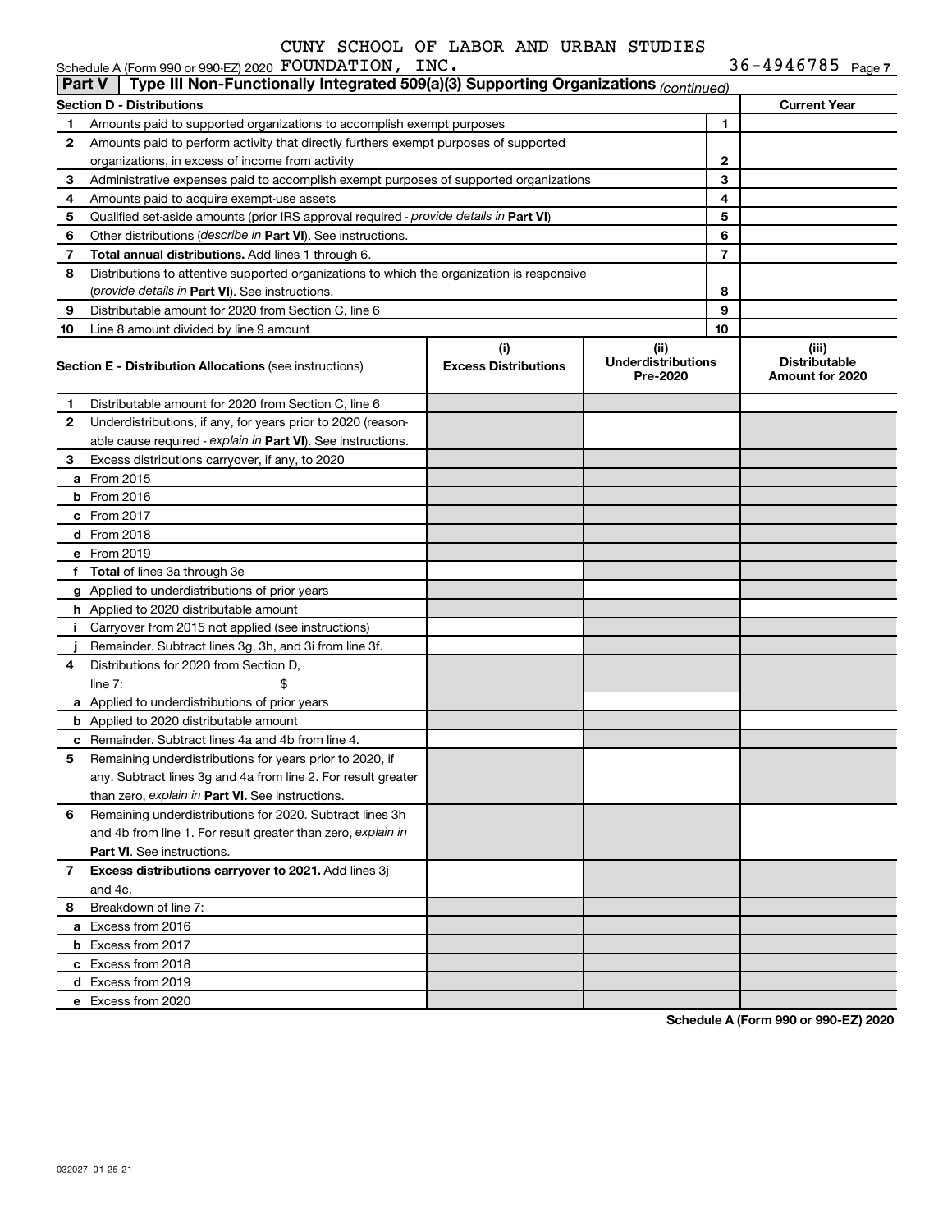CUNY SCHOOL OF LABOR AND URBAN STUDIES

Schedule A (Form 990 or 990-EZ) 2020 FOUNDATION, INC. 36-4946785 Page 7

## Part V | Type III Non-Functionally Integrated 509(a)(3) Supporting Organizations (continued)

| Section D - Distributions | | | Current Year |
|---|---|---|---|
| 1 | Amounts paid to supported organizations to accomplish exempt purposes | 1 | |
| 2 | Amounts paid to perform activity that directly furthers exempt purposes of supported organizations, in excess of income from activity | 2 | |
| 3 | Administrative expenses paid to accomplish exempt purposes of supported organizations | 3 | |
| 4 | Amounts paid to acquire exempt-use assets | 4 | |
| 5 | Qualified set-aside amounts (prior IRS approval required - *provide details in* **Part VI**) | 5 | |
| 6 | Other distributions (*describe in* **Part VI**). See instructions. | 6 | |
| 7 | **Total annual distributions.** Add lines 1 through 6. | 7 | |
| 8 | Distributions to attentive supported organizations to which the organization is responsive (*provide details in* **Part VI**). See instructions. | 8 | |
| 9 | Distributable amount for 2020 from Section C, line 6 | 9 | |
| 10 | Line 8 amount divided by line 9 amount | 10 | |

| Section E - Distribution Allocations (see instructions) | (i) Excess Distributions | (ii) Underdistributions Pre-2020 | (iii) Distributable Amount for 2020 |
|---|---|---|---|
| **1** Distributable amount for 2020 from Section C, line 6 | | | |
| **2** Underdistributions, if any, for years prior to 2020 (reasonable cause required - *explain in* **Part VI**). See instructions. | | | |
| **3** Excess distributions carryover, if any, to 2020 | | | |
| **a** From 2015 | | | |
| **b** From 2016 | | | |
| **c** From 2017 | | | |
| **d** From 2018 | | | |
| **e** From 2019 | | | |
| **f** **Total** of lines 3a through 3e | | | |
| **g** Applied to underdistributions of prior years | | | |
| **h** Applied to 2020 distributable amount | | | |
| **i** Carryover from 2015 not applied (see instructions) | | | |
| **j** Remainder. Subtract lines 3g, 3h, and 3i from line 3f. | | | |
| **4** Distributions for 2020 from Section D, line 7: $ | | | |
| **a** Applied to underdistributions of prior years | | | |
| **b** Applied to 2020 distributable amount | | | |
| **c** Remainder. Subtract lines 4a and 4b from line 4. | | | |
| **5** Remaining underdistributions for years prior to 2020, if any. Subtract lines 3g and 4a from line 2. For result greater than zero, *explain in* **Part VI.** See instructions. | | | |
| **6** Remaining underdistributions for 2020. Subtract lines 3h and 4b from line 1. For result greater than zero, *explain in* **Part VI**. See instructions. | | | |
| **7** **Excess distributions carryover to 2021.** Add lines 3j and 4c. | | | |
| **8** Breakdown of line 7: | | | |
| **a** Excess from 2016 | | | |
| **b** Excess from 2017 | | | |
| **c** Excess from 2018 | | | |
| **d** Excess from 2019 | | | |
| **e** Excess from 2020 | | | |

**Schedule A (Form 990 or 990-EZ) 2020**

032027 01-25-21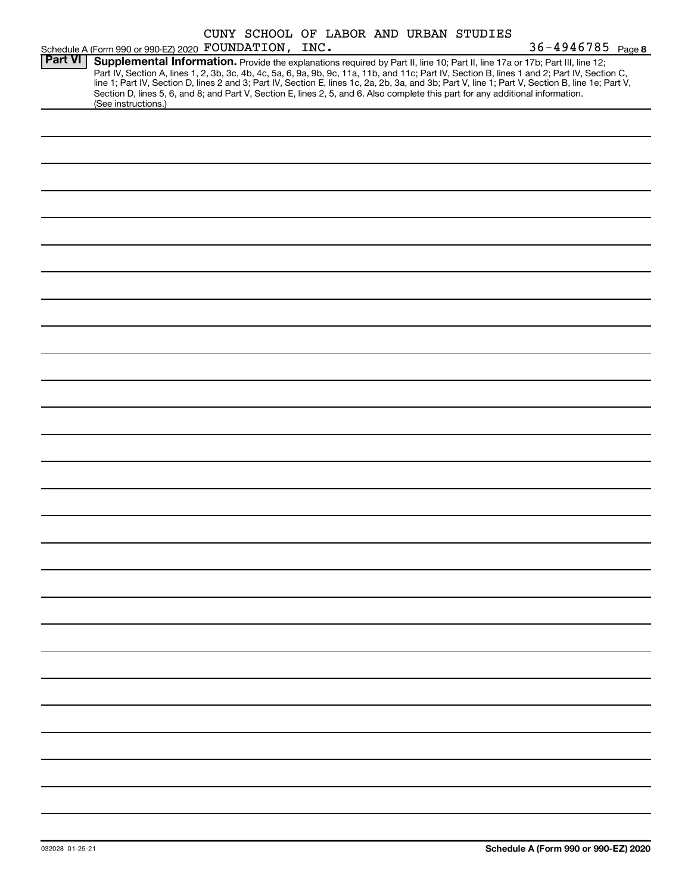Schedule A (Form 990 or 990-EZ) 2020 CUNY SCHOOL OF LABOR AND URBAN STUDIES FOUNDATION, INC. 36-4946785 Page 8

**Part VI** **Supplemental Information.** Provide the explanations required by Part II, line 10; Part II, line 17a or 17b; Part III, line 12; Part IV, Section A, lines 1, 2, 3b, 3c, 4b, 4c, 5a, 6, 9a, 9b, 9c, 11a, 11b, and 11c; Part IV, Section B, lines 1 and 2; Part IV, Section C, line 1; Part IV, Section D, lines 2 and 3; Part IV, Section E, lines 1c, 2a, 2b, 3a, and 3b; Part V, line 1; Part V, Section B, line 1e; Part V, Section D, lines 5, 6, and 8; and Part V, Section E, lines 2, 5, and 6. Also complete this part for any additional information. (See instructions.)

032028 01-25-21

**Schedule A (Form 990 or 990-EZ) 2020**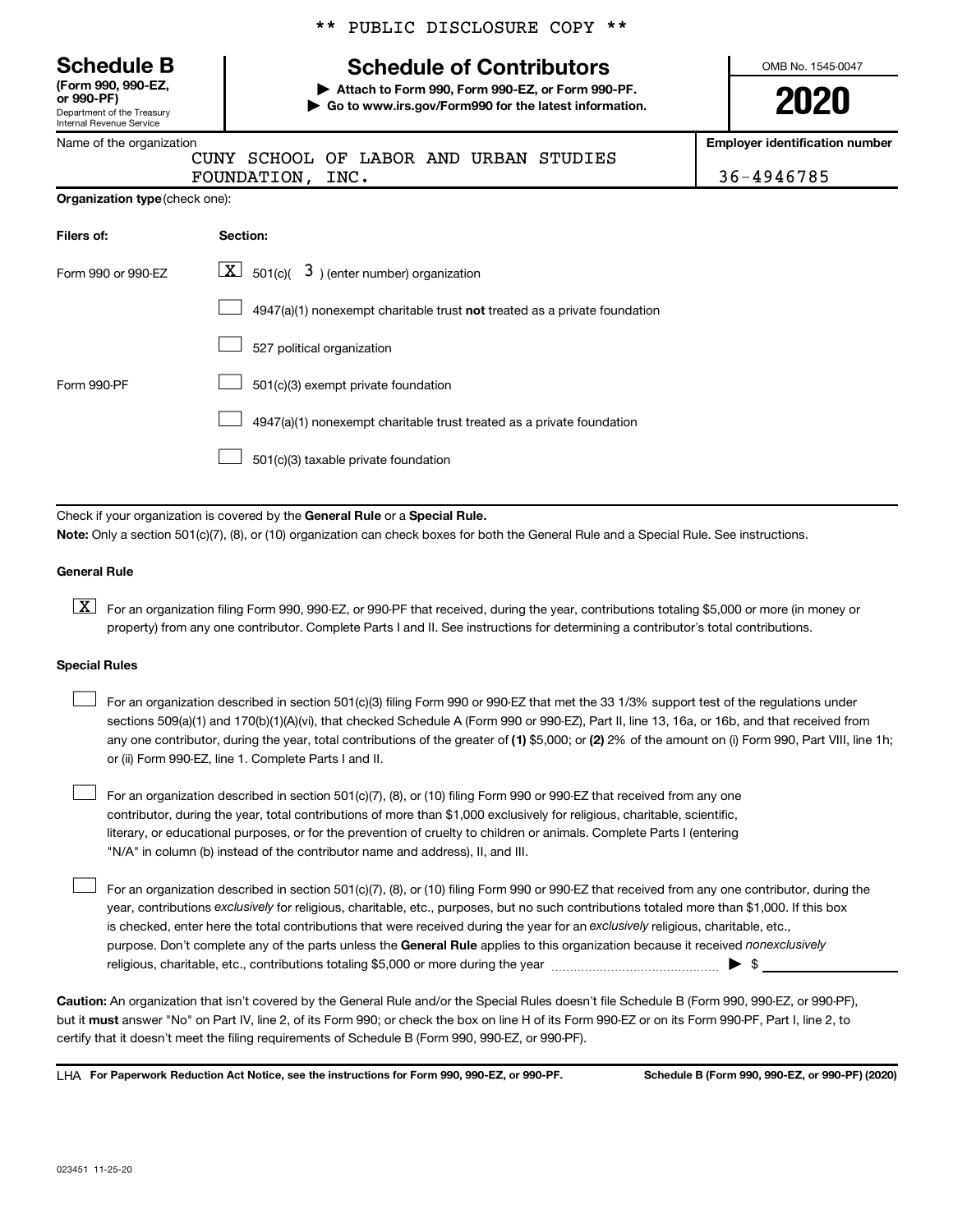\*\* PUBLIC DISCLOSURE COPY \*\*

**Schedule B**
**(Form 990, 990-EZ, or 990-PF)**
Department of the Treasury
Internal Revenue Service

# Schedule of Contributors

▶ **Attach to Form 990, Form 990-EZ, or Form 990-PF.**
▶ **Go to www.irs.gov/Form990 for the latest information.**

OMB No. 1545-0047

**2020**

| Name of the organization | Employer identification number |
|---|---|
| CUNY SCHOOL OF LABOR AND URBAN STUDIES FOUNDATION, INC. | 36-4946785 |

**Organization type** (check one):

| Filers of: | Section: |
|---|---|
| Form 990 or 990-EZ | [X] 501(c)( 3 ) (enter number) organization |
| | [ ] 4947(a)(1) nonexempt charitable trust **not** treated as a private foundation |
| | [ ] 527 political organization |
| Form 990-PF | [ ] 501(c)(3) exempt private foundation |
| | [ ] 4947(a)(1) nonexempt charitable trust treated as a private foundation |
| | [ ] 501(c)(3) taxable private foundation |

Check if your organization is covered by the **General Rule** or a **Special Rule.**

**Note:** Only a section 501(c)(7), (8), or (10) organization can check boxes for both the General Rule and a Special Rule. See instructions.

**General Rule**

[X] For an organization filing Form 990, 990-EZ, or 990-PF that received, during the year, contributions totaling $5,000 or more (in money or property) from any one contributor. Complete Parts I and II. See instructions for determining a contributor's total contributions.

**Special Rules**

[ ] For an organization described in section 501(c)(3) filing Form 990 or 990-EZ that met the 33 1/3% support test of the regulations under sections 509(a)(1) and 170(b)(1)(A)(vi), that checked Schedule A (Form 990 or 990-EZ), Part II, line 13, 16a, or 16b, and that received from any one contributor, during the year, total contributions of the greater of **(1)** $5,000; or **(2)** 2% of the amount on (i) Form 990, Part VIII, line 1h; or (ii) Form 990-EZ, line 1. Complete Parts I and II.

[ ] For an organization described in section 501(c)(7), (8), or (10) filing Form 990 or 990-EZ that received from any one contributor, during the year, total contributions of more than $1,000 exclusively for religious, charitable, scientific, literary, or educational purposes, or for the prevention of cruelty to children or animals. Complete Parts I (entering "N/A" in column (b) instead of the contributor name and address), II, and III.

[ ] For an organization described in section 501(c)(7), (8), or (10) filing Form 990 or 990-EZ that received from any one contributor, during the year, contributions *exclusively* for religious, charitable, etc., purposes, but no such contributions totaled more than $1,000. If this box is checked, enter here the total contributions that were received during the year for an *exclusively* religious, charitable, etc., purpose. Don't complete any of the parts unless the **General Rule** applies to this organization because it received *nonexclusively* religious, charitable, etc., contributions totaling $5,000 or more during the year ▶ $

**Caution:** An organization that isn't covered by the General Rule and/or the Special Rules doesn't file Schedule B (Form 990, 990-EZ, or 990-PF), but it **must** answer "No" on Part IV, line 2, of its Form 990; or check the box on line H of its Form 990-EZ or on its Form 990-PF, Part I, line 2, to certify that it doesn't meet the filing requirements of Schedule B (Form 990, 990-EZ, or 990-PF).

LHA **For Paperwork Reduction Act Notice, see the instructions for Form 990, 990-EZ, or 990-PF.** **Schedule B (Form 990, 990-EZ, or 990-PF) (2020)**

023451 11-25-20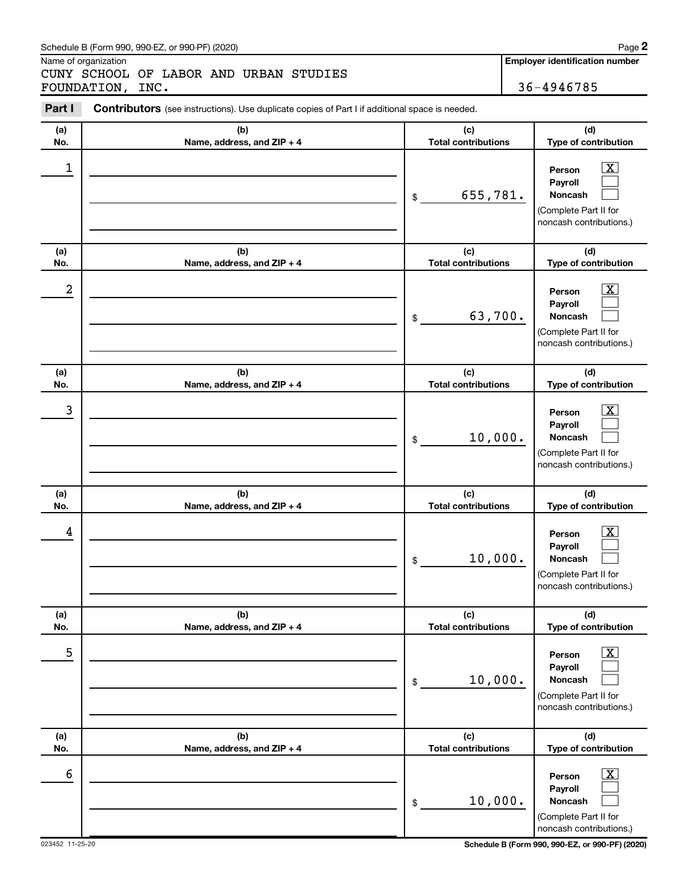Schedule B (Form 990, 990-EZ, or 990-PF) (2020)

Name of organization

CUNY SCHOOL OF LABOR AND URBAN STUDIES FOUNDATION, INC.

**Employer identification number**

36-4946785

**Part I** **Contributors** (see instructions). Use duplicate copies of Part I if additional space is needed.

| (a) No. | (b) Name, address, and ZIP + 4 | (c) Total contributions | (d) Type of contribution |
|---|---|---|---|
| 1 | | $ 655,781. | Person [X] Payroll [ ] Noncash [ ] (Complete Part II for noncash contributions.) |
| 2 | | $ 63,700. | Person [X] Payroll [ ] Noncash [ ] (Complete Part II for noncash contributions.) |
| 3 | | $ 10,000. | Person [X] Payroll [ ] Noncash [ ] (Complete Part II for noncash contributions.) |
| 4 | | $ 10,000. | Person [X] Payroll [ ] Noncash [ ] (Complete Part II for noncash contributions.) |
| 5 | | $ 10,000. | Person [X] Payroll [ ] Noncash [ ] (Complete Part II for noncash contributions.) |
| 6 | | $ 10,000. | Person [X] Payroll [ ] Noncash [ ] (Complete Part II for noncash contributions.) |

023452 11-25-20

**Schedule B (Form 990, 990-EZ, or 990-PF) (2020)**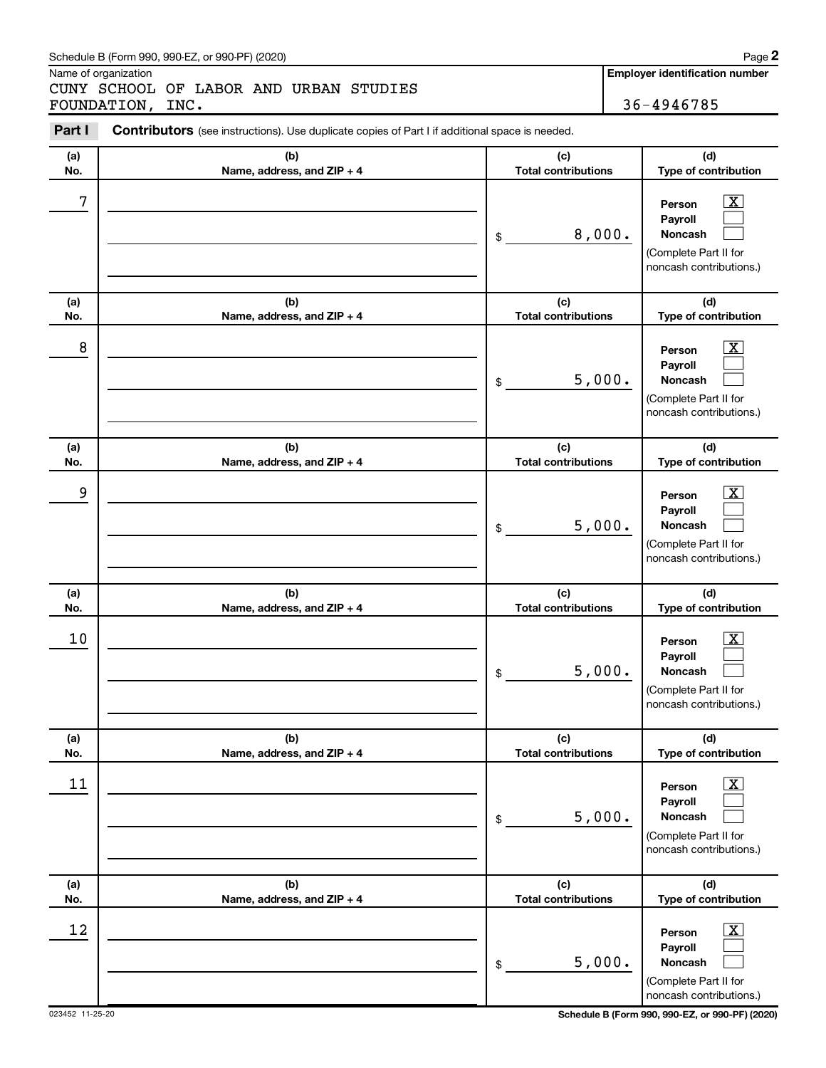Schedule B (Form 990, 990-EZ, or 990-PF) (2020)

Name of organization

CUNY SCHOOL OF LABOR AND URBAN STUDIES FOUNDATION, INC.

**Employer identification number**

36-4946785

**Part I** **Contributors** (see instructions). Use duplicate copies of Part I if additional space is needed.

| (a) No. | (b) Name, address, and ZIP + 4 | (c) Total contributions | (d) Type of contribution |
|---|---|---|---|
| 7 | | $ 8,000. | Person [X] Payroll [ ] Noncash [ ] (Complete Part II for noncash contributions.) |
| 8 | | $ 5,000. | Person [X] Payroll [ ] Noncash [ ] (Complete Part II for noncash contributions.) |
| 9 | | $ 5,000. | Person [X] Payroll [ ] Noncash [ ] (Complete Part II for noncash contributions.) |
| 10 | | $ 5,000. | Person [X] Payroll [ ] Noncash [ ] (Complete Part II for noncash contributions.) |
| 11 | | $ 5,000. | Person [X] Payroll [ ] Noncash [ ] (Complete Part II for noncash contributions.) |
| 12 | | $ 5,000. | Person [X] Payroll [ ] Noncash [ ] (Complete Part II for noncash contributions.) |

023452 11-25-20

**Schedule B (Form 990, 990-EZ, or 990-PF) (2020)**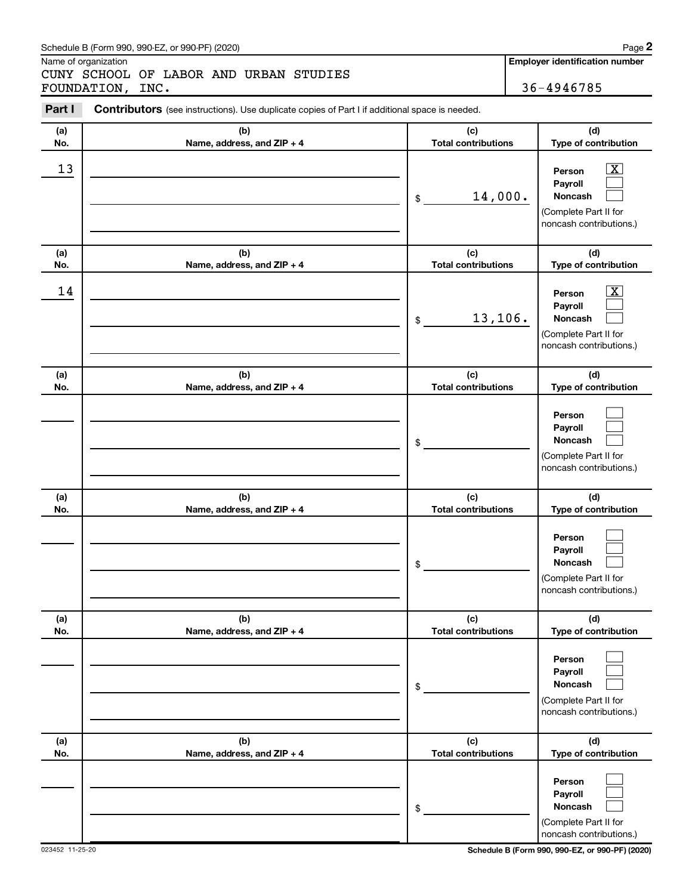Schedule B (Form 990, 990-EZ, or 990-PF) (2020)

Name of organization

CUNY SCHOOL OF LABOR AND URBAN STUDIES FOUNDATION, INC.

**Employer identification number**

36-4946785

**Part I** **Contributors** (see instructions). Use duplicate copies of Part I if additional space is needed.

| (a) No. | (b) Name, address, and ZIP + 4 | (c) Total contributions | (d) Type of contribution |
|---|---|---|---|
| 13 | | $ 14,000. | Person [X] Payroll [ ] Noncash [ ] (Complete Part II for noncash contributions.) |
| 14 | | $ 13,106. | Person [X] Payroll [ ] Noncash [ ] (Complete Part II for noncash contributions.) |
| | | $ | Person [ ] Payroll [ ] Noncash [ ] (Complete Part II for noncash contributions.) |
| | | $ | Person [ ] Payroll [ ] Noncash [ ] (Complete Part II for noncash contributions.) |
| | | $ | Person [ ] Payroll [ ] Noncash [ ] (Complete Part II for noncash contributions.) |
| | | $ | Person [ ] Payroll [ ] Noncash [ ] (Complete Part II for noncash contributions.) |

023452 11-25-20

**Schedule B (Form 990, 990-EZ, or 990-PF) (2020)**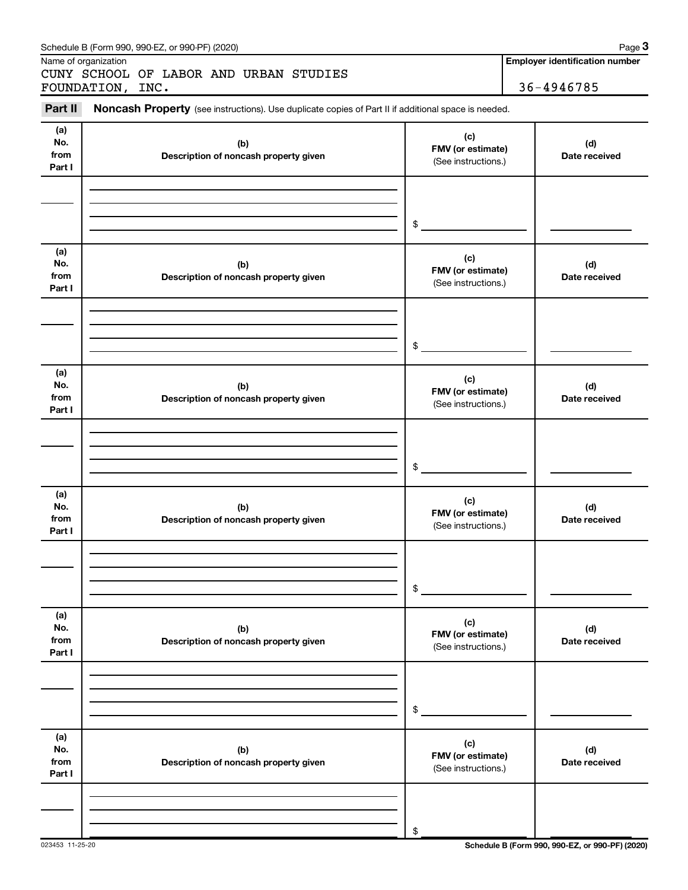Name of organization

CUNY SCHOOL OF LABOR AND URBAN STUDIES FOUNDATION, INC.

**Employer identification number**

36-4946785

**Part II** **Noncash Property** (see instructions). Use duplicate copies of Part II if additional space is needed.

| (a) No. from Part I | (b) Description of noncash property given | (c) FMV (or estimate) (See instructions.) | (d) Date received |
|---|---|---|---|
| | | $ | |

| (a) No. from Part I | (b) Description of noncash property given | (c) FMV (or estimate) (See instructions.) | (d) Date received |
|---|---|---|---|
| | | $ | |

| (a) No. from Part I | (b) Description of noncash property given | (c) FMV (or estimate) (See instructions.) | (d) Date received |
|---|---|---|---|
| | | $ | |

| (a) No. from Part I | (b) Description of noncash property given | (c) FMV (or estimate) (See instructions.) | (d) Date received |
|---|---|---|---|
| | | $ | |

| (a) No. from Part I | (b) Description of noncash property given | (c) FMV (or estimate) (See instructions.) | (d) Date received |
|---|---|---|---|
| | | $ | |

| (a) No. from Part I | (b) Description of noncash property given | (c) FMV (or estimate) (See instructions.) | (d) Date received |
|---|---|---|---|
| | | $ | |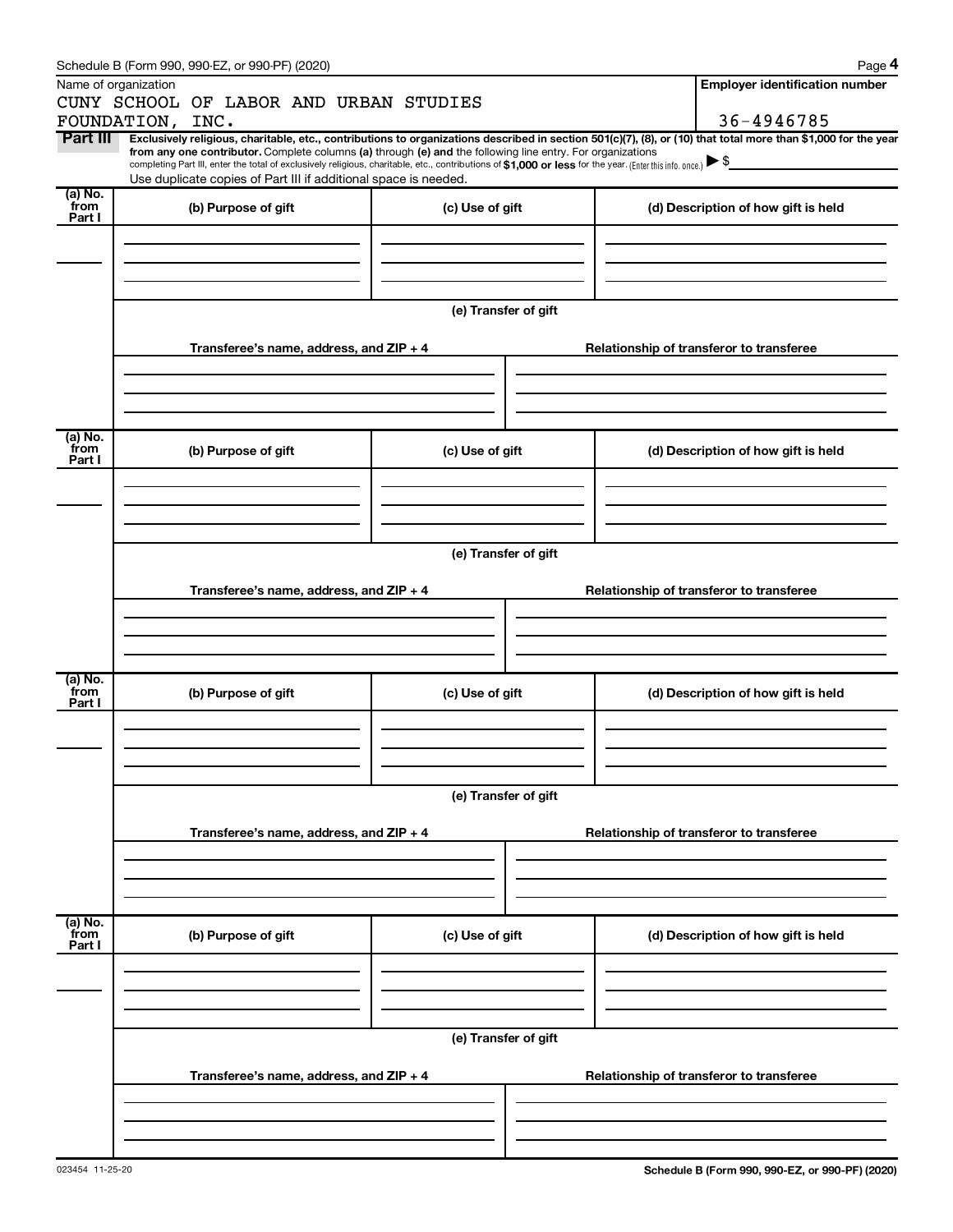Schedule B (Form 990, 990-EZ, or 990-PF) (2020)

| Name of organization | Employer identification number |
| --- | --- |
| CUNY SCHOOL OF LABOR AND URBAN STUDIES FOUNDATION, INC. | 36-4946785 |

**Part III** **Exclusively religious, charitable, etc., contributions to organizations described in section 501(c)(7), (8), or (10) that total more than $1,000 for the year from any one contributor.** Complete columns **(a)** through **(e) and** the following line entry. For organizations completing Part III, enter the total of exclusively religious, charitable, etc., contributions of **$1,000 or less** for the year. (Enter this info. once.) ▶ $

Use duplicate copies of Part III if additional space is needed.

| (a) No. from Part I | (b) Purpose of gift | (c) Use of gift | (d) Description of how gift is held |
| --- | --- | --- | --- |
| | | | |

**(e) Transfer of gift**

| Transferee's name, address, and ZIP + 4 | Relationship of transferor to transferee |
| --- | --- |
| | |

| (a) No. from Part I | (b) Purpose of gift | (c) Use of gift | (d) Description of how gift is held |
| --- | --- | --- | --- |
| | | | |

**(e) Transfer of gift**

| Transferee's name, address, and ZIP + 4 | Relationship of transferor to transferee |
| --- | --- |
| | |

| (a) No. from Part I | (b) Purpose of gift | (c) Use of gift | (d) Description of how gift is held |
| --- | --- | --- | --- |
| | | | |

**(e) Transfer of gift**

| Transferee's name, address, and ZIP + 4 | Relationship of transferor to transferee |
| --- | --- |
| | |

| (a) No. from Part I | (b) Purpose of gift | (c) Use of gift | (d) Description of how gift is held |
| --- | --- | --- | --- |
| | | | |

**(e) Transfer of gift**

| Transferee's name, address, and ZIP + 4 | Relationship of transferor to transferee |
| --- | --- |
| | |

023454 11-25-20

Schedule B (Form 990, 990-EZ, or 990-PF) (2020)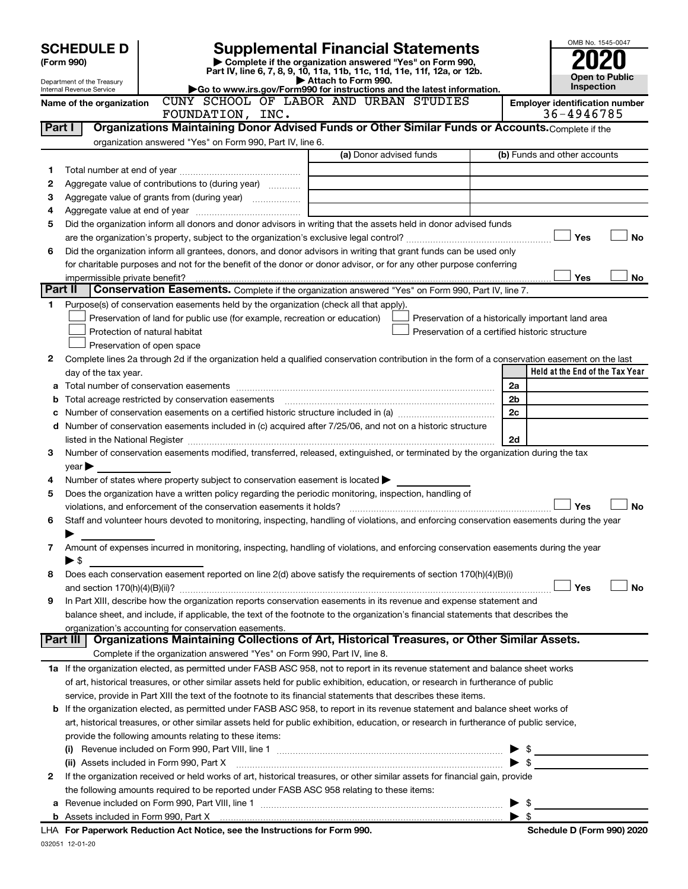# SCHEDULE D (Form 990)

Department of the Treasury
Internal Revenue Service

## Supplemental Financial Statements

▶ Complete if the organization answered "Yes" on Form 990, Part IV, line 6, 7, 8, 9, 10, 11a, 11b, 11c, 11d, 11e, 11f, 12a, or 12b.
▶ Attach to Form 990.
▶Go to www.irs.gov/Form990 for instructions and the latest information.

OMB No. 1545-0047

**2020**

**Open to Public Inspection**

Name of the organization: CUNY SCHOOL OF LABOR AND URBAN STUDIES FOUNDATION, INC.

Employer identification number: 36-4946785

**Part I — Organizations Maintaining Donor Advised Funds or Other Similar Funds or Accounts.** Complete if the organization answered "Yes" on Form 990, Part IV, line 6.

| | | (a) Donor advised funds | (b) Funds and other accounts |
|---|---|---|---|
| 1 | Total number at end of year | | |
| 2 | Aggregate value of contributions to (during year) | | |
| 3 | Aggregate value of grants from (during year) | | |
| 4 | Aggregate value at end of year | | |

5 Did the organization inform all donors and donor advisors in writing that the assets held in donor advised funds are the organization's property, subject to the organization's exclusive legal control? ☐ Yes ☐ No

6 Did the organization inform all grantees, donors, and donor advisors in writing that grant funds can be used only for charitable purposes and not for the benefit of the donor or donor advisor, or for any other purpose conferring impermissible private benefit? ☐ Yes ☐ No

**Part II — Conservation Easements.** Complete if the organization answered "Yes" on Form 990, Part IV, line 7.

1 Purpose(s) of conservation easements held by the organization (check all that apply).
- ☐ Preservation of land for public use (for example, recreation or education)
- ☐ Protection of natural habitat
- ☐ Preservation of open space
- ☐ Preservation of a historically important land area
- ☐ Preservation of a certified historic structure

2 Complete lines 2a through 2d if the organization held a qualified conservation contribution in the form of a conservation easement on the last day of the tax year.

| | | | Held at the End of the Tax Year |
|---|---|---|---|
| a | Total number of conservation easements | 2a | |
| b | Total acreage restricted by conservation easements | 2b | |
| c | Number of conservation easements on a certified historic structure included in (a) | 2c | |
| d | Number of conservation easements included in (c) acquired after 7/25/06, and not on a historic structure listed in the National Register | 2d | |

3 Number of conservation easements modified, transferred, released, extinguished, or terminated by the organization during the tax year ▶

4 Number of states where property subject to conservation easement is located ▶

5 Does the organization have a written policy regarding the periodic monitoring, inspection, handling of violations, and enforcement of the conservation easements it holds? ☐ Yes ☐ No

6 Staff and volunteer hours devoted to monitoring, inspecting, handling of violations, and enforcing conservation easements during the year ▶

7 Amount of expenses incurred in monitoring, inspecting, handling of violations, and enforcing conservation easements during the year ▶ $

8 Does each conservation easement reported on line 2(d) above satisfy the requirements of section 170(h)(4)(B)(i) and section 170(h)(4)(B)(ii)? ☐ Yes ☐ No

9 In Part XIII, describe how the organization reports conservation easements in its revenue and expense statement and balance sheet, and include, if applicable, the text of the footnote to the organization's financial statements that describes the organization's accounting for conservation easements.

**Part III — Organizations Maintaining Collections of Art, Historical Treasures, or Other Similar Assets.** Complete if the organization answered "Yes" on Form 990, Part IV, line 8.

1a If the organization elected, as permitted under FASB ASC 958, not to report in its revenue statement and balance sheet works of art, historical treasures, or other similar assets held for public exhibition, education, or research in furtherance of public service, provide in Part XIII the text of the footnote to its financial statements that describes these items.

b If the organization elected, as permitted under FASB ASC 958, to report in its revenue statement and balance sheet works of art, historical treasures, or other similar assets held for public exhibition, education, or research in furtherance of public service, provide the following amounts relating to these items:

(i) Revenue included on Form 990, Part VIII, line 1 ▶ $

(ii) Assets included in Form 990, Part X ▶ $

2 If the organization received or held works of art, historical treasures, or other similar assets for financial gain, provide the following amounts required to be reported under FASB ASC 958 relating to these items:

a Revenue included on Form 990, Part VIII, line 1 ▶ $

b Assets included in Form 990, Part X ▶ $

LHA For Paperwork Reduction Act Notice, see the Instructions for Form 990. Schedule D (Form 990) 2020

032051 12-01-20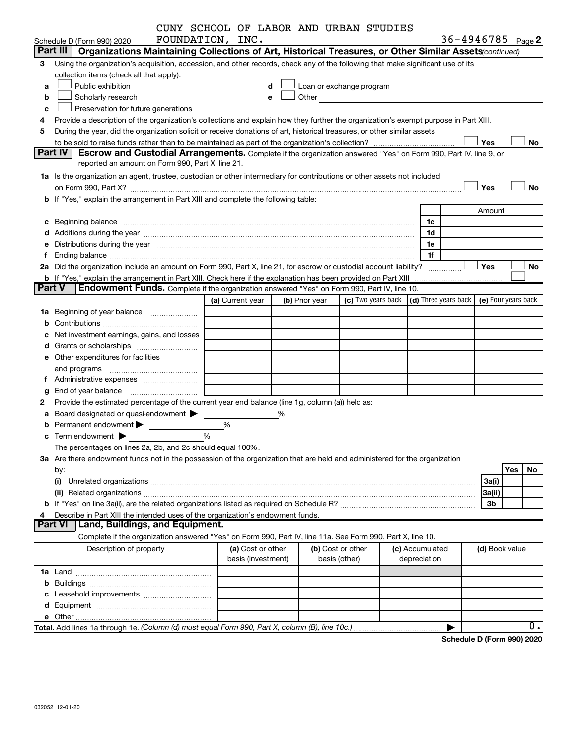Schedule D (Form 990) 2020 CUNY SCHOOL OF LABOR AND URBAN STUDIES FOUNDATION, INC. 36-4946785 Page 2

**Part III | Organizations Maintaining Collections of Art, Historical Treasures, or Other Similar Assets** *(continued)*

3 Using the organization's acquisition, accession, and other records, check any of the following that make significant use of its collection items (check all that apply):

- a ☐ Public exhibition
- b ☐ Scholarly research
- c ☐ Preservation for future generations
- d ☐ Loan or exchange program
- e ☐ Other

4 Provide a description of the organization's collections and explain how they further the organization's exempt purpose in Part XIII.

5 During the year, did the organization solicit or receive donations of art, historical treasures, or other similar assets to be sold to raise funds rather than to be maintained as part of the organization's collection? ☐ Yes ☐ No

**Part IV | Escrow and Custodial Arrangements.** Complete if the organization answered "Yes" on Form 990, Part IV, line 9, or reported an amount on Form 990, Part X, line 21.

1a Is the organization an agent, trustee, custodian or other intermediary for contributions or other assets not included on Form 990, Part X? ☐ Yes ☐ No

b If "Yes," explain the arrangement in Part XIII and complete the following table:

| | | Amount |
|---|---|---|
| c Beginning balance | 1c | |
| d Additions during the year | 1d | |
| e Distributions during the year | 1e | |
| f Ending balance | 1f | |

2a Did the organization include an amount on Form 990, Part X, line 21, for escrow or custodial account liability? ☐ Yes ☐ No

b If "Yes," explain the arrangement in Part XIII. Check here if the explanation has been provided on Part XIII ☐

**Part V | Endowment Funds.** Complete if the organization answered "Yes" on Form 990, Part IV, line 10.

| | (a) Current year | (b) Prior year | (c) Two years back | (d) Three years back | (e) Four years back |
|---|---|---|---|---|---|
| 1a Beginning of year balance | | | | | |
| b Contributions | | | | | |
| c Net investment earnings, gains, and losses | | | | | |
| d Grants or scholarships | | | | | |
| e Other expenditures for facilities and programs | | | | | |
| f Administrative expenses | | | | | |
| g End of year balance | | | | | |

2 Provide the estimated percentage of the current year end balance (line 1g, column (a)) held as:

- a Board designated or quasi-endowment ▶ %
- b Permanent endowment ▶ %
- c Term endowment ▶ %

The percentages on lines 2a, 2b, and 2c should equal 100%.

3a Are there endowment funds not in the possession of the organization that are held and administered for the organization by:

| | | Yes | No |
|---|---|---|---|
| (i) Unrelated organizations | 3a(i) | | |
| (ii) Related organizations | 3a(ii) | | |
| b If "Yes" on line 3a(ii), are the related organizations listed as required on Schedule R? | 3b | | |

4 Describe in Part XIII the intended uses of the organization's endowment funds.

**Part VI | Land, Buildings, and Equipment.**

Complete if the organization answered "Yes" on Form 990, Part IV, line 11a. See Form 990, Part X, line 10.

| Description of property | (a) Cost or other basis (investment) | (b) Cost or other basis (other) | (c) Accumulated depreciation | (d) Book value |
|---|---|---|---|---|
| 1a Land | | | | |
| b Buildings | | | | |
| c Leasehold improvements | | | | |
| d Equipment | | | | |
| e Other | | | | |
| **Total.** Add lines 1a through 1e. *(Column (d) must equal Form 990, Part X, column (B), line 10c.)* | | | ▶ | 0. |

**Schedule D (Form 990) 2020**

032052 12-01-20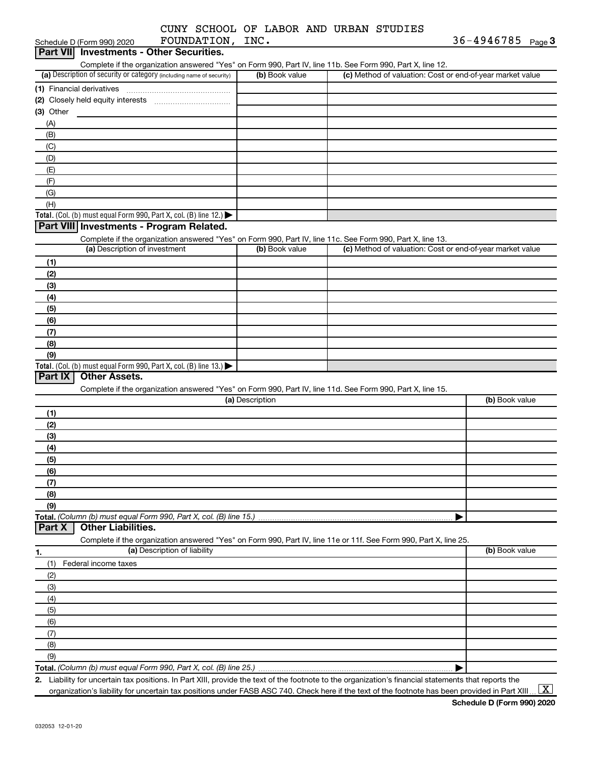Schedule D (Form 990) 2020 CUNY SCHOOL OF LABOR AND URBAN STUDIES FOUNDATION, INC. 36-4946785 Page 3

## Part VII Investments - Other Securities.

Complete if the organization answered "Yes" on Form 990, Part IV, line 11b. See Form 990, Part X, line 12.

| (a) Description of security or category (including name of security) | (b) Book value | (c) Method of valuation: Cost or end-of-year market value |
|---|---|---|
| (1) Financial derivatives | | |
| (2) Closely held equity interests | | |
| (3) Other | | |
| (A) | | |
| (B) | | |
| (C) | | |
| (D) | | |
| (E) | | |
| (F) | | |
| (G) | | |
| (H) | | |
| **Total.** (Col. (b) must equal Form 990, Part X, col. (B) line 12.) ▶ | | |

## Part VIII Investments - Program Related.

Complete if the organization answered "Yes" on Form 990, Part IV, line 11c. See Form 990, Part X, line 13.

| (a) Description of investment | (b) Book value | (c) Method of valuation: Cost or end-of-year market value |
|---|---|---|
| (1) | | |
| (2) | | |
| (3) | | |
| (4) | | |
| (5) | | |
| (6) | | |
| (7) | | |
| (8) | | |
| (9) | | |
| **Total.** (Col. (b) must equal Form 990, Part X, col. (B) line 13.) ▶ | | |

## Part IX Other Assets.

Complete if the organization answered "Yes" on Form 990, Part IV, line 11d. See Form 990, Part X, line 15.

| (a) Description | (b) Book value |
|---|---|
| (1) | |
| (2) | |
| (3) | |
| (4) | |
| (5) | |
| (6) | |
| (7) | |
| (8) | |
| (9) | |
| **Total.** *(Column (b) must equal Form 990, Part X, col. (B) line 15.)* ▶ | |

## Part X Other Liabilities.

Complete if the organization answered "Yes" on Form 990, Part IV, line 11e or 11f. See Form 990, Part X, line 25.

| 1. (a) Description of liability | (b) Book value |
|---|---|
| (1) Federal income taxes | |
| (2) | |
| (3) | |
| (4) | |
| (5) | |
| (6) | |
| (7) | |
| (8) | |
| (9) | |
| **Total.** *(Column (b) must equal Form 990, Part X, col. (B) line 25.)* ▶ | |

2. Liability for uncertain tax positions. In Part XIII, provide the text of the footnote to the organization's financial statements that reports the organization's liability for uncertain tax positions under FASB ASC 740. Check here if the text of the footnote has been provided in Part XIII ... [X]

Schedule D (Form 990) 2020

032053 12-01-20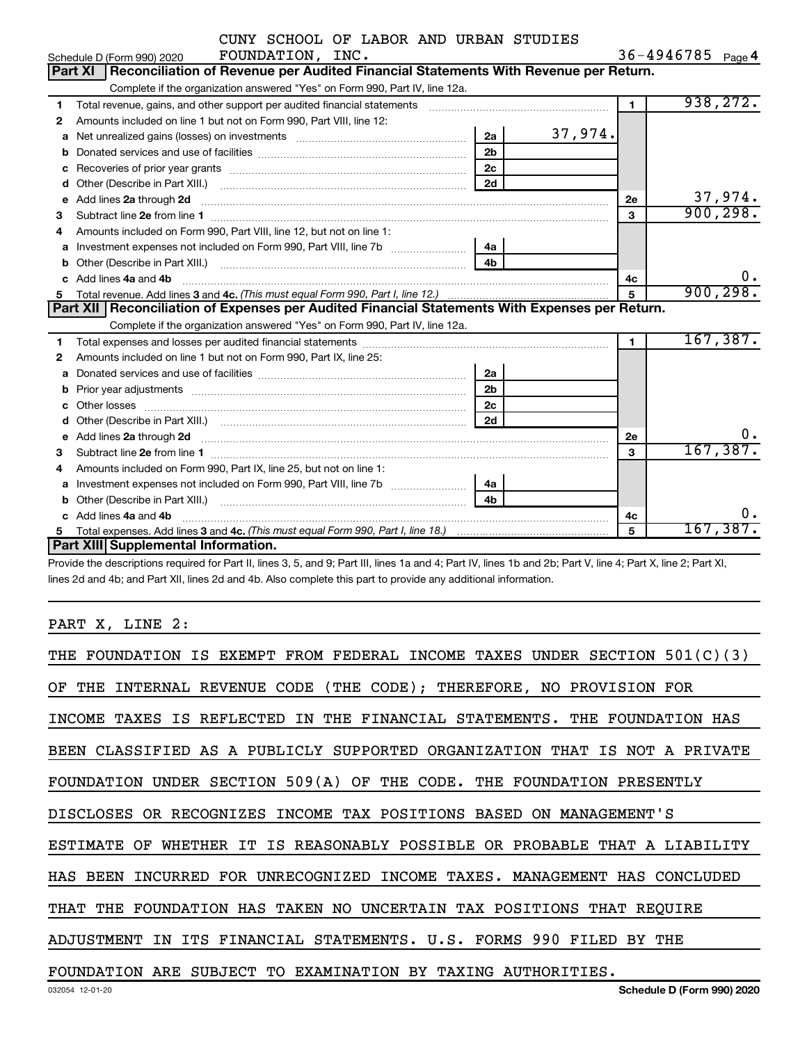CUNY SCHOOL OF LABOR AND URBAN STUDIES FOUNDATION, INC.

Schedule D (Form 990) 2020 — 36-4946785 Page **4**

## Part XI Reconciliation of Revenue per Audited Financial Statements With Revenue per Return.

Complete if the organization answered "Yes" on Form 990, Part IV, line 12a.

| | | | | | |
|---|---|---|---|---|---|
| 1 | Total revenue, gains, and other support per audited financial statements | | | 1 | 938,272. |
| 2 | Amounts included on line 1 but not on Form 990, Part VIII, line 12: | | | | |
| a | Net unrealized gains (losses) on investments | 2a | 37,974. | | |
| b | Donated services and use of facilities | 2b | | | |
| c | Recoveries of prior year grants | 2c | | | |
| d | Other (Describe in Part XIII.) | 2d | | | |
| e | Add lines **2a** through **2d** | | | 2e | 37,974. |
| 3 | Subtract line **2e** from line **1** | | | 3 | 900,298. |
| 4 | Amounts included on Form 990, Part VIII, line 12, but not on line 1: | | | | |
| a | Investment expenses not included on Form 990, Part VIII, line 7b | 4a | | | |
| b | Other (Describe in Part XIII.) | 4b | | | |
| c | Add lines **4a** and **4b** | | | 4c | 0. |
| 5 | Total revenue. Add lines **3** and **4c.** *(This must equal Form 990, Part I, line 12.)* | | | 5 | 900,298. |

## Part XII Reconciliation of Expenses per Audited Financial Statements With Expenses per Return.

Complete if the organization answered "Yes" on Form 990, Part IV, line 12a.

| | | | | | |
|---|---|---|---|---|---|
| 1 | Total expenses and losses per audited financial statements | | | 1 | 167,387. |
| 2 | Amounts included on line 1 but not on Form 990, Part IX, line 25: | | | | |
| a | Donated services and use of facilities | 2a | | | |
| b | Prior year adjustments | 2b | | | |
| c | Other losses | 2c | | | |
| d | Other (Describe in Part XIII.) | 2d | | | |
| e | Add lines **2a** through **2d** | | | 2e | 0. |
| 3 | Subtract line **2e** from line **1** | | | 3 | 167,387. |
| 4 | Amounts included on Form 990, Part IX, line 25, but not on line 1: | | | | |
| a | Investment expenses not included on Form 990, Part VIII, line 7b | 4a | | | |
| b | Other (Describe in Part XIII.) | 4b | | | |
| c | Add lines **4a** and **4b** | | | 4c | 0. |
| 5 | Total expenses. Add lines **3** and **4c.** *(This must equal Form 990, Part I, line 18.)* | | | 5 | 167,387. |

## Part XIII Supplemental Information.

Provide the descriptions required for Part II, lines 3, 5, and 9; Part III, lines 1a and 4; Part IV, lines 1b and 2b; Part V, line 4; Part X, line 2; Part XI, lines 2d and 4b; and Part XII, lines 2d and 4b. Also complete this part to provide any additional information.

PART X, LINE 2:

THE FOUNDATION IS EXEMPT FROM FEDERAL INCOME TAXES UNDER SECTION 501(C)(3) OF THE INTERNAL REVENUE CODE (THE CODE); THEREFORE, NO PROVISION FOR INCOME TAXES IS REFLECTED IN THE FINANCIAL STATEMENTS. THE FOUNDATION HAS BEEN CLASSIFIED AS A PUBLICLY SUPPORTED ORGANIZATION THAT IS NOT A PRIVATE FOUNDATION UNDER SECTION 509(A) OF THE CODE. THE FOUNDATION PRESENTLY DISCLOSES OR RECOGNIZES INCOME TAX POSITIONS BASED ON MANAGEMENT'S ESTIMATE OF WHETHER IT IS REASONABLY POSSIBLE OR PROBABLE THAT A LIABILITY HAS BEEN INCURRED FOR UNRECOGNIZED INCOME TAXES. MANAGEMENT HAS CONCLUDED THAT THE FOUNDATION HAS TAKEN NO UNCERTAIN TAX POSITIONS THAT REQUIRE ADJUSTMENT IN ITS FINANCIAL STATEMENTS. U.S. FORMS 990 FILED BY THE FOUNDATION ARE SUBJECT TO EXAMINATION BY TAXING AUTHORITIES.

032054 12-01-20 — Schedule D (Form 990) 2020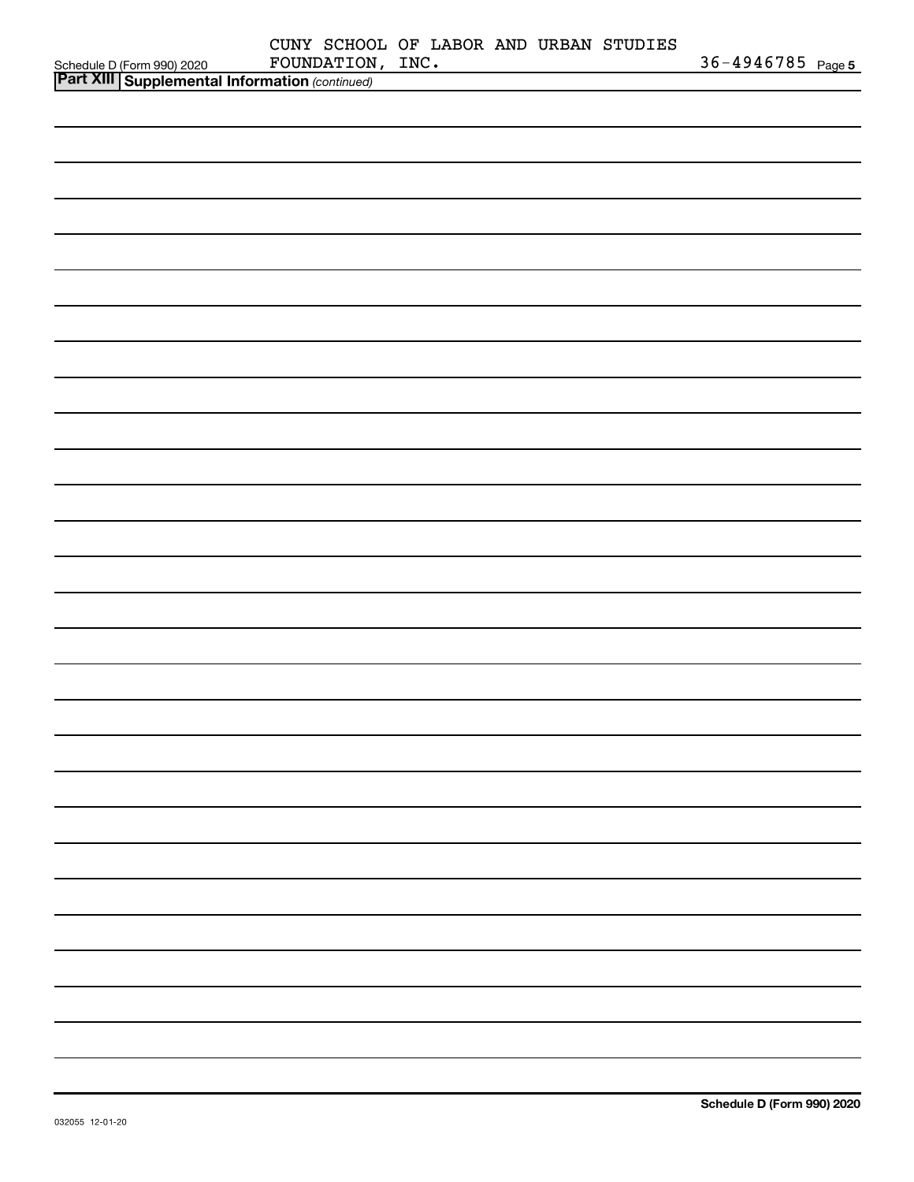CUNY SCHOOL OF LABOR AND URBAN STUDIES FOUNDATION, INC. 36-4946785

Schedule D (Form 990) 2020

**Part XIII Supplemental Information** *(continued)*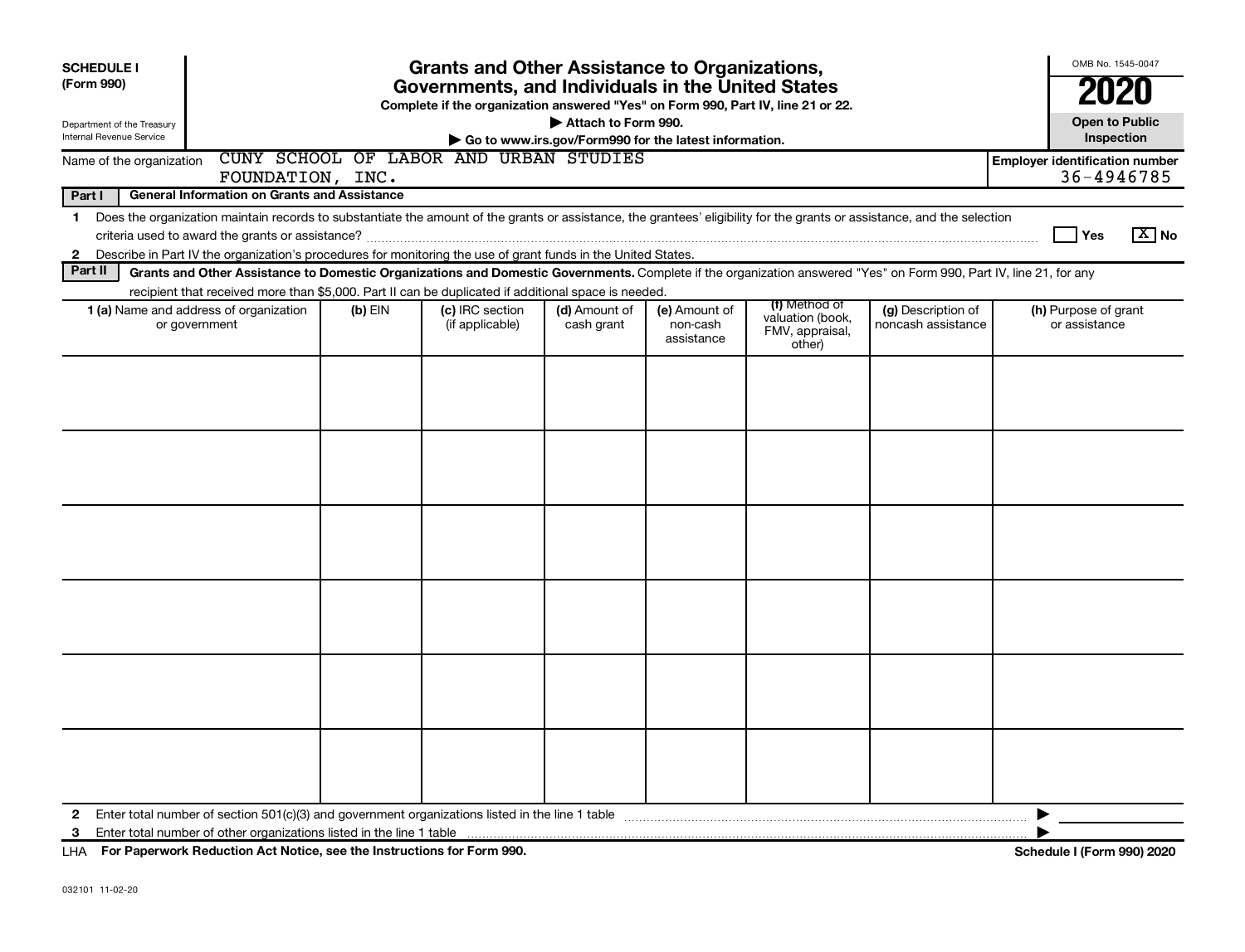**SCHEDULE I**
**(Form 990)**

Department of the Treasury
Internal Revenue Service

# Grants and Other Assistance to Organizations, Governments, and Individuals in the United States

**Complete if the organization answered "Yes" on Form 990, Part IV, line 21 or 22.**

**▶ Attach to Form 990.**

**▶ Go to www.irs.gov/Form990 for the latest information.**

OMB No. 1545-0047

**2020**

**Open to Public Inspection**

Name of the organization: CUNY SCHOOL OF LABOR AND URBAN STUDIES FOUNDATION, INC.

**Employer identification number** 36-4946785

**Part I — General Information on Grants and Assistance**

1 Does the organization maintain records to substantiate the amount of the grants or assistance, the grantees' eligibility for the grants or assistance, and the selection criteria used to award the grants or assistance? ☐ Yes ☒ No

2 Describe in Part IV the organization's procedures for monitoring the use of grant funds in the United States.

**Part II — Grants and Other Assistance to Domestic Organizations and Domestic Governments.** Complete if the organization answered "Yes" on Form 990, Part IV, line 21, for any recipient that received more than $5,000. Part II can be duplicated if additional space is needed.

| 1 (a) Name and address of organization or government | (b) EIN | (c) IRC section (if applicable) | (d) Amount of cash grant | (e) Amount of non-cash assistance | (f) Method of valuation (book, FMV, appraisal, other) | (g) Description of noncash assistance | (h) Purpose of grant or assistance |
|---|---|---|---|---|---|---|---|
| | | | | | | | |
| | | | | | | | |
| | | | | | | | |
| | | | | | | | |
| | | | | | | | |
| | | | | | | | |

2 Enter total number of section 501(c)(3) and government organizations listed in the line 1 table ▶

3 Enter total number of other organizations listed in the line 1 table ▶

LHA **For Paperwork Reduction Act Notice, see the Instructions for Form 990.** **Schedule I (Form 990) 2020**

032101 11-02-20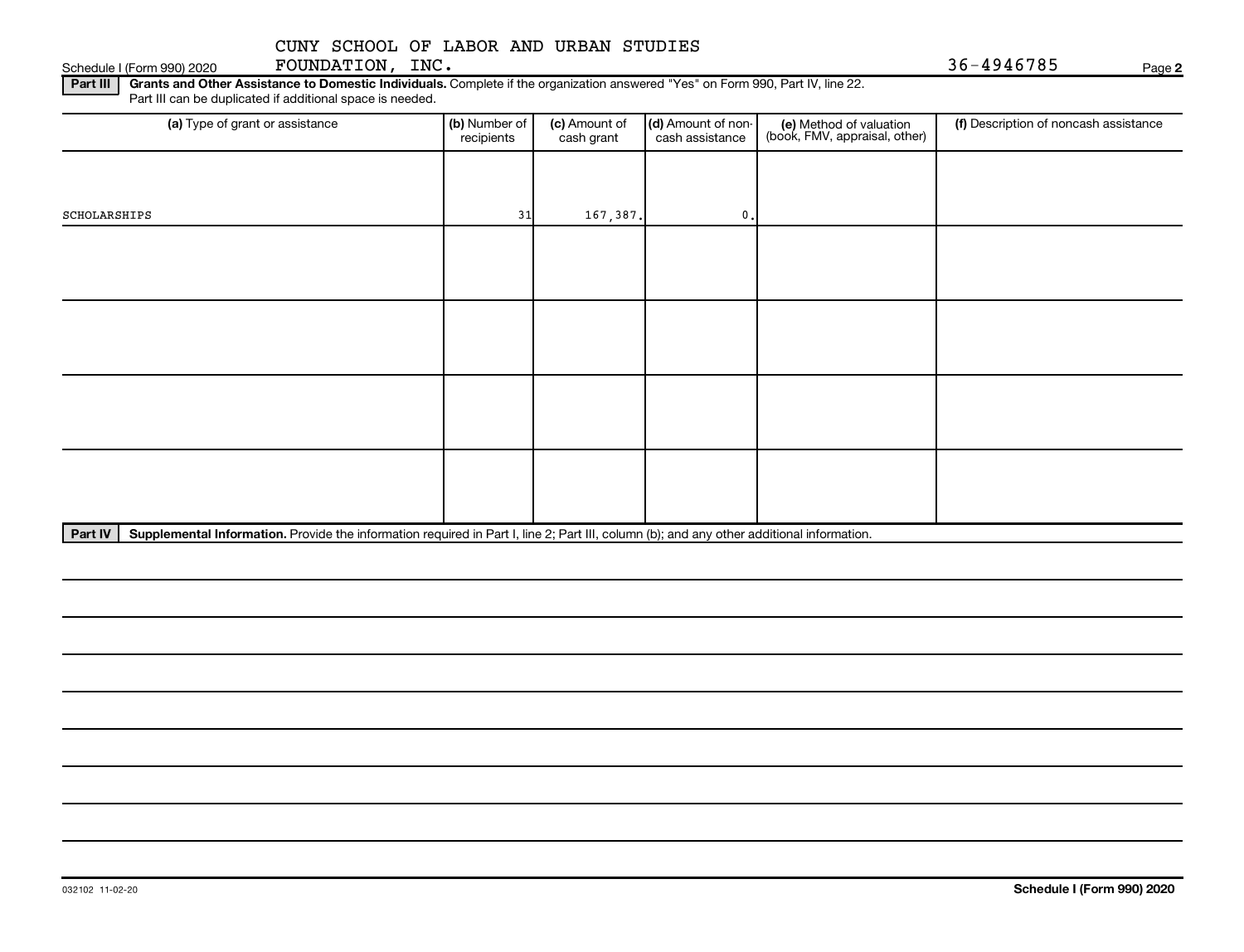Schedule I (Form 990) 2020 CUNY SCHOOL OF LABOR AND URBAN STUDIES FOUNDATION, INC. 36-4946785 Page **2**

**Part III** **Grants and Other Assistance to Domestic Individuals.** Complete if the organization answered "Yes" on Form 990, Part IV, line 22. Part III can be duplicated if additional space is needed.

| (a) Type of grant or assistance | (b) Number of recipients | (c) Amount of cash grant | (d) Amount of non-cash assistance | (e) Method of valuation (book, FMV, appraisal, other) | (f) Description of noncash assistance |
|---|---|---|---|---|---|
| SCHOLARSHIPS | 31 | 167,387. | 0. | | |
| | | | | | |
| | | | | | |
| | | | | | |
| | | | | | |

**Part IV** **Supplemental Information.** Provide the information required in Part I, line 2; Part III, column (b); and any other additional information.

032102 11-02-20 **Schedule I (Form 990) 2020**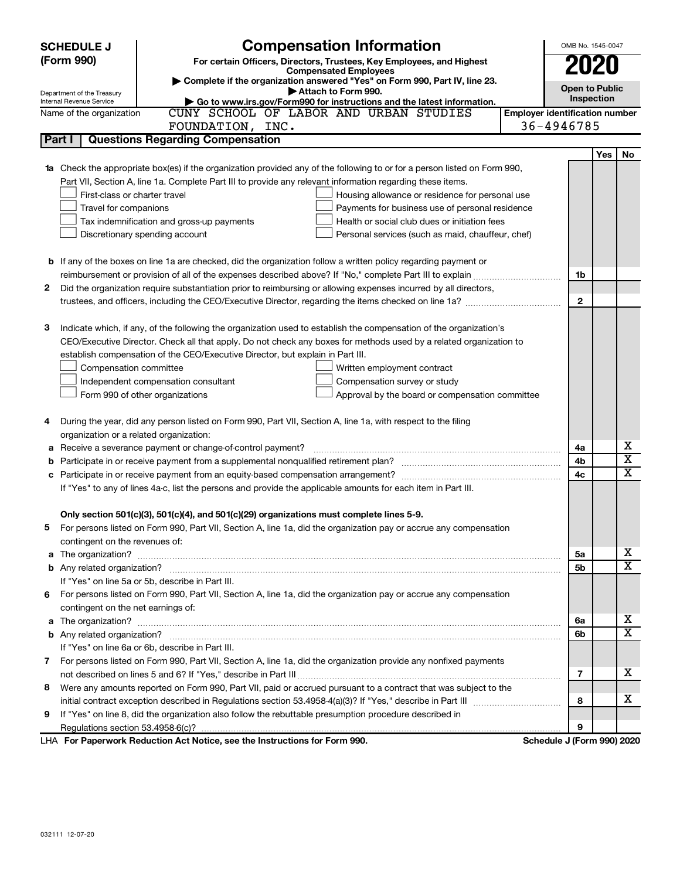# SCHEDULE J (Form 990)

Department of the Treasury
Internal Revenue Service

## Compensation Information

**For certain Officers, Directors, Trustees, Key Employees, and Highest Compensated Employees**

▶ **Complete if the organization answered "Yes" on Form 990, Part IV, line 23.**

▶ **Attach to Form 990.**

▶ **Go to www.irs.gov/Form990 for instructions and the latest information.**

OMB No. 1545-0047

**2020**

**Open to Public Inspection**

Name of the organization: CUNY SCHOOL OF LABOR AND URBAN STUDIES FOUNDATION, INC.

**Employer identification number:** 36-4946785

**Part I — Questions Regarding Compensation**

| | | | Yes | No |
|---|---|---|---|---|
| **1a** | Check the appropriate box(es) if the organization provided any of the following to or for a person listed on Form 990, Part VII, Section A, line 1a. Complete Part III to provide any relevant information regarding these items.<br>☐ First-class or charter travel ☐ Housing allowance or residence for personal use<br>☐ Travel for companions ☐ Payments for business use of personal residence<br>☐ Tax indemnification and gross-up payments ☐ Health or social club dues or initiation fees<br>☐ Discretionary spending account ☐ Personal services (such as maid, chauffeur, chef) | | | |
| **b** | If any of the boxes on line 1a are checked, did the organization follow a written policy regarding payment or reimbursement or provision of all of the expenses described above? If "No," complete Part III to explain | 1b | | |
| **2** | Did the organization require substantiation prior to reimbursing or allowing expenses incurred by all directors, trustees, and officers, including the CEO/Executive Director, regarding the items checked on line 1a? | 2 | | |
| **3** | Indicate which, if any, of the following the organization used to establish the compensation of the organization's CEO/Executive Director. Check all that apply. Do not check any boxes for methods used by a related organization to establish compensation of the CEO/Executive Director, but explain in Part III.<br>☐ Compensation committee ☐ Written employment contract<br>☐ Independent compensation consultant ☐ Compensation survey or study<br>☐ Form 990 of other organizations ☐ Approval by the board or compensation committee | | | |
| **4** | During the year, did any person listed on Form 990, Part VII, Section A, line 1a, with respect to the filing organization or a related organization: | | | |
| **a** | Receive a severance payment or change-of-control payment? | 4a | | X |
| **b** | Participate in or receive payment from a supplemental nonqualified retirement plan? | 4b | | X |
| **c** | Participate in or receive payment from an equity-based compensation arrangement? | 4c | | X |
| | If "Yes" to any of lines 4a-c, list the persons and provide the applicable amounts for each item in Part III. | | | |
| | **Only section 501(c)(3), 501(c)(4), and 501(c)(29) organizations must complete lines 5-9.** | | | |
| **5** | For persons listed on Form 990, Part VII, Section A, line 1a, did the organization pay or accrue any compensation contingent on the revenues of: | | | |
| **a** | The organization? | 5a | | X |
| **b** | Any related organization? | 5b | | X |
| | If "Yes" on line 5a or 5b, describe in Part III. | | | |
| **6** | For persons listed on Form 990, Part VII, Section A, line 1a, did the organization pay or accrue any compensation contingent on the net earnings of: | | | |
| **a** | The organization? | 6a | | X |
| **b** | Any related organization? | 6b | | X |
| | If "Yes" on line 6a or 6b, describe in Part III. | | | |
| **7** | For persons listed on Form 990, Part VII, Section A, line 1a, did the organization provide any nonfixed payments not described on lines 5 and 6? If "Yes," describe in Part III | 7 | | X |
| **8** | Were any amounts reported on Form 990, Part VII, paid or accrued pursuant to a contract that was subject to the initial contract exception described in Regulations section 53.4958-4(a)(3)? If "Yes," describe in Part III | 8 | | X |
| **9** | If "Yes" on line 8, did the organization also follow the rebuttable presumption procedure described in Regulations section 53.4958-6(c)? | 9 | | |

LHA **For Paperwork Reduction Act Notice, see the Instructions for Form 990.** **Schedule J (Form 990) 2020**

032111 12-07-20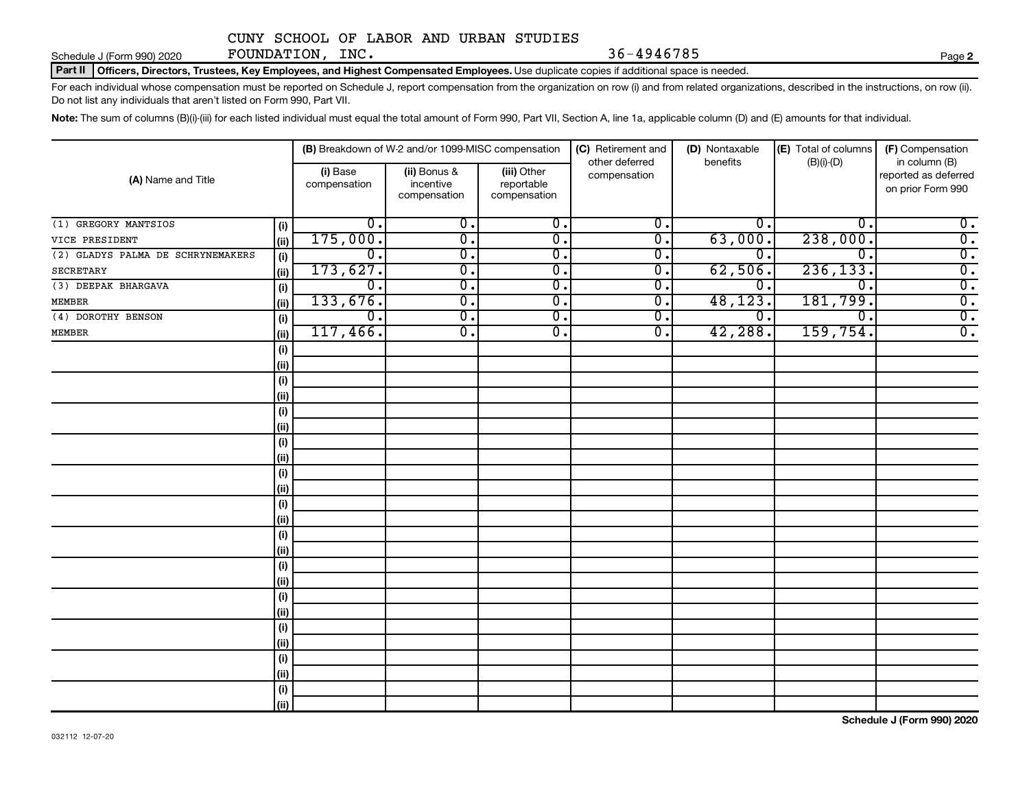CUNY SCHOOL OF LABOR AND URBAN STUDIES FOUNDATION, INC. 36-4946785

Schedule J (Form 990) 2020

**Part II** **Officers, Directors, Trustees, Key Employees, and Highest Compensated Employees.** Use duplicate copies if additional space is needed.

For each individual whose compensation must be reported on Schedule J, report compensation from the organization on row (i) and from related organizations, described in the instructions, on row (ii). Do not list any individuals that aren't listed on Form 990, Part VII.

**Note:** The sum of columns (B)(i)-(iii) for each listed individual must equal the total amount of Form 990, Part VII, Section A, line 1a, applicable column (D) and (E) amounts for that individual.

| (A) Name and Title | | (B) Breakdown of W-2 and/or 1099-MISC compensation | | | (C) Retirement and other deferred compensation | (D) Nontaxable benefits | (E) Total of columns (B)(i)-(D) | (F) Compensation in column (B) reported as deferred on prior Form 990 |
|---|---|---|---|---|---|---|---|---|
| | | (i) Base compensation | (ii) Bonus & incentive compensation | (iii) Other reportable compensation | | | | |
| (1) GREGORY MANTSIOS | (i) | 0. | 0. | 0. | 0. | 0. | 0. | 0. |
| VICE PRESIDENT | (ii) | 175,000. | 0. | 0. | 0. | 63,000. | 238,000. | 0. |
| (2) GLADYS PALMA DE SCHRYNEMAKERS | (i) | 0. | 0. | 0. | 0. | 0. | 0. | 0. |
| SECRETARY | (ii) | 173,627. | 0. | 0. | 0. | 62,506. | 236,133. | 0. |
| (3) DEEPAK BHARGAVA | (i) | 0. | 0. | 0. | 0. | 0. | 0. | 0. |
| MEMBER | (ii) | 133,676. | 0. | 0. | 0. | 48,123. | 181,799. | 0. |
| (4) DOROTHY BENSON | (i) | 0. | 0. | 0. | 0. | 0. | 0. | 0. |
| MEMBER | (ii) | 117,466. | 0. | 0. | 0. | 42,288. | 159,754. | 0. |

Schedule J (Form 990) 2020

032112 12-07-20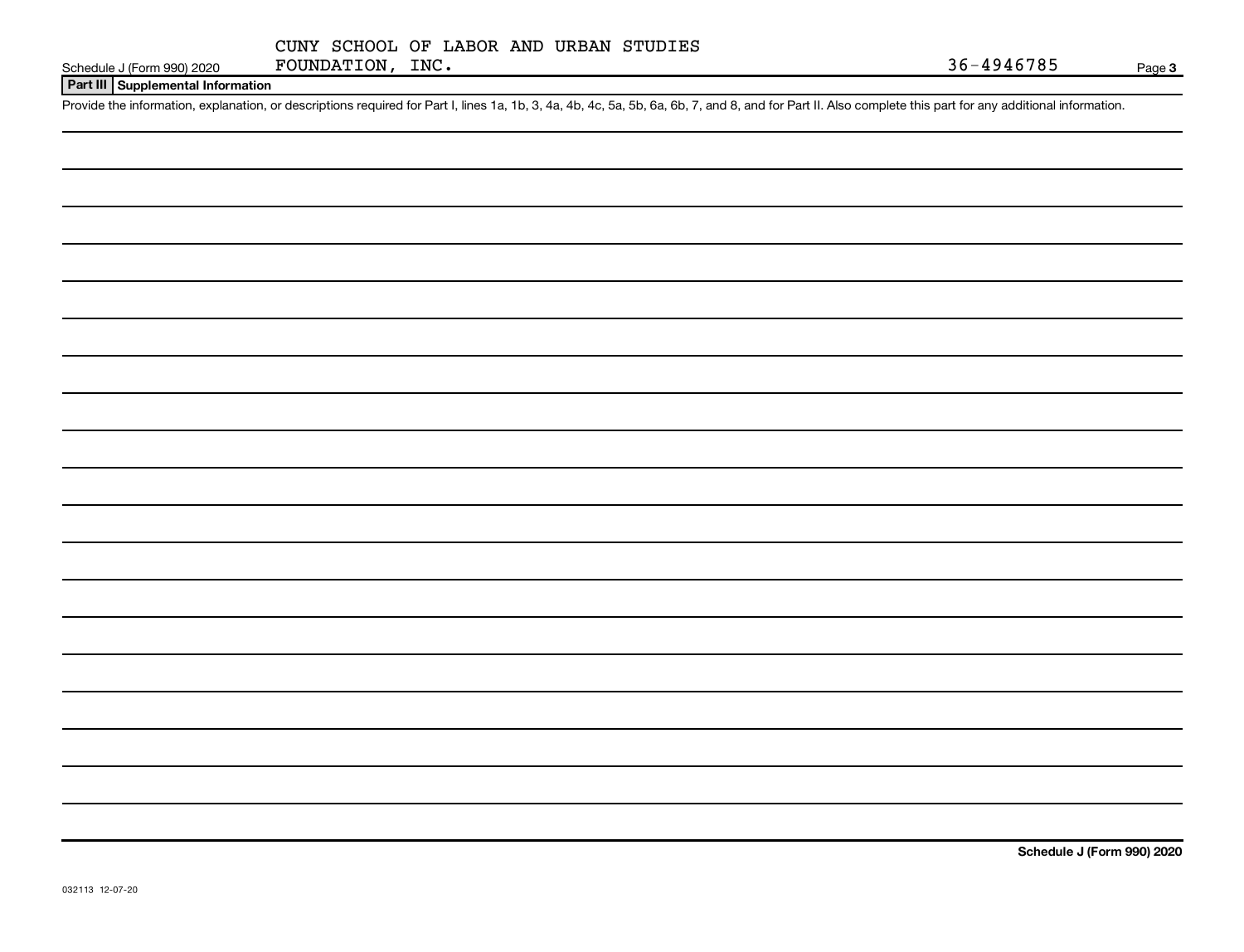CUNY SCHOOL OF LABOR AND URBAN STUDIES FOUNDATION, INC.

36-4946785

Schedule J (Form 990) 2020

## Part III Supplemental Information

Provide the information, explanation, or descriptions required for Part I, lines 1a, 1b, 3, 4a, 4b, 4c, 5a, 5b, 6a, 6b, 7, and 8, and for Part II. Also complete this part for any additional information.

Schedule J (Form 990) 2020

032113 12-07-20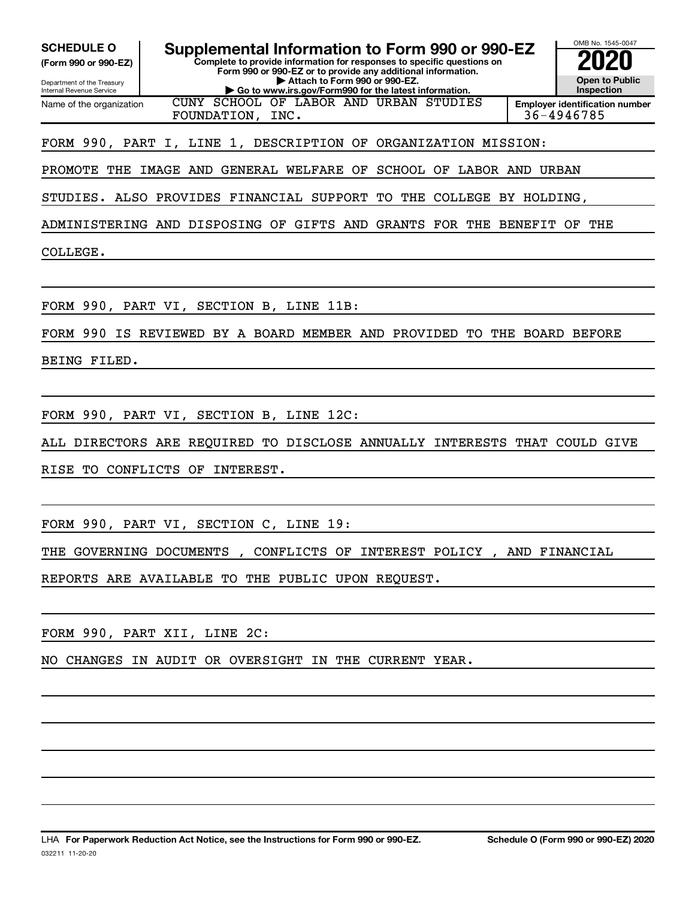**SCHEDULE O**
**(Form 990 or 990-EZ)**

Department of the Treasury
Internal Revenue Service

# Supplemental Information to Form 990 or 990-EZ

**Complete to provide information for responses to specific questions on Form 990 or 990-EZ or to provide any additional information.**
**▶ Attach to Form 990 or 990-EZ.**
**▶ Go to www.irs.gov/Form990 for the latest information.**

OMB No. 1545-0047

**2020**

**Open to Public Inspection**

| Name of the organization | Employer identification number |
|---|---|
| CUNY SCHOOL OF LABOR AND URBAN STUDIES FOUNDATION, INC. | 36-4946785 |

FORM 990, PART I, LINE 1, DESCRIPTION OF ORGANIZATION MISSION:

PROMOTE THE IMAGE AND GENERAL WELFARE OF SCHOOL OF LABOR AND URBAN STUDIES. ALSO PROVIDES FINANCIAL SUPPORT TO THE COLLEGE BY HOLDING, ADMINISTERING AND DISPOSING OF GIFTS AND GRANTS FOR THE BENEFIT OF THE COLLEGE.

FORM 990, PART VI, SECTION B, LINE 11B:

FORM 990 IS REVIEWED BY A BOARD MEMBER AND PROVIDED TO THE BOARD BEFORE BEING FILED.

FORM 990, PART VI, SECTION B, LINE 12C:

ALL DIRECTORS ARE REQUIRED TO DISCLOSE ANNUALLY INTERESTS THAT COULD GIVE RISE TO CONFLICTS OF INTEREST.

FORM 990, PART VI, SECTION C, LINE 19:

THE GOVERNING DOCUMENTS , CONFLICTS OF INTEREST POLICY , AND FINANCIAL REPORTS ARE AVAILABLE TO THE PUBLIC UPON REQUEST.

FORM 990, PART XII, LINE 2C:

NO CHANGES IN AUDIT OR OVERSIGHT IN THE CURRENT YEAR.

LHA **For Paperwork Reduction Act Notice, see the Instructions for Form 990 or 990-EZ.** **Schedule O (Form 990 or 990-EZ) 2020**

032211 11-20-20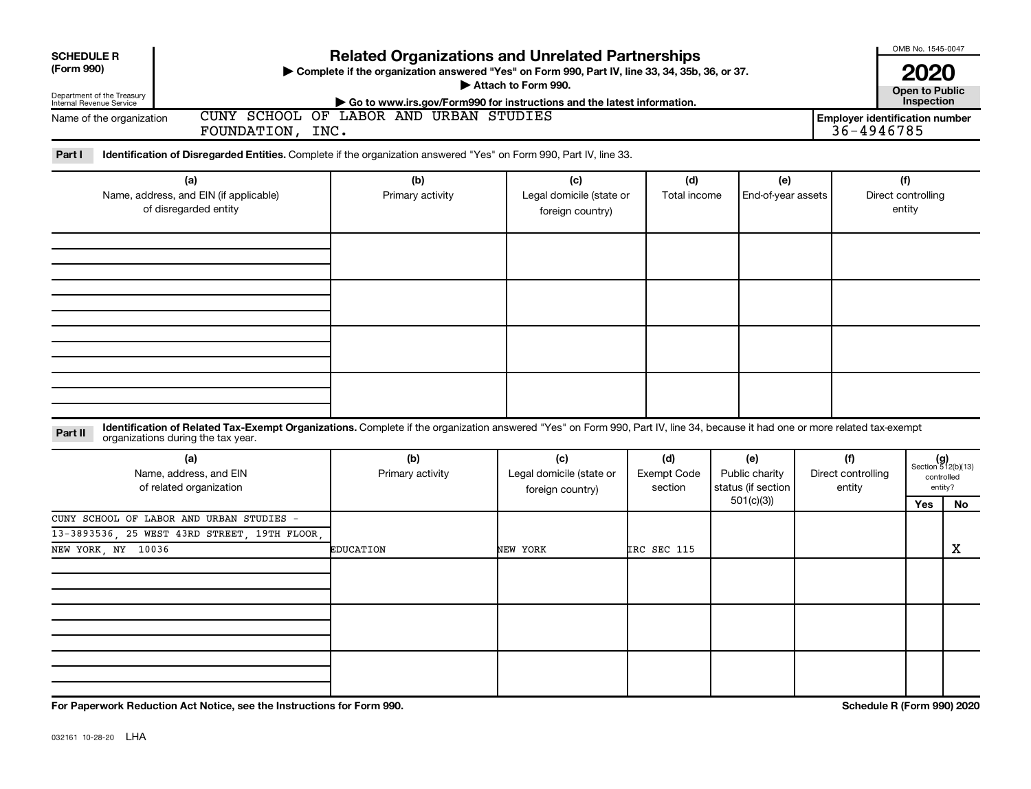**SCHEDULE R (Form 990)**

Department of the Treasury
Internal Revenue Service

# Related Organizations and Unrelated Partnerships

▶ Complete if the organization answered "Yes" on Form 990, Part IV, line 33, 34, 35b, 36, or 37.
▶ Attach to Form 990.
▶ Go to www.irs.gov/Form990 for instructions and the latest information.

OMB No. 1545-0047

**2020**

**Open to Public Inspection**

Name of the organization: CUNY SCHOOL OF LABOR AND URBAN STUDIES FOUNDATION, INC.

Employer identification number: 36-4946785

**Part I** **Identification of Disregarded Entities.** Complete if the organization answered "Yes" on Form 990, Part IV, line 33.

| (a) Name, address, and EIN (if applicable) of disregarded entity | (b) Primary activity | (c) Legal domicile (state or foreign country) | (d) Total income | (e) End-of-year assets | (f) Direct controlling entity |
|---|---|---|---|---|---|
| | | | | | |
| | | | | | |
| | | | | | |
| | | | | | |

**Part II** **Identification of Related Tax-Exempt Organizations.** Complete if the organization answered "Yes" on Form 990, Part IV, line 34, because it had one or more related tax-exempt organizations during the tax year.

| (a) Name, address, and EIN of related organization | (b) Primary activity | (c) Legal domicile (state or foreign country) | (d) Exempt Code section | (e) Public charity status (if section 501(c)(3)) | (f) Direct controlling entity | (g) Section 512(b)(13) controlled entity? Yes | No |
|---|---|---|---|---|---|---|---|
| CUNY SCHOOL OF LABOR AND URBAN STUDIES - 13-3893536, 25 WEST 43RD STREET, 19TH FLOOR, NEW YORK, NY 10036 | EDUCATION | NEW YORK | IRC SEC 115 | | | | X |
| | | | | | | | |
| | | | | | | | |
| | | | | | | | |

**For Paperwork Reduction Act Notice, see the Instructions for Form 990.** **Schedule R (Form 990) 2020**

032161 10-28-20 LHA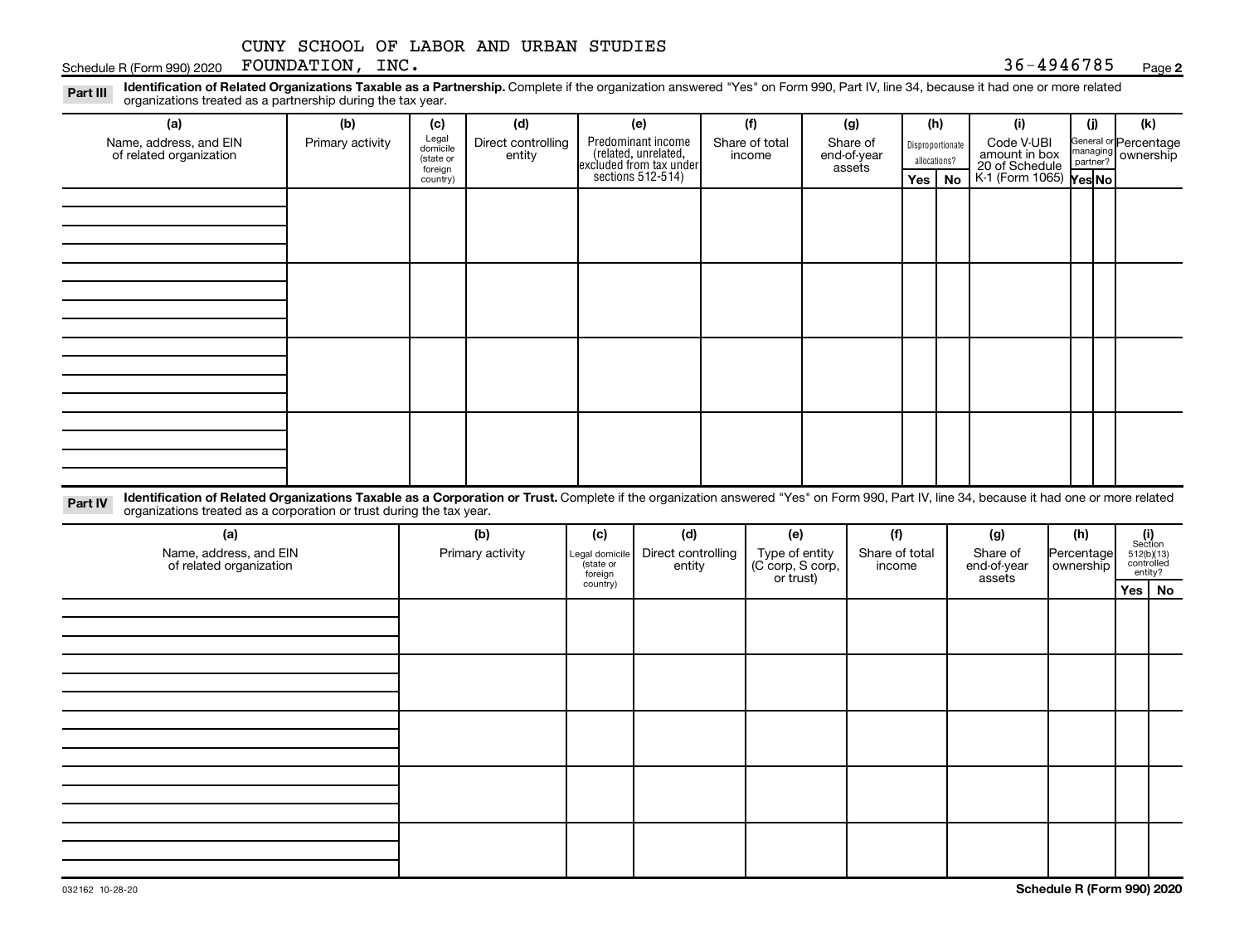CUNY SCHOOL OF LABOR AND URBAN STUDIES FOUNDATION, INC. 36-4946785

Schedule R (Form 990) 2020

**Part III** **Identification of Related Organizations Taxable as a Partnership.** Complete if the organization answered "Yes" on Form 990, Part IV, line 34, because it had one or more related organizations treated as a partnership during the tax year.

| (a) Name, address, and EIN of related organization | (b) Primary activity | (c) Legal domicile (state or foreign country) | (d) Direct controlling entity | (e) Predominant income (related, unrelated, excluded from tax under sections 512-514) | (f) Share of total income | (g) Share of end-of-year assets | (h) Disproportionate allocations? Yes | (h) Disproportionate allocations? No | (i) Code V-UBI amount in box 20 of Schedule K-1 (Form 1065) | (j) General or managing partner? Yes | (j) General or managing partner? No | (k) Percentage ownership |
|---|---|---|---|---|---|---|---|---|---|---|---|---|
| | | | | | | | | | | | | |
| | | | | | | | | | | | | |
| | | | | | | | | | | | | |
| | | | | | | | | | | | | |

**Part IV** **Identification of Related Organizations Taxable as a Corporation or Trust.** Complete if the organization answered "Yes" on Form 990, Part IV, line 34, because it had one or more related organizations treated as a corporation or trust during the tax year.

| (a) Name, address, and EIN of related organization | (b) Primary activity | (c) Legal domicile (state or foreign country) | (d) Direct controlling entity | (e) Type of entity (C corp, S corp, or trust) | (f) Share of total income | (g) Share of end-of-year assets | (h) Percentage ownership | (i) Section 512(b)(13) controlled entity? Yes | (i) Section 512(b)(13) controlled entity? No |
|---|---|---|---|---|---|---|---|---|---|
| | | | | | | | | | |
| | | | | | | | | | |
| | | | | | | | | | |
| | | | | | | | | | |
| | | | | | | | | | |

032162 10-28-20

**Schedule R (Form 990) 2020**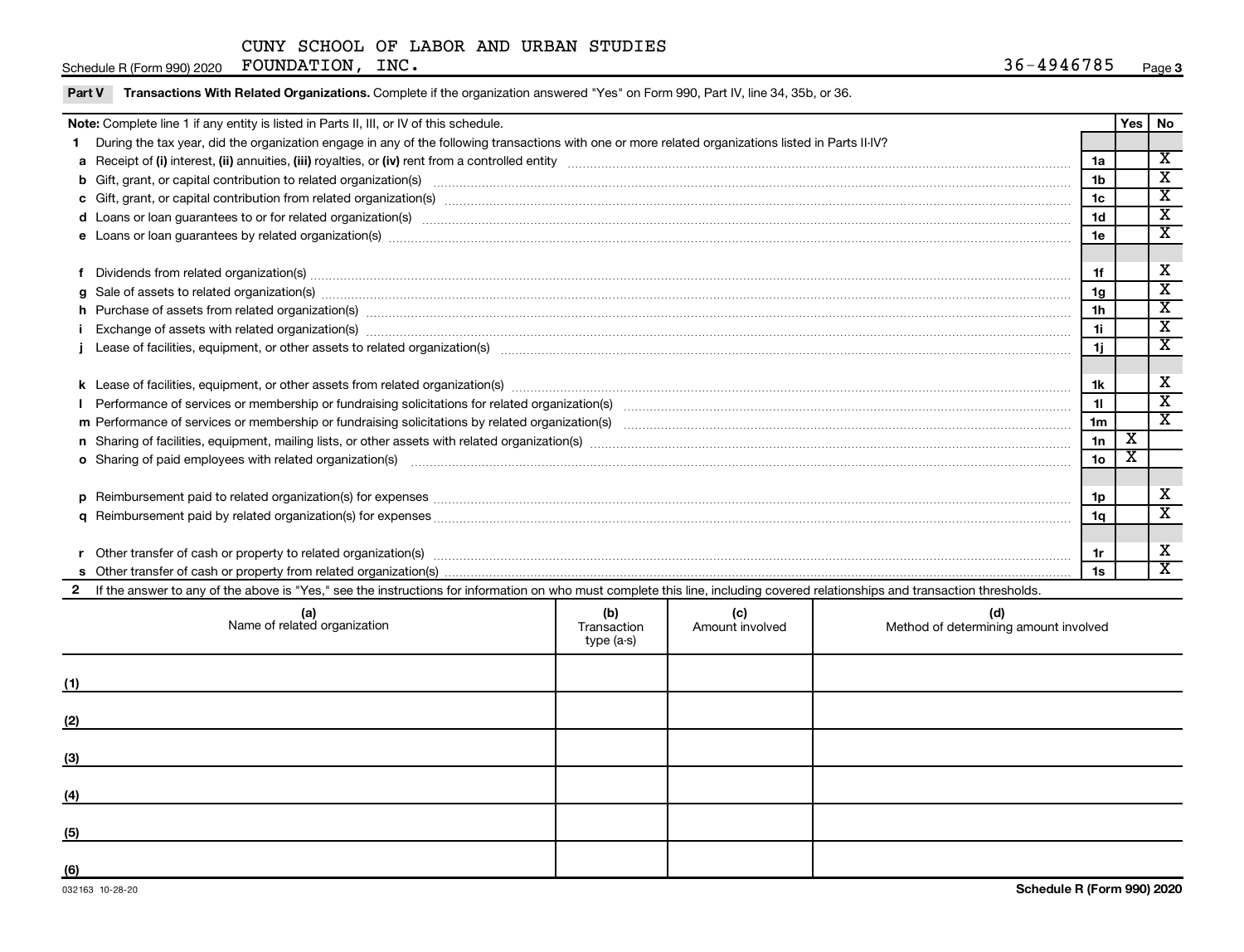CUNY SCHOOL OF LABOR AND URBAN STUDIES FOUNDATION, INC. 36-4946785

Schedule R (Form 990) 2020 Page 3

**Part V Transactions With Related Organizations.** Complete if the organization answered "Yes" on Form 990, Part IV, line 34, 35b, or 36.

| **Note:** Complete line 1 if any entity is listed in Parts II, III, or IV of this schedule. | | Yes | No |
|---|---|---|---|
| **1** During the tax year, did the organization engage in any of the following transactions with one or more related organizations listed in Parts II-IV? | | | |
| **a** Receipt of **(i)** interest, **(ii)** annuities, **(iii)** royalties, or **(iv)** rent from a controlled entity | 1a | | X |
| **b** Gift, grant, or capital contribution to related organization(s) | 1b | | X |
| **c** Gift, grant, or capital contribution from related organization(s) | 1c | | X |
| **d** Loans or loan guarantees to or for related organization(s) | 1d | | X |
| **e** Loans or loan guarantees by related organization(s) | 1e | | X |
| **f** Dividends from related organization(s) | 1f | | X |
| **g** Sale of assets to related organization(s) | 1g | | X |
| **h** Purchase of assets from related organization(s) | 1h | | X |
| **i** Exchange of assets with related organization(s) | 1i | | X |
| **j** Lease of facilities, equipment, or other assets to related organization(s) | 1j | | X |
| **k** Lease of facilities, equipment, or other assets from related organization(s) | 1k | | X |
| **l** Performance of services or membership or fundraising solicitations for related organization(s) | 1l | | X |
| **m** Performance of services or membership or fundraising solicitations by related organization(s) | 1m | | X |
| **n** Sharing of facilities, equipment, mailing lists, or other assets with related organization(s) | 1n | X | |
| **o** Sharing of paid employees with related organization(s) | 1o | X | |
| **p** Reimbursement paid to related organization(s) for expenses | 1p | | X |
| **q** Reimbursement paid by related organization(s) for expenses | 1q | | X |
| **r** Other transfer of cash or property to related organization(s) | 1r | | X |
| **s** Other transfer of cash or property from related organization(s) | 1s | | X |

**2** If the answer to any of the above is "Yes," see the instructions for information on who must complete this line, including covered relationships and transaction thresholds.

| | (a) Name of related organization | (b) Transaction type (a-s) | (c) Amount involved | (d) Method of determining amount involved |
|---|---|---|---|---|
| (1) | | | | |
| (2) | | | | |
| (3) | | | | |
| (4) | | | | |
| (5) | | | | |
| (6) | | | | |

032163 10-28-20 **Schedule R (Form 990) 2020**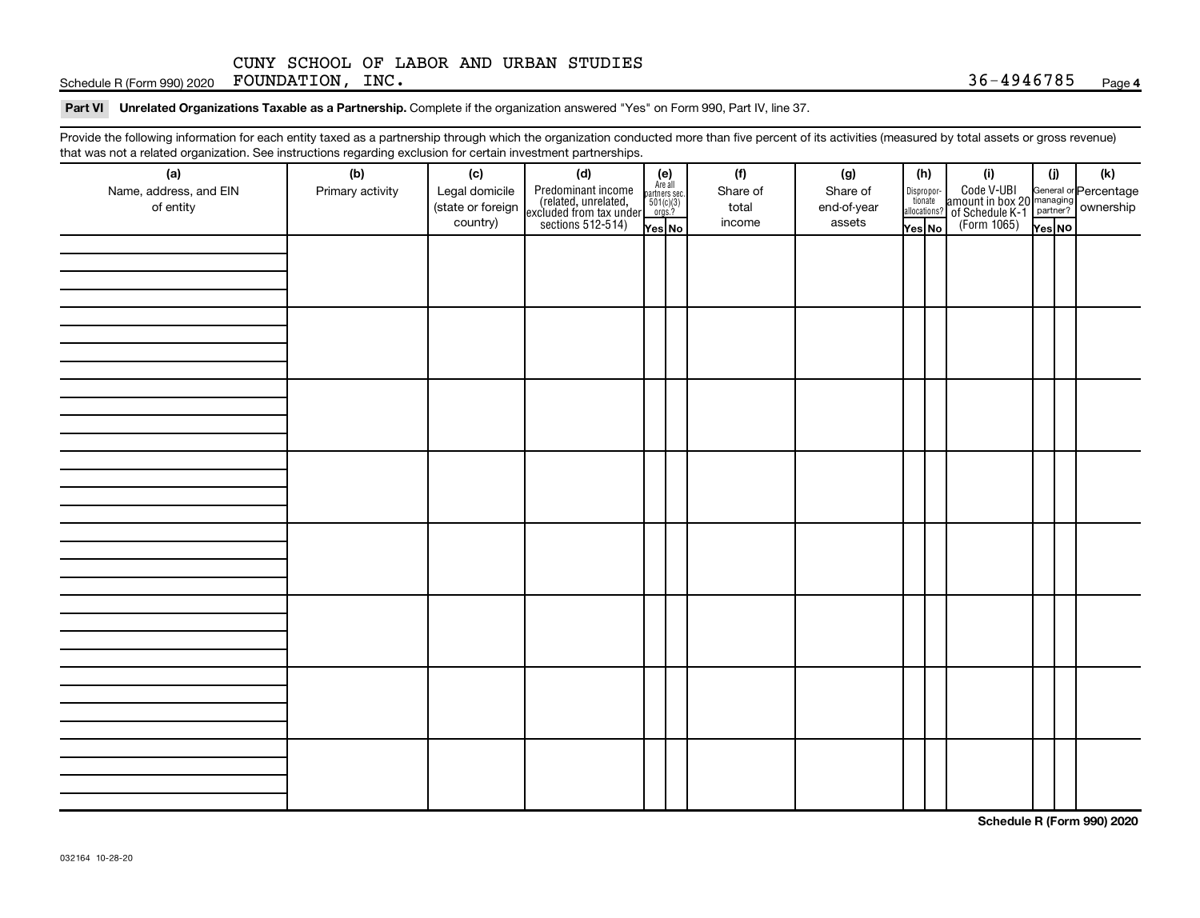CUNY SCHOOL OF LABOR AND URBAN STUDIES FOUNDATION, INC. 36-4946785

**Part VI Unrelated Organizations Taxable as a Partnership.** Complete if the organization answered "Yes" on Form 990, Part IV, line 37.

Provide the following information for each entity taxed as a partnership through which the organization conducted more than five percent of its activities (measured by total assets or gross revenue) that was not a related organization. See instructions regarding exclusion for certain investment partnerships.

| (a) Name, address, and EIN of entity | (b) Primary activity | (c) Legal domicile (state or foreign country) | (d) Predominant income (related, unrelated, excluded from tax under sections 512-514) | (e) Are all partners sec. 501(c)(3) orgs.? Yes | (e) No | (f) Share of total income | (g) Share of end-of-year assets | (h) Disproportionate allocations? Yes | (h) No | (i) Code V-UBI amount in box 20 of Schedule K-1 (Form 1065) | (j) General or managing partner? Yes | (j) No | (k) Percentage ownership |
|---|---|---|---|---|---|---|---|---|---|---|---|---|---|
| | | | | | | | | | | | | | |
| | | | | | | | | | | | | | |
| | | | | | | | | | | | | | |
| | | | | | | | | | | | | | |
| | | | | | | | | | | | | | |
| | | | | | | | | | | | | | |
| | | | | | | | | | | | | | |
| | | | | | | | | | | | | | |

**Schedule R (Form 990) 2020**

032164 10-28-20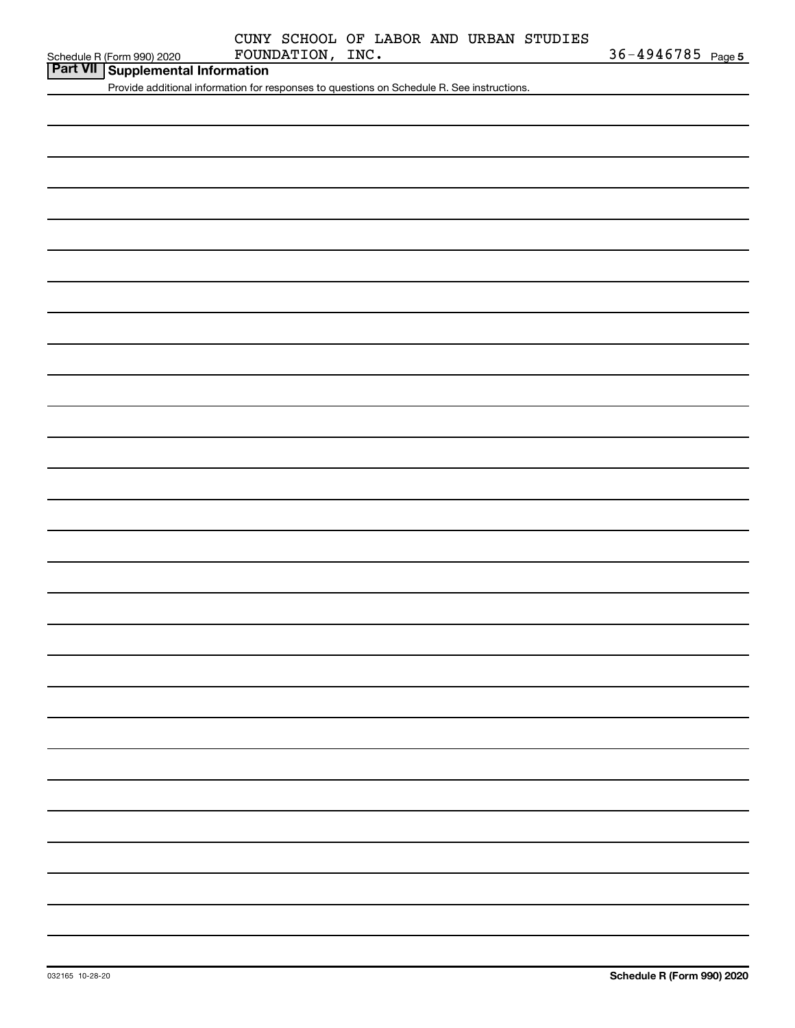CUNY SCHOOL OF LABOR AND URBAN STUDIES FOUNDATION, INC.

36-4946785

## Part VII Supplemental Information

Provide additional information for responses to questions on Schedule R. See instructions.